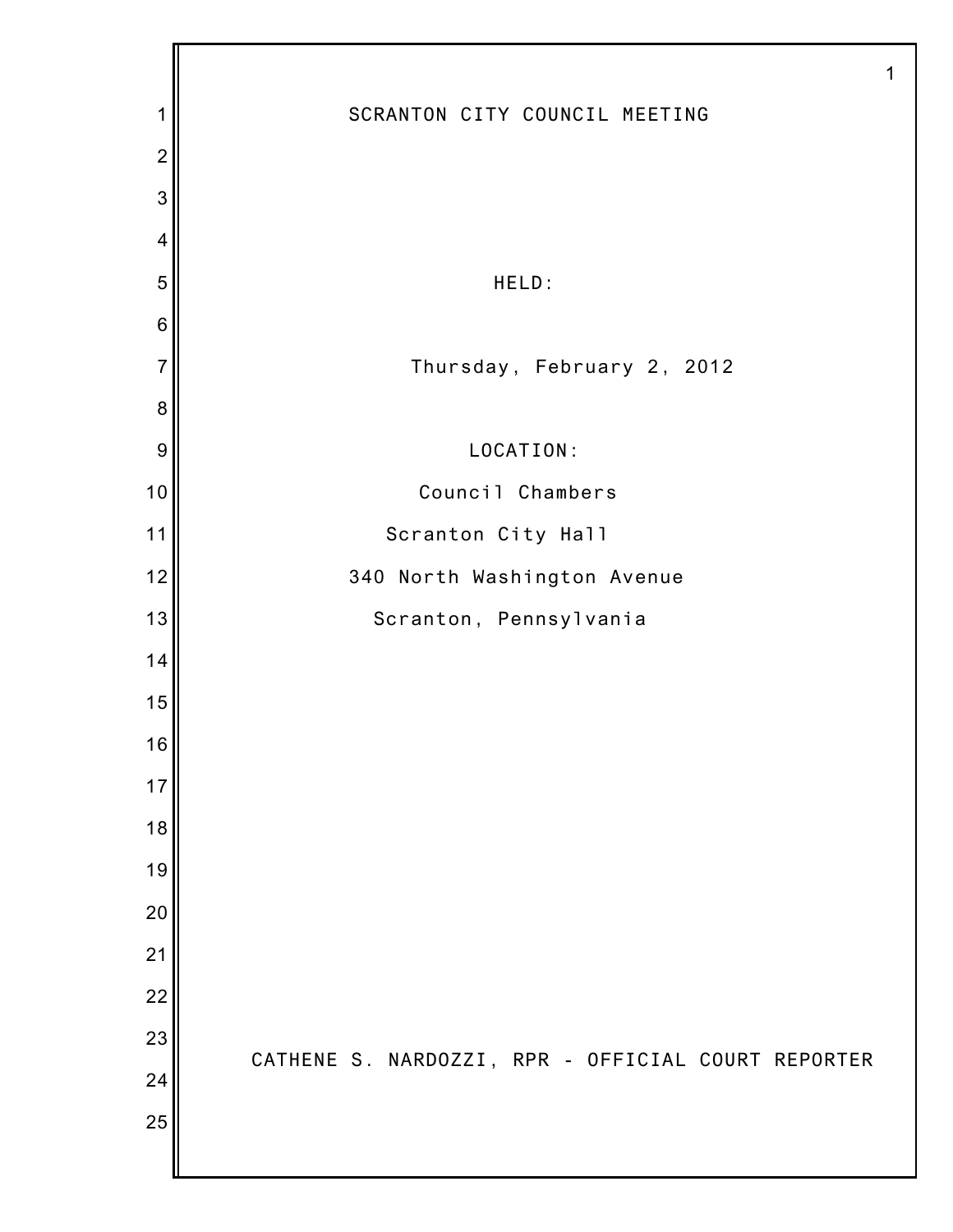# SCRANTON CITY COUNCIL MEETING

HELD:

Thursday, February 2, 2012

LOCATION:

Council Chambers

Scranton City Hall

340 North Washington Avenue

Scranton, Pennsylvania

CATHENE S. NARDOZZI, RPR - OFFICIAL COURT REPORTER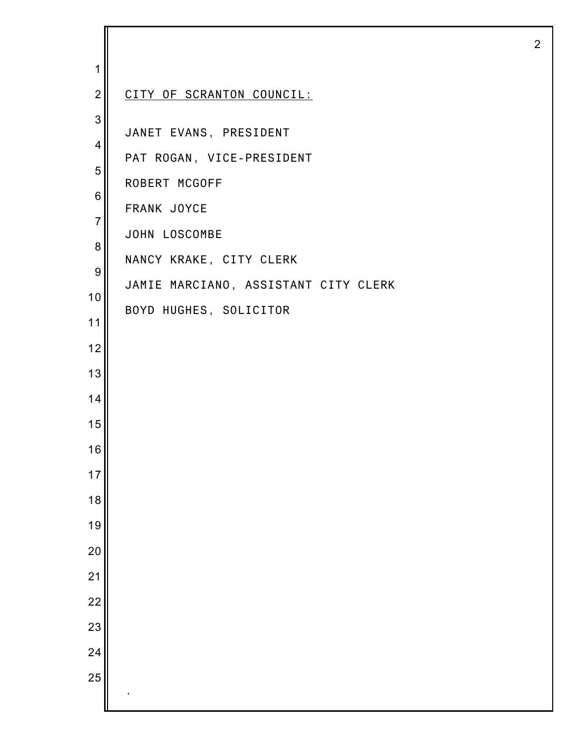CITY OF SCRANTON COUNCIL:

JANET EVANS, PRESIDENT

PAT ROGAN, VICE-PRESIDENT

ROBERT MCGOFF

FRANK JOYCE

JOHN LOSCOMBE

NANCY KRAKE, CITY CLERK

JAMIE MARCIANO, ASSISTANT CITY CLERK

BOYD HUGHES, SOLICITOR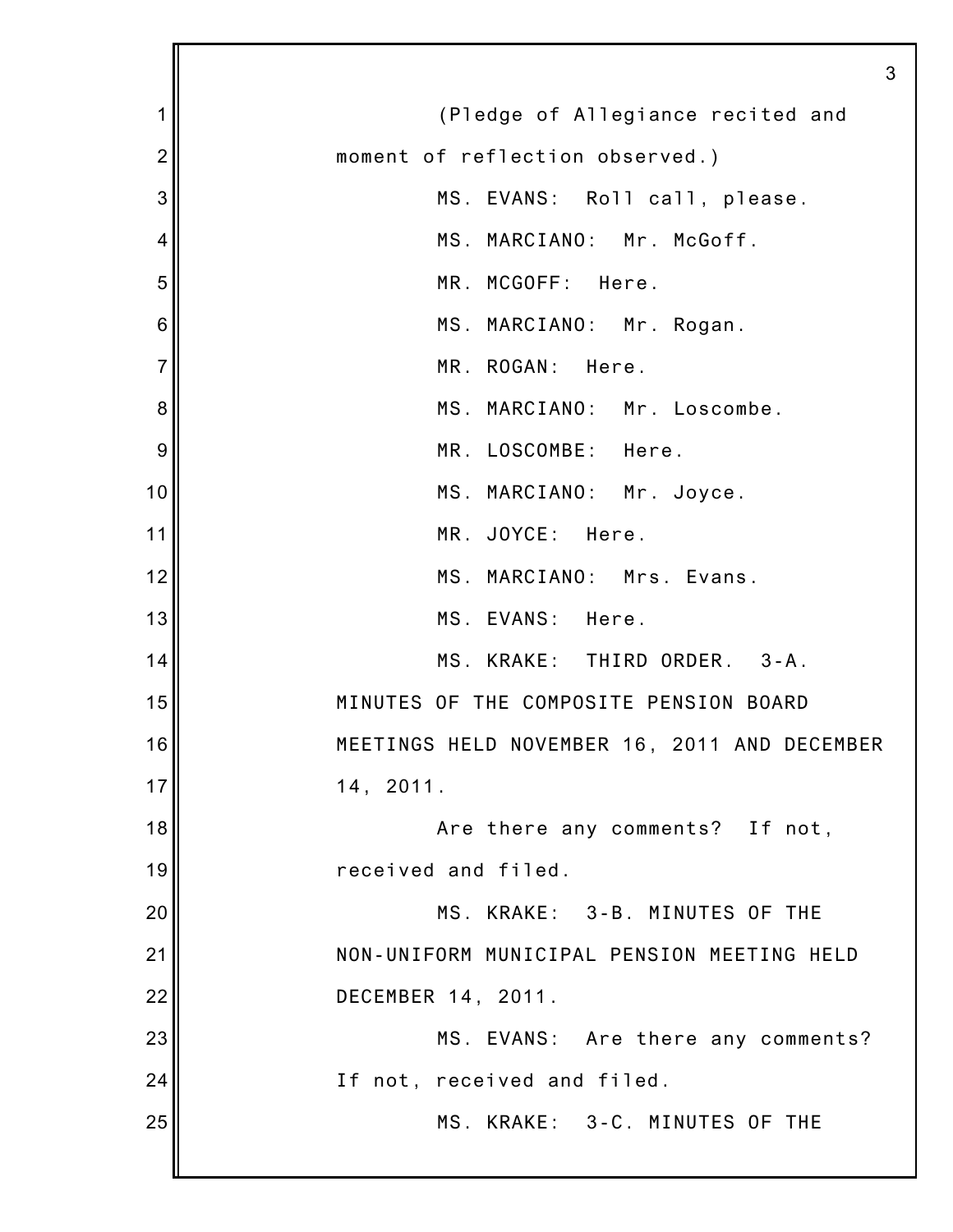(Pledge of Allegiance recited and moment of reflection observed.)

MS. EVANS: Roll call, please.

MS. MARCIANO: Mr. McGoff.

MR. MCGOFF: Here.

MS. MARCIANO: Mr. Rogan.

MR. ROGAN: Here.

MS. MARCIANO: Mr. Loscombe.

MR. LOSCOMBE: Here.

MS. MARCIANO: Mr. Joyce.

MR. JOYCE: Here.

MS. MARCIANO: Mrs. Evans.

MS. EVANS: Here.

MS. KRAKE: THIRD ORDER. 3-A. MINUTES OF THE COMPOSITE PENSION BOARD MEETINGS HELD NOVEMBER 16, 2011 AND DECEMBER 14, 2011.

Are there any comments? If not, received and filed.

MS. KRAKE: 3-B. MINUTES OF THE NON-UNIFORM MUNICIPAL PENSION MEETING HELD DECEMBER 14, 2011.

MS. EVANS: Are there any comments? If not, received and filed.

MS. KRAKE: 3-C. MINUTES OF THE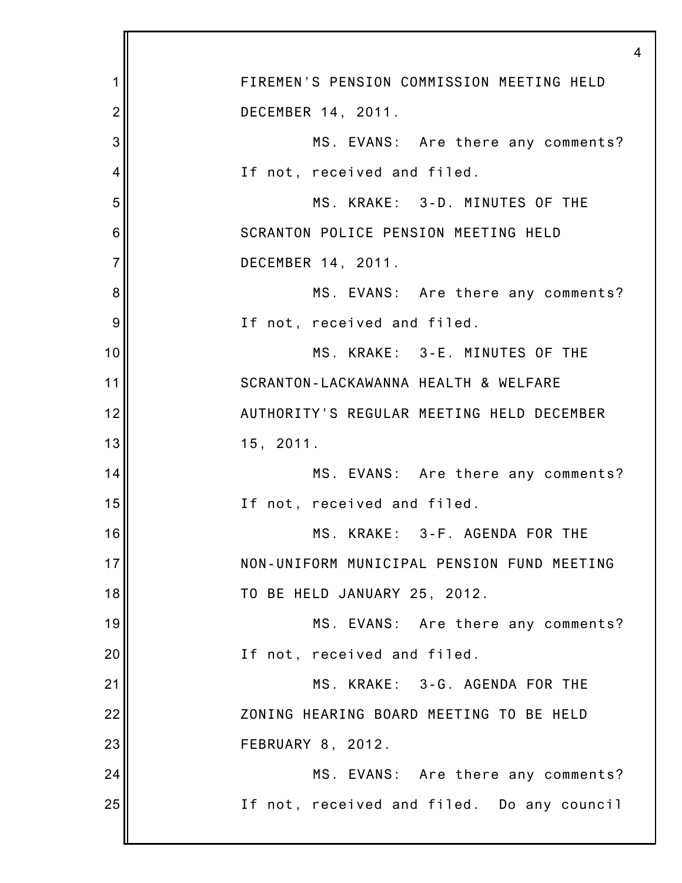FIREMEN'S PENSION COMMISSION MEETING HELD DECEMBER 14, 2011.

MS. EVANS: Are there any comments? If not, received and filed.

MS. KRAKE: 3-D. MINUTES OF THE SCRANTON POLICE PENSION MEETING HELD DECEMBER 14, 2011.

MS. EVANS: Are there any comments? If not, received and filed.

MS. KRAKE: 3-E. MINUTES OF THE SCRANTON-LACKAWANNA HEALTH & WELFARE AUTHORITY'S REGULAR MEETING HELD DECEMBER 15, 2011.

MS. EVANS: Are there any comments? If not, received and filed.

MS. KRAKE: 3-F. AGENDA FOR THE NON-UNIFORM MUNICIPAL PENSION FUND MEETING TO BE HELD JANUARY 25, 2012.

MS. EVANS: Are there any comments? If not, received and filed.

MS. KRAKE: 3-G. AGENDA FOR THE ZONING HEARING BOARD MEETING TO BE HELD FEBRUARY 8, 2012.

MS. EVANS: Are there any comments? If not, received and filed. Do any council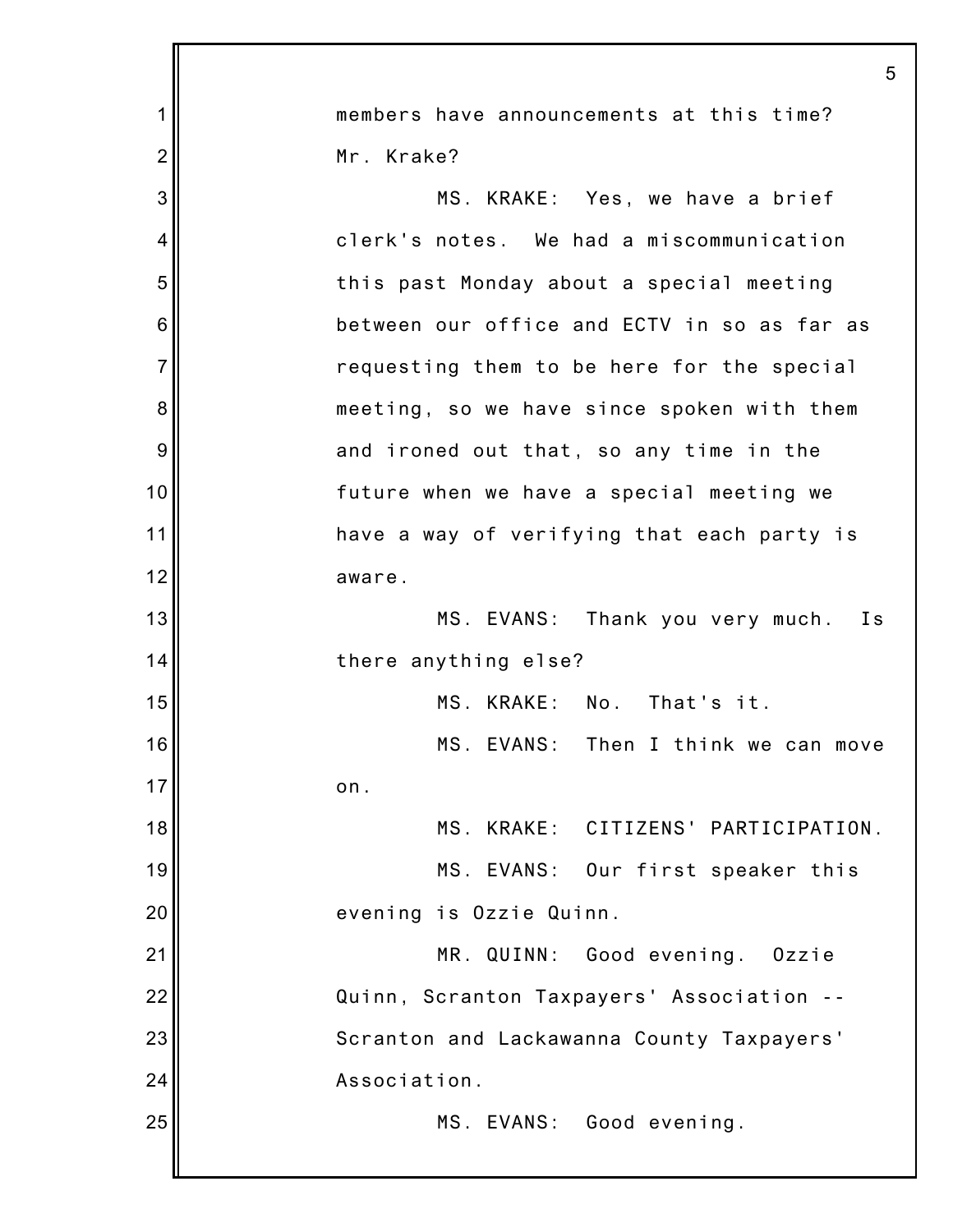members have announcements at this time? Mr. Krake?

MS. KRAKE: Yes, we have a brief clerk's notes. We had a miscommunication this past Monday about a special meeting between our office and ECTV in so as far as requesting them to be here for the special meeting, so we have since spoken with them and ironed out that, so any time in the future when we have a special meeting we have a way of verifying that each party is aware.

MS. EVANS: Thank you very much. Is there anything else?

MS. KRAKE: No. That's it.

MS. EVANS: Then I think we can move on.

MS. KRAKE: CITIZENS' PARTICIPATION.

MS. EVANS: Our first speaker this evening is Ozzie Quinn.

MR. QUINN: Good evening. Ozzie Quinn, Scranton Taxpayers' Association -- Scranton and Lackawanna County Taxpayers' Association.

MS. EVANS: Good evening.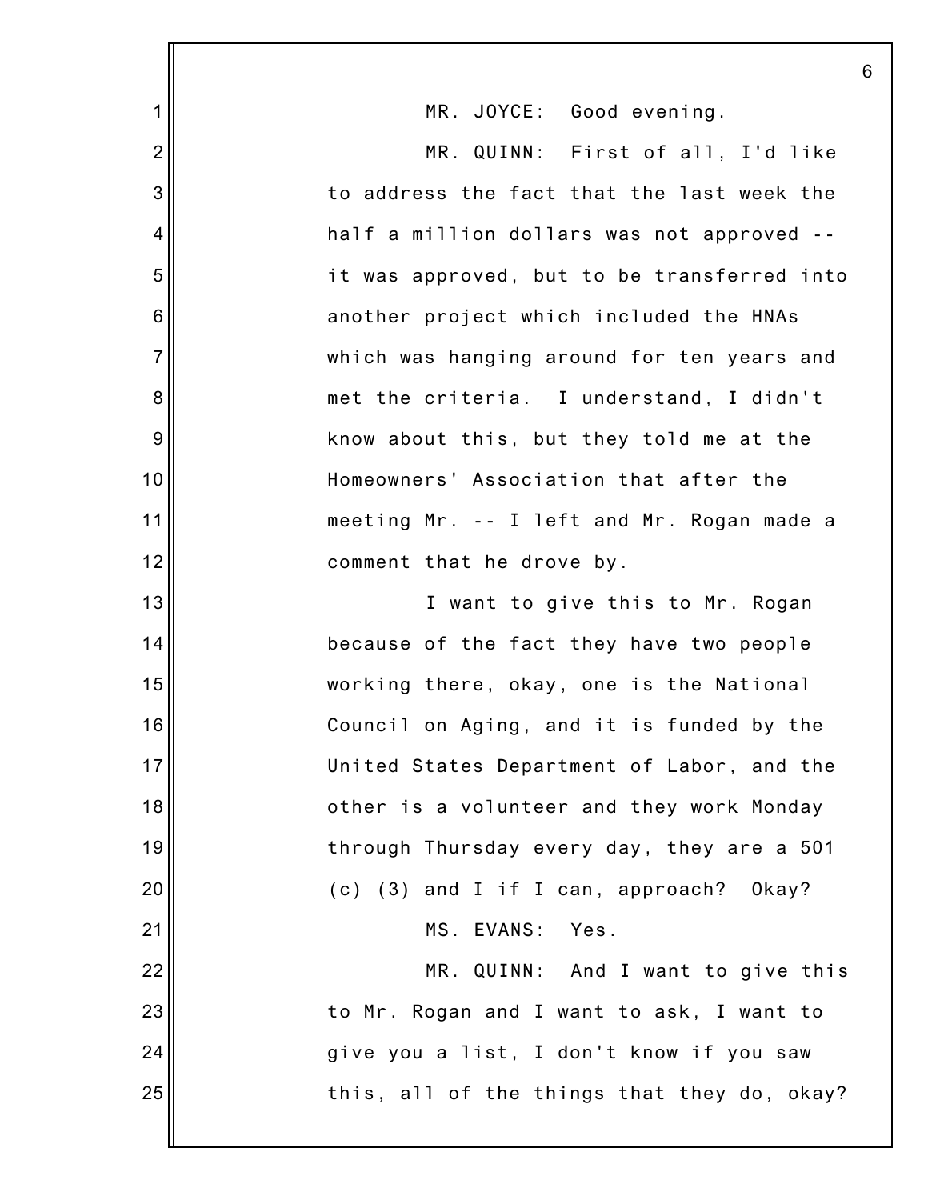MR. JOYCE: Good evening.

MR. QUINN: First of all, I'd like to address the fact that the last week the half a million dollars was not approved -- it was approved, but to be transferred into another project which included the HNAs which was hanging around for ten years and met the criteria. I understand, I didn't know about this, but they told me at the Homeowners' Association that after the meeting Mr. -- I left and Mr. Rogan made a comment that he drove by.

I want to give this to Mr. Rogan because of the fact they have two people working there, okay, one is the National Council on Aging, and it is funded by the United States Department of Labor, and the other is a volunteer and they work Monday through Thursday every day, they are a 501 (c) (3) and I if I can, approach? Okay?

MS. EVANS: Yes.

MR. QUINN: And I want to give this to Mr. Rogan and I want to ask, I want to give you a list, I don't know if you saw this, all of the things that they do, okay?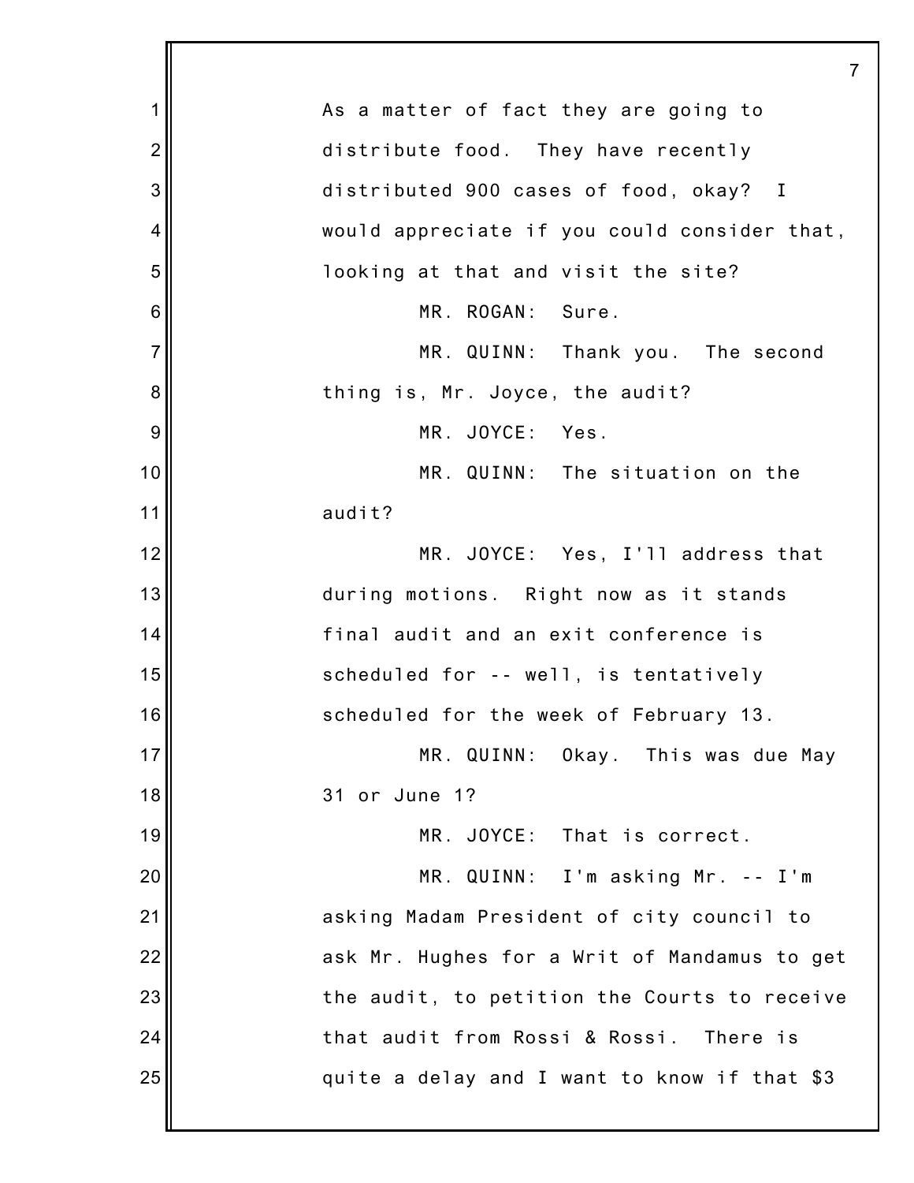As a matter of fact they are going to distribute food. They have recently distributed 900 cases of food, okay? I would appreciate if you could consider that, looking at that and visit the site?

MR. ROGAN: Sure.

MR. QUINN: Thank you. The second thing is, Mr. Joyce, the audit?

MR. JOYCE: Yes.

MR. QUINN: The situation on the audit?

MR. JOYCE: Yes, I'll address that during motions. Right now as it stands final audit and an exit conference is scheduled for -- well, is tentatively scheduled for the week of February 13.

MR. QUINN: Okay. This was due May 31 or June 1?

MR. JOYCE: That is correct.

MR. QUINN: I'm asking Mr. -- I'm asking Madam President of city council to ask Mr. Hughes for a Writ of Mandamus to get the audit, to petition the Courts to receive that audit from Rossi & Rossi. There is quite a delay and I want to know if that $3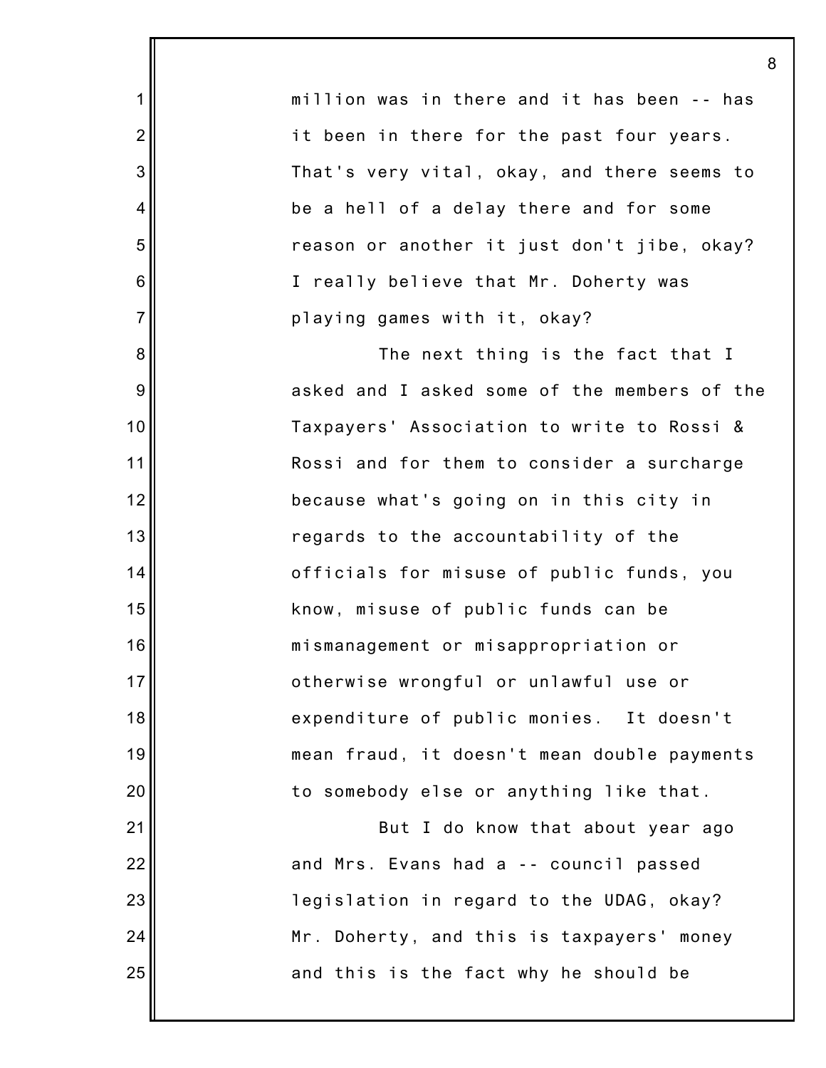million was in there and it has been -- has it been in there for the past four years. That's very vital, okay, and there seems to be a hell of a delay there and for some reason or another it just don't jibe, okay? I really believe that Mr. Doherty was playing games with it, okay?

The next thing is the fact that I asked and I asked some of the members of the Taxpayers' Association to write to Rossi & Rossi and for them to consider a surcharge because what's going on in this city in regards to the accountability of the officials for misuse of public funds, you know, misuse of public funds can be mismanagement or misappropriation or otherwise wrongful or unlawful use or expenditure of public monies. It doesn't mean fraud, it doesn't mean double payments to somebody else or anything like that.

But I do know that about year ago and Mrs. Evans had a -- council passed legislation in regard to the UDAG, okay? Mr. Doherty, and this is taxpayers' money and this is the fact why he should be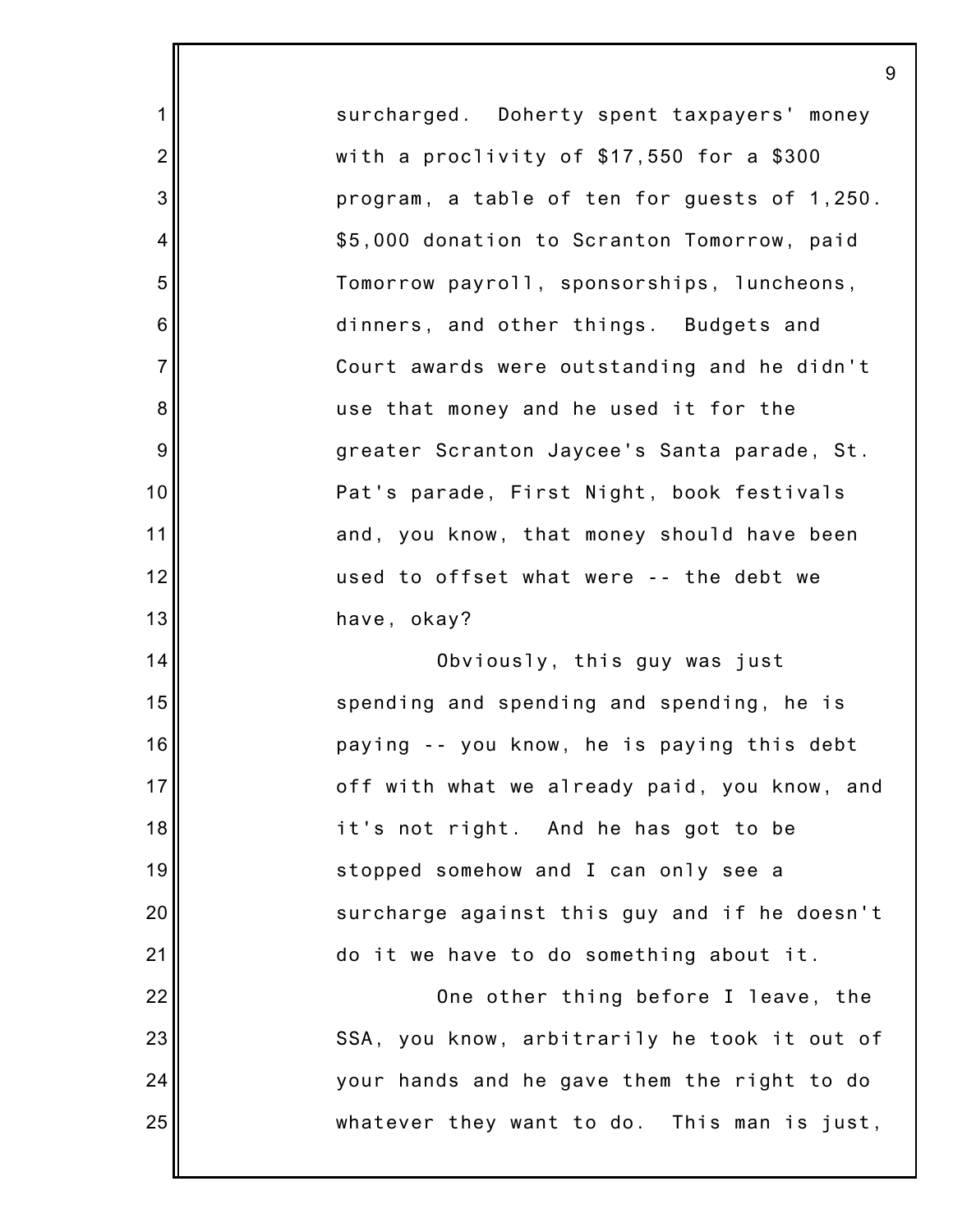surcharged. Doherty spent taxpayers' money with a proclivity of $17,550 for a $300 program, a table of ten for guests of 1,250. $5,000 donation to Scranton Tomorrow, paid Tomorrow payroll, sponsorships, luncheons, dinners, and other things. Budgets and Court awards were outstanding and he didn't use that money and he used it for the greater Scranton Jaycee's Santa parade, St. Pat's parade, First Night, book festivals and, you know, that money should have been used to offset what were -- the debt we have, okay?

Obviously, this guy was just spending and spending and spending, he is paying -- you know, he is paying this debt off with what we already paid, you know, and it's not right. And he has got to be stopped somehow and I can only see a surcharge against this guy and if he doesn't do it we have to do something about it.

One other thing before I leave, the SSA, you know, arbitrarily he took it out of your hands and he gave them the right to do whatever they want to do. This man is just,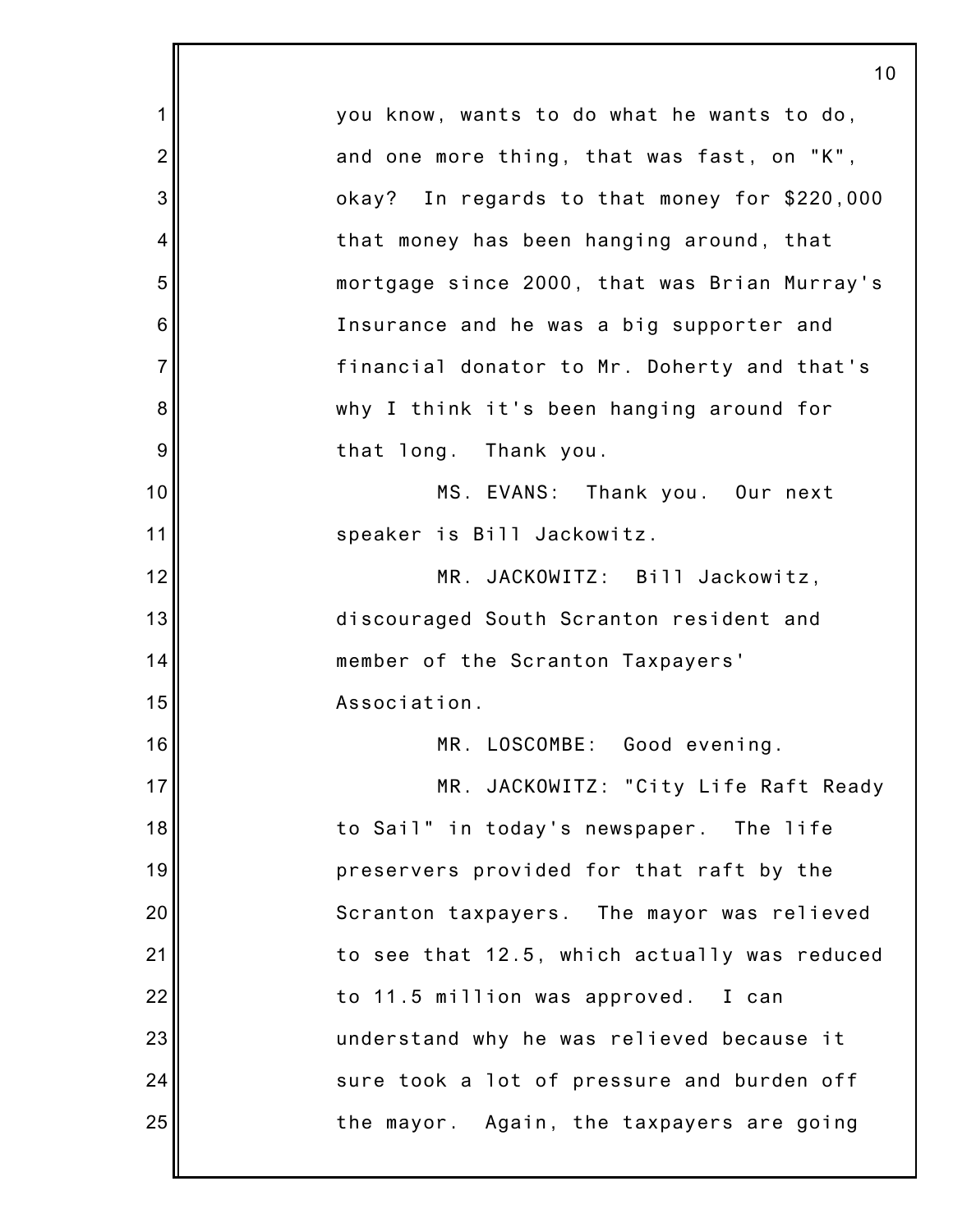you know, wants to do what he wants to do, and one more thing, that was fast, on "K", okay? In regards to that money for $220,000 that money has been hanging around, that mortgage since 2000, that was Brian Murray's Insurance and he was a big supporter and financial donator to Mr. Doherty and that's why I think it's been hanging around for that long. Thank you.

MS. EVANS: Thank you. Our next speaker is Bill Jackowitz.

MR. JACKOWITZ: Bill Jackowitz, discouraged South Scranton resident and member of the Scranton Taxpayers' Association.

MR. LOSCOMBE: Good evening.

MR. JACKOWITZ: "City Life Raft Ready to Sail" in today's newspaper. The life preservers provided for that raft by the Scranton taxpayers. The mayor was relieved to see that 12.5, which actually was reduced to 11.5 million was approved. I can understand why he was relieved because it sure took a lot of pressure and burden off the mayor. Again, the taxpayers are going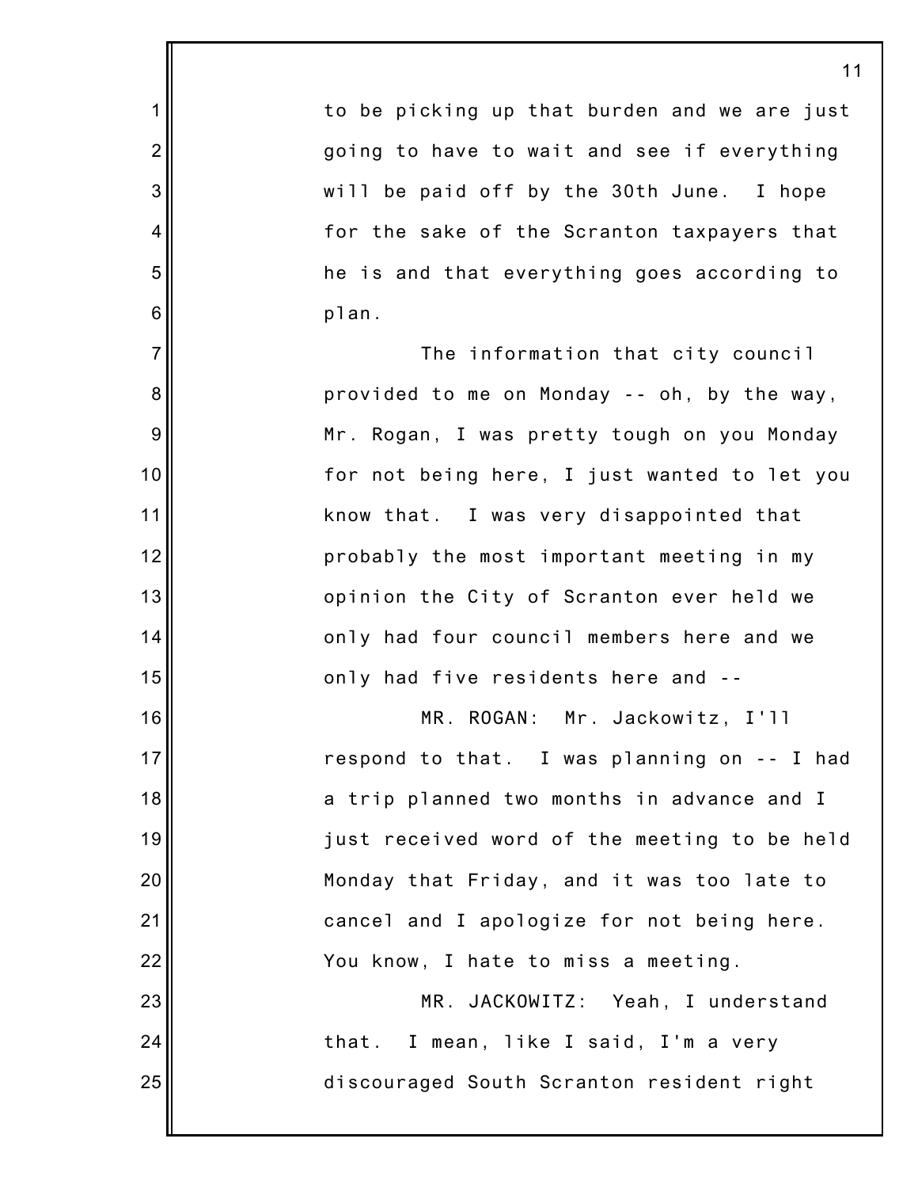to be picking up that burden and we are just going to have to wait and see if everything will be paid off by the 30th June. I hope for the sake of the Scranton taxpayers that he is and that everything goes according to plan.

The information that city council provided to me on Monday -- oh, by the way, Mr. Rogan, I was pretty tough on you Monday for not being here, I just wanted to let you know that. I was very disappointed that probably the most important meeting in my opinion the City of Scranton ever held we only had four council members here and we only had five residents here and --

MR. ROGAN: Mr. Jackowitz, I'll respond to that. I was planning on -- I had a trip planned two months in advance and I just received word of the meeting to be held Monday that Friday, and it was too late to cancel and I apologize for not being here. You know, I hate to miss a meeting.

MR. JACKOWITZ: Yeah, I understand that. I mean, like I said, I'm a very discouraged South Scranton resident right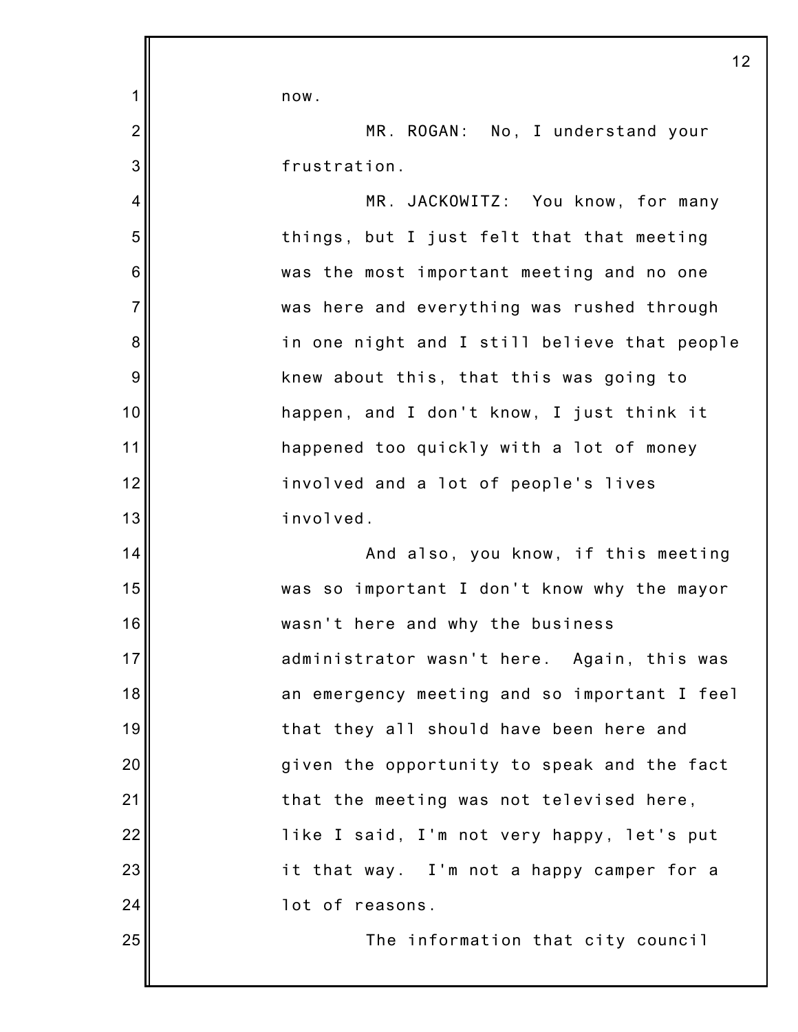now.

MR. ROGAN: No, I understand your frustration.

MR. JACKOWITZ: You know, for many things, but I just felt that that meeting was the most important meeting and no one was here and everything was rushed through in one night and I still believe that people knew about this, that this was going to happen, and I don't know, I just think it happened too quickly with a lot of money involved and a lot of people's lives involved.

And also, you know, if this meeting was so important I don't know why the mayor wasn't here and why the business administrator wasn't here. Again, this was an emergency meeting and so important I feel that they all should have been here and given the opportunity to speak and the fact that the meeting was not televised here, like I said, I'm not very happy, let's put it that way. I'm not a happy camper for a lot of reasons.

The information that city council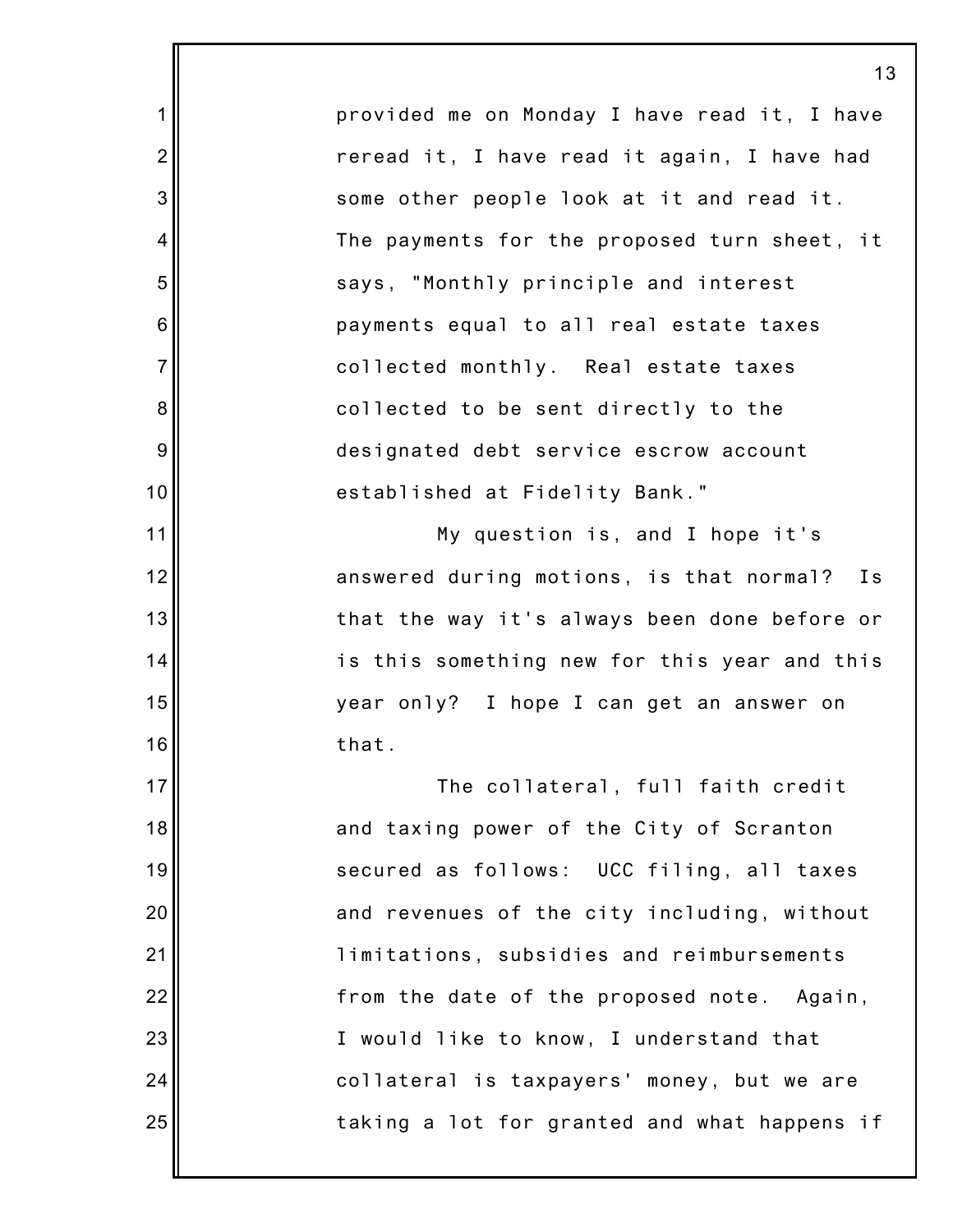provided me on Monday I have read it, I have reread it, I have read it again, I have had some other people look at it and read it. The payments for the proposed turn sheet, it says, "Monthly principle and interest payments equal to all real estate taxes collected monthly. Real estate taxes collected to be sent directly to the designated debt service escrow account established at Fidelity Bank."

My question is, and I hope it's answered during motions, is that normal? Is that the way it's always been done before or is this something new for this year and this year only? I hope I can get an answer on that.

The collateral, full faith credit and taxing power of the City of Scranton secured as follows: UCC filing, all taxes and revenues of the city including, without limitations, subsidies and reimbursements from the date of the proposed note. Again, I would like to know, I understand that collateral is taxpayers' money, but we are taking a lot for granted and what happens if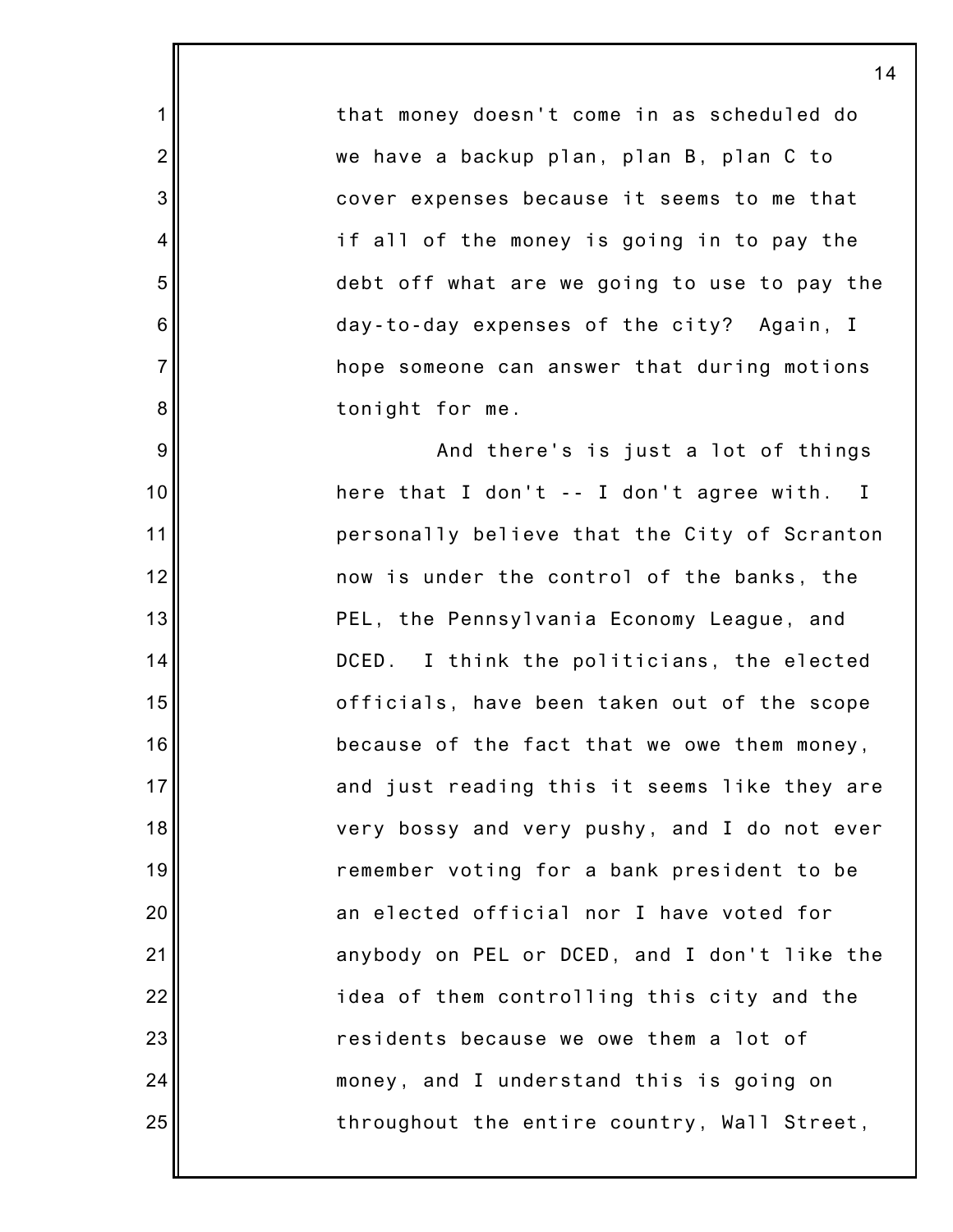that money doesn't come in as scheduled do we have a backup plan, plan B, plan C to cover expenses because it seems to me that if all of the money is going in to pay the debt off what are we going to use to pay the day-to-day expenses of the city? Again, I hope someone can answer that during motions tonight for me.

And there's is just a lot of things here that I don't -- I don't agree with. I personally believe that the City of Scranton now is under the control of the banks, the PEL, the Pennsylvania Economy League, and DCED. I think the politicians, the elected officials, have been taken out of the scope because of the fact that we owe them money, and just reading this it seems like they are very bossy and very pushy, and I do not ever remember voting for a bank president to be an elected official nor I have voted for anybody on PEL or DCED, and I don't like the idea of them controlling this city and the residents because we owe them a lot of money, and I understand this is going on throughout the entire country, Wall Street,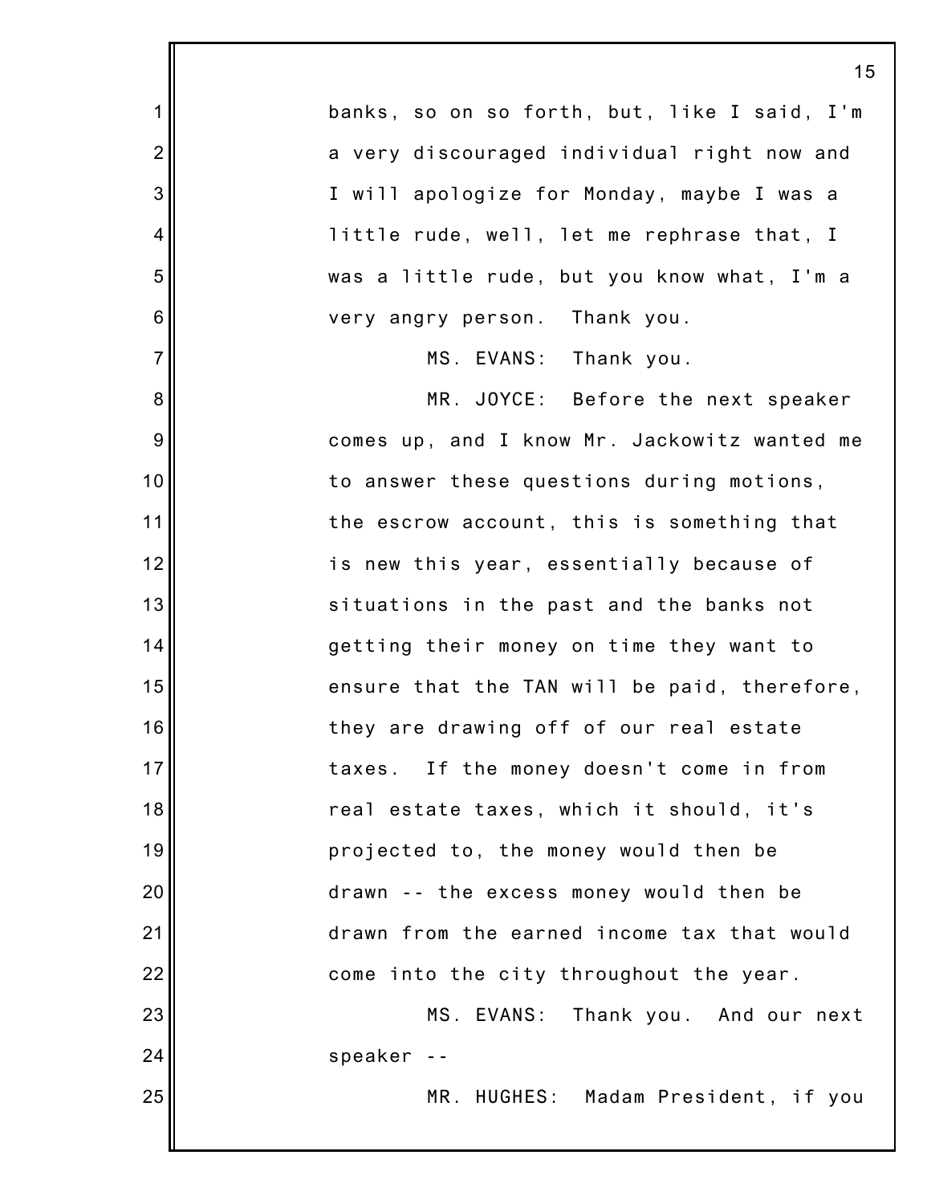banks, so on so forth, but, like I said, I'm a very discouraged individual right now and I will apologize for Monday, maybe I was a little rude, well, let me rephrase that, I was a little rude, but you know what, I'm a very angry person. Thank you.

MS. EVANS: Thank you.

MR. JOYCE: Before the next speaker comes up, and I know Mr. Jackowitz wanted me to answer these questions during motions, the escrow account, this is something that is new this year, essentially because of situations in the past and the banks not getting their money on time they want to ensure that the TAN will be paid, therefore, they are drawing off of our real estate taxes. If the money doesn't come in from real estate taxes, which it should, it's projected to, the money would then be drawn -- the excess money would then be drawn from the earned income tax that would come into the city throughout the year.

MS. EVANS: Thank you. And our next speaker --

MR. HUGHES: Madam President, if you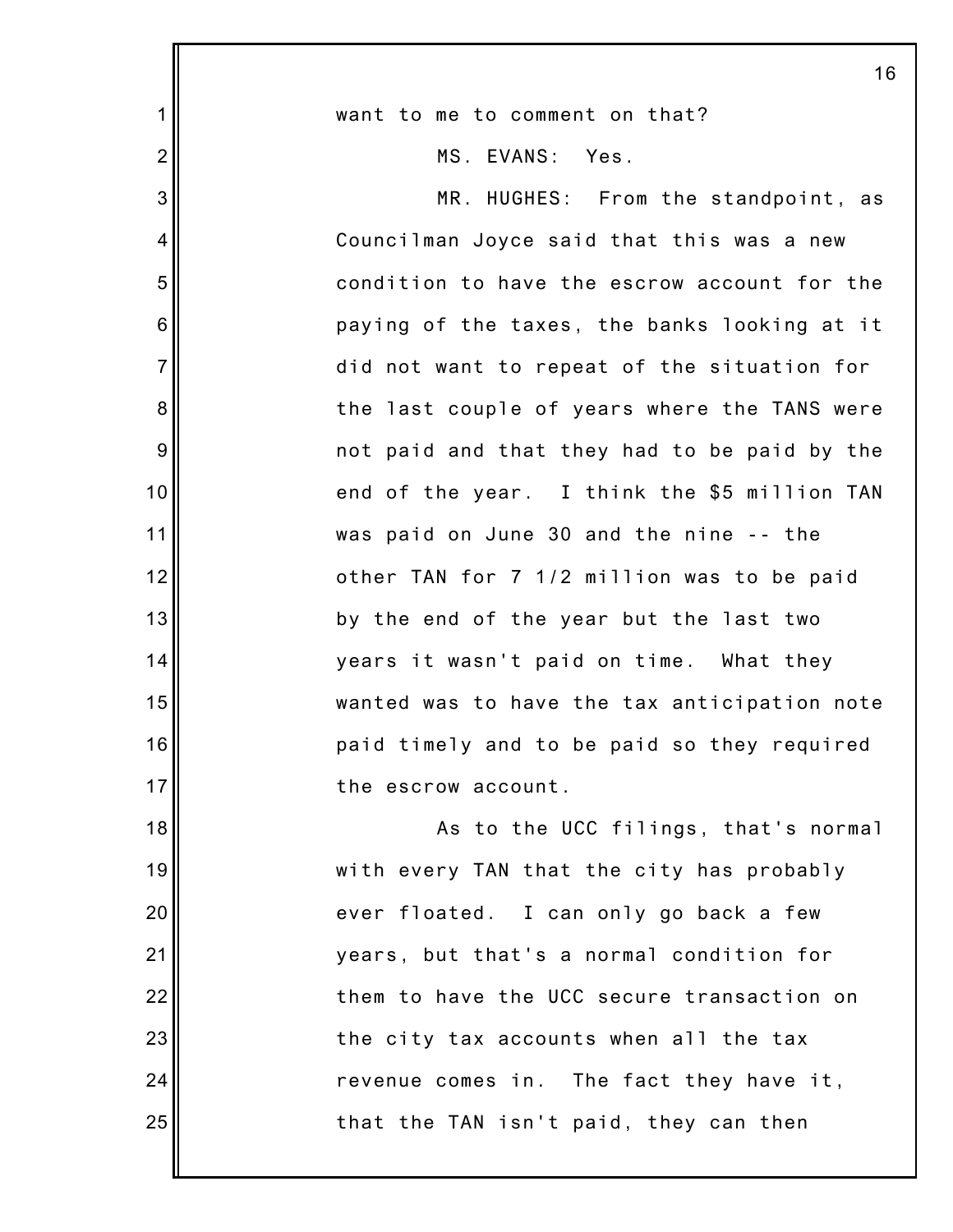want to me to comment on that?

MS. EVANS: Yes.

MR. HUGHES: From the standpoint, as Councilman Joyce said that this was a new condition to have the escrow account for the paying of the taxes, the banks looking at it did not want to repeat of the situation for the last couple of years where the TANS were not paid and that they had to be paid by the end of the year. I think the $5 million TAN was paid on June 30 and the nine -- the other TAN for 7 1/2 million was to be paid by the end of the year but the last two years it wasn't paid on time. What they wanted was to have the tax anticipation note paid timely and to be paid so they required the escrow account.

As to the UCC filings, that's normal with every TAN that the city has probably ever floated. I can only go back a few years, but that's a normal condition for them to have the UCC secure transaction on the city tax accounts when all the tax revenue comes in. The fact they have it, that the TAN isn't paid, they can then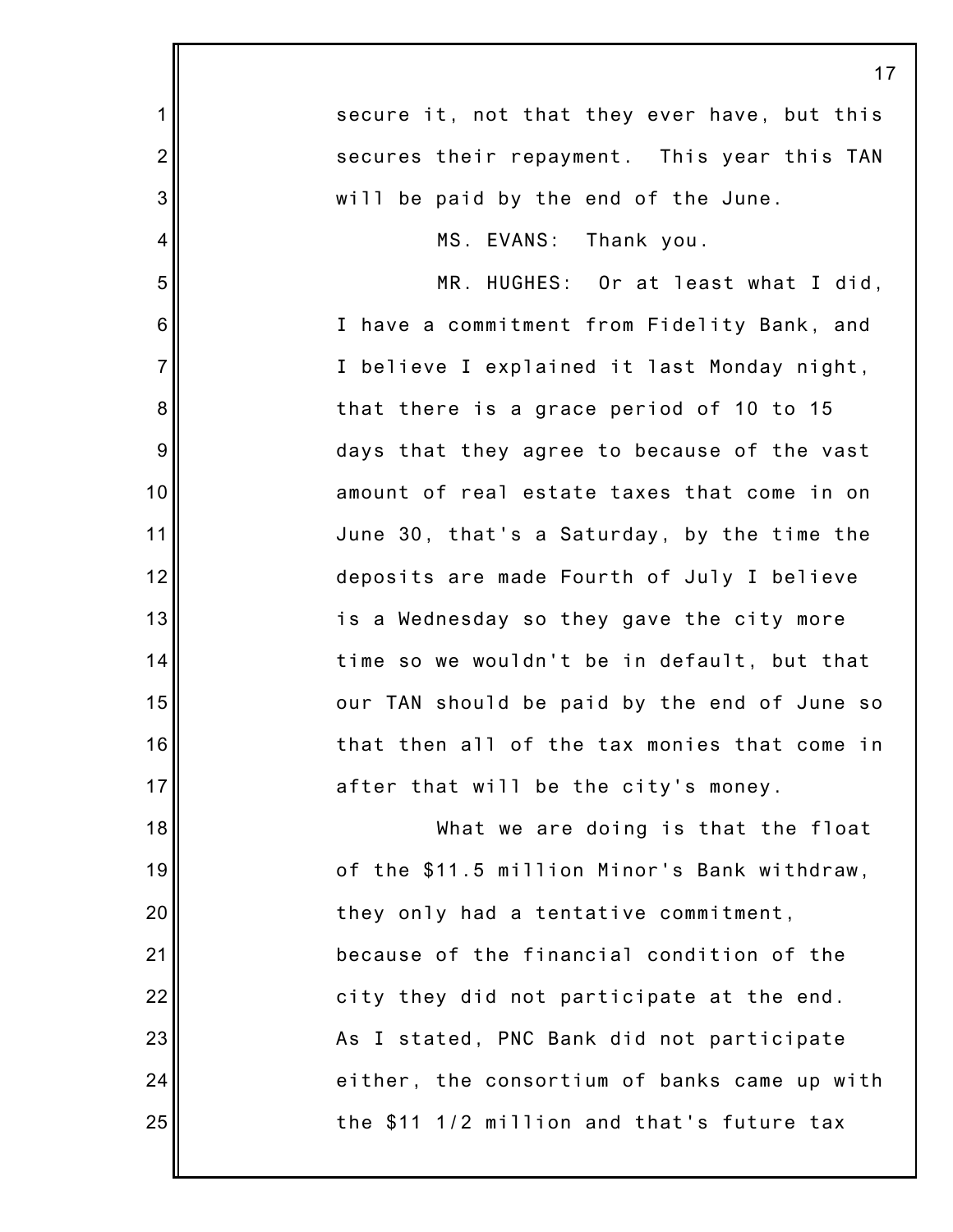secure it, not that they ever have, but this secures their repayment. This year this TAN will be paid by the end of the June.

MS. EVANS: Thank you.

MR. HUGHES: Or at least what I did, I have a commitment from Fidelity Bank, and I believe I explained it last Monday night, that there is a grace period of 10 to 15 days that they agree to because of the vast amount of real estate taxes that come in on June 30, that's a Saturday, by the time the deposits are made Fourth of July I believe is a Wednesday so they gave the city more time so we wouldn't be in default, but that our TAN should be paid by the end of June so that then all of the tax monies that come in after that will be the city's money.

What we are doing is that the float of the $11.5 million Minor's Bank withdraw, they only had a tentative commitment, because of the financial condition of the city they did not participate at the end. As I stated, PNC Bank did not participate either, the consortium of banks came up with the $11 1/2 million and that's future tax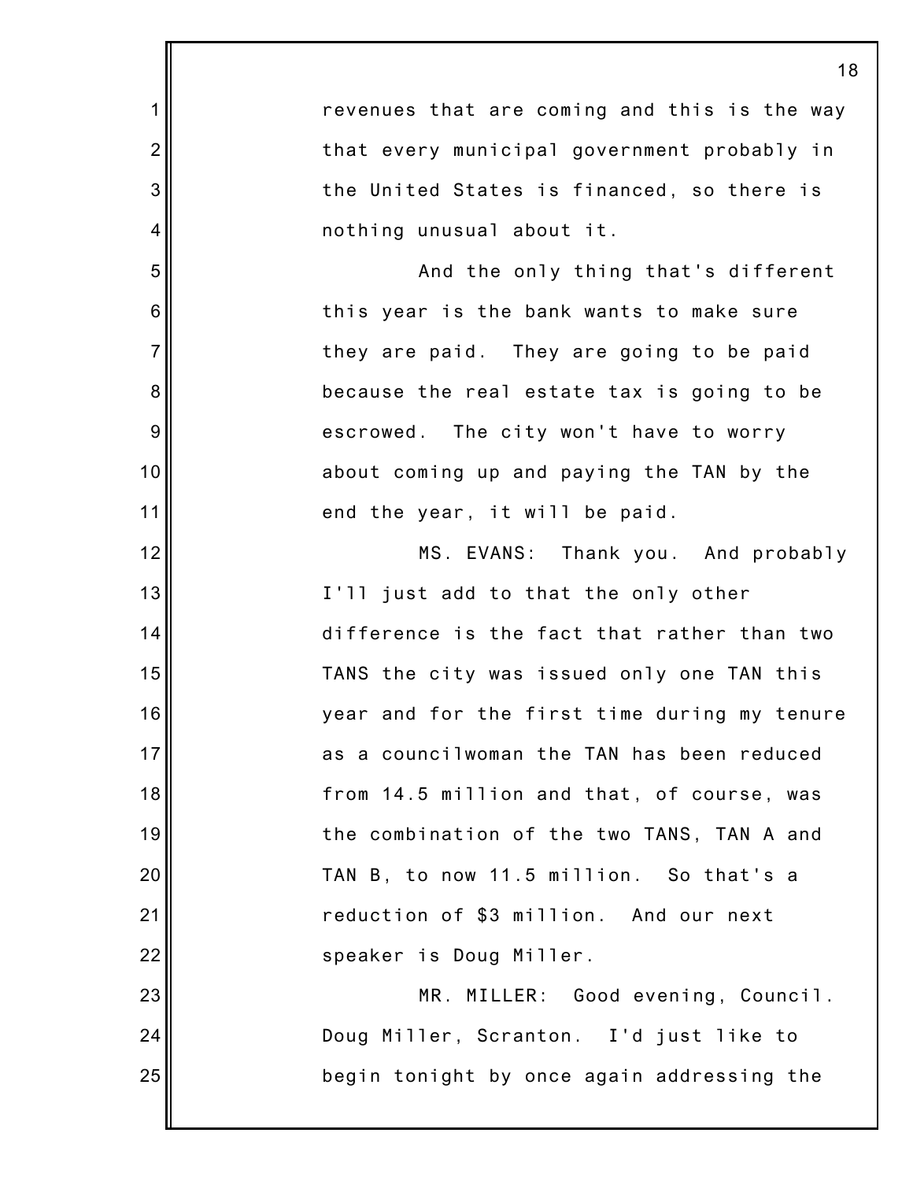revenues that are coming and this is the way that every municipal government probably in the United States is financed, so there is nothing unusual about it.

And the only thing that's different this year is the bank wants to make sure they are paid. They are going to be paid because the real estate tax is going to be escrowed. The city won't have to worry about coming up and paying the TAN by the end the year, it will be paid.

MS. EVANS: Thank you. And probably I'll just add to that the only other difference is the fact that rather than two TANS the city was issued only one TAN this year and for the first time during my tenure as a councilwoman the TAN has been reduced from 14.5 million and that, of course, was the combination of the two TANS, TAN A and TAN B, to now 11.5 million. So that's a reduction of $3 million. And our next speaker is Doug Miller.

MR. MILLER: Good evening, Council. Doug Miller, Scranton. I'd just like to begin tonight by once again addressing the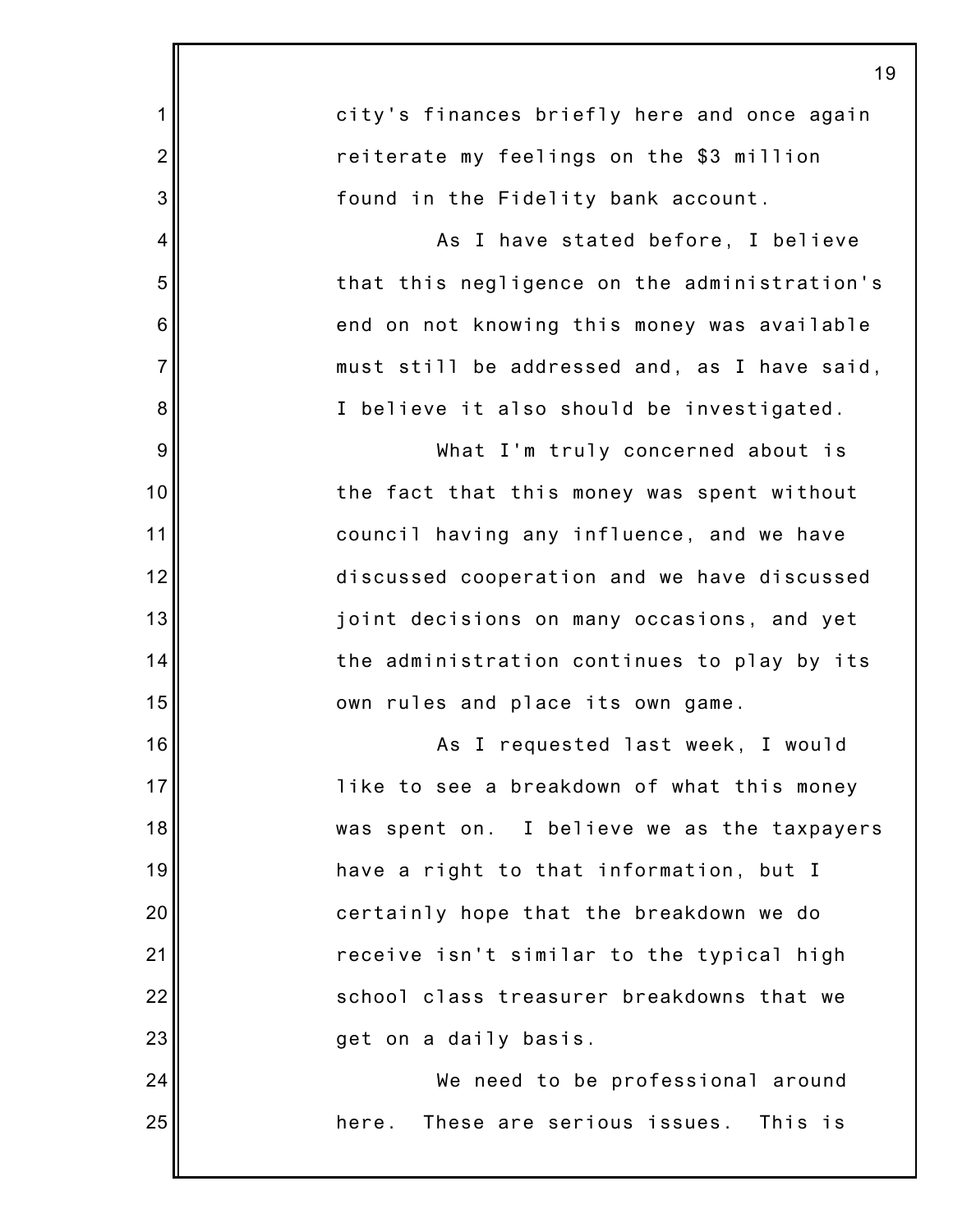city's finances briefly here and once again reiterate my feelings on the $3 million found in the Fidelity bank account.

As I have stated before, I believe that this negligence on the administration's end on not knowing this money was available must still be addressed and, as I have said, I believe it also should be investigated.

What I'm truly concerned about is the fact that this money was spent without council having any influence, and we have discussed cooperation and we have discussed joint decisions on many occasions, and yet the administration continues to play by its own rules and place its own game.

As I requested last week, I would like to see a breakdown of what this money was spent on. I believe we as the taxpayers have a right to that information, but I certainly hope that the breakdown we do receive isn't similar to the typical high school class treasurer breakdowns that we get on a daily basis.

We need to be professional around here. These are serious issues. This is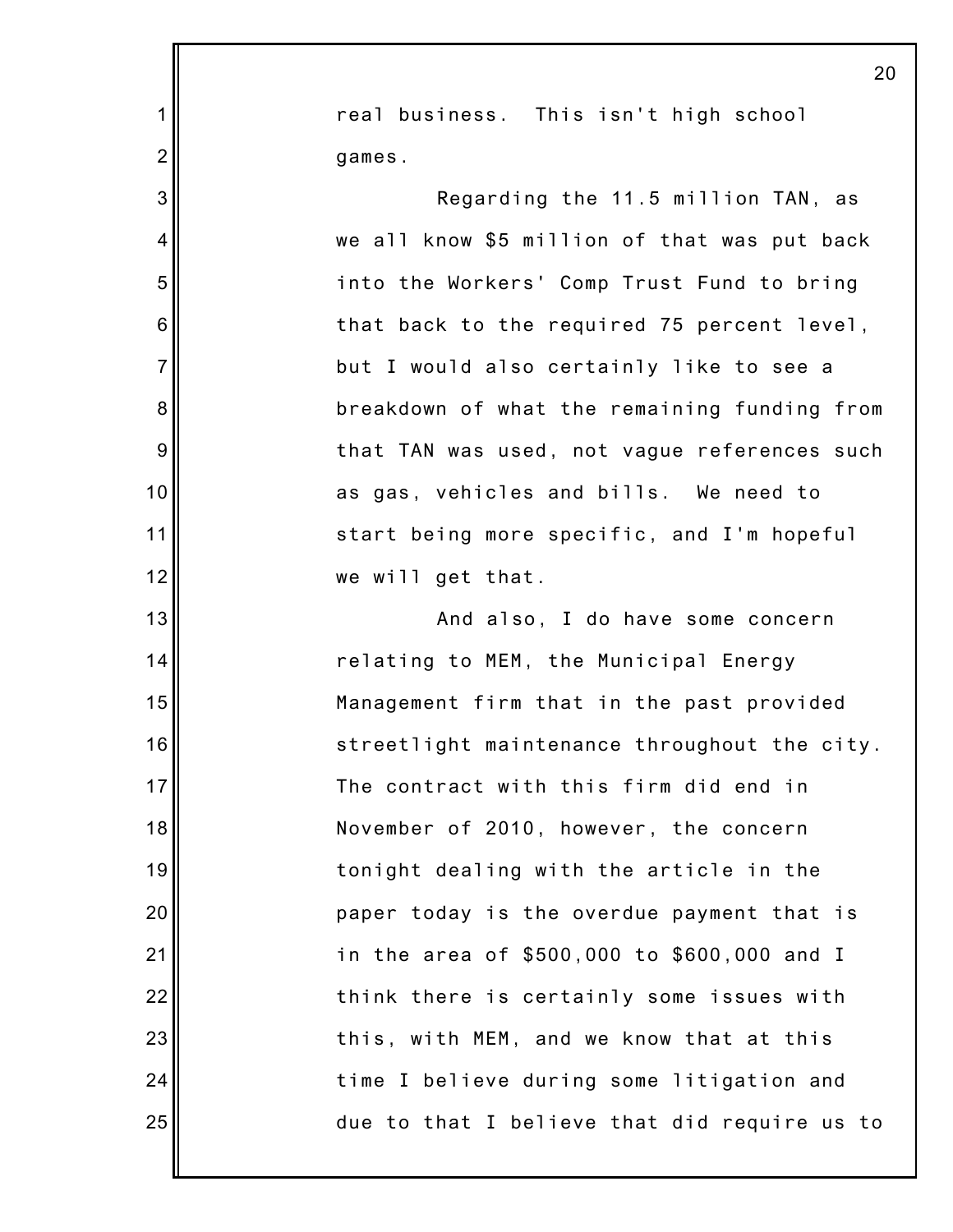real business. This isn't high school games.

Regarding the 11.5 million TAN, as we all know $5 million of that was put back into the Workers' Comp Trust Fund to bring that back to the required 75 percent level, but I would also certainly like to see a breakdown of what the remaining funding from that TAN was used, not vague references such as gas, vehicles and bills. We need to start being more specific, and I'm hopeful we will get that.

And also, I do have some concern relating to MEM, the Municipal Energy Management firm that in the past provided streetlight maintenance throughout the city. The contract with this firm did end in November of 2010, however, the concern tonight dealing with the article in the paper today is the overdue payment that is in the area of $500,000 to $600,000 and I think there is certainly some issues with this, with MEM, and we know that at this time I believe during some litigation and due to that I believe that did require us to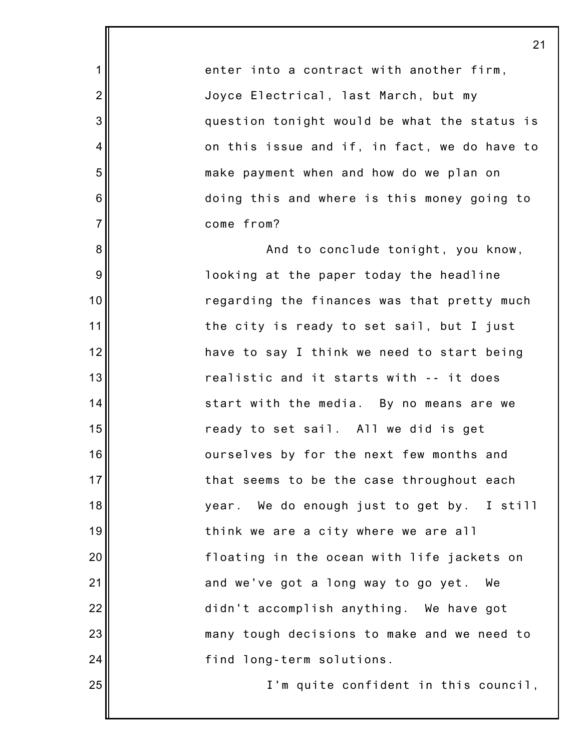enter into a contract with another firm, Joyce Electrical, last March, but my question tonight would be what the status is on this issue and if, in fact, we do have to make payment when and how do we plan on doing this and where is this money going to come from?

And to conclude tonight, you know, looking at the paper today the headline regarding the finances was that pretty much the city is ready to set sail, but I just have to say I think we need to start being realistic and it starts with -- it does start with the media. By no means are we ready to set sail. All we did is get ourselves by for the next few months and that seems to be the case throughout each year. We do enough just to get by. I still think we are a city where we are all floating in the ocean with life jackets on and we've got a long way to go yet. We didn't accomplish anything. We have got many tough decisions to make and we need to find long-term solutions.

I'm quite confident in this council,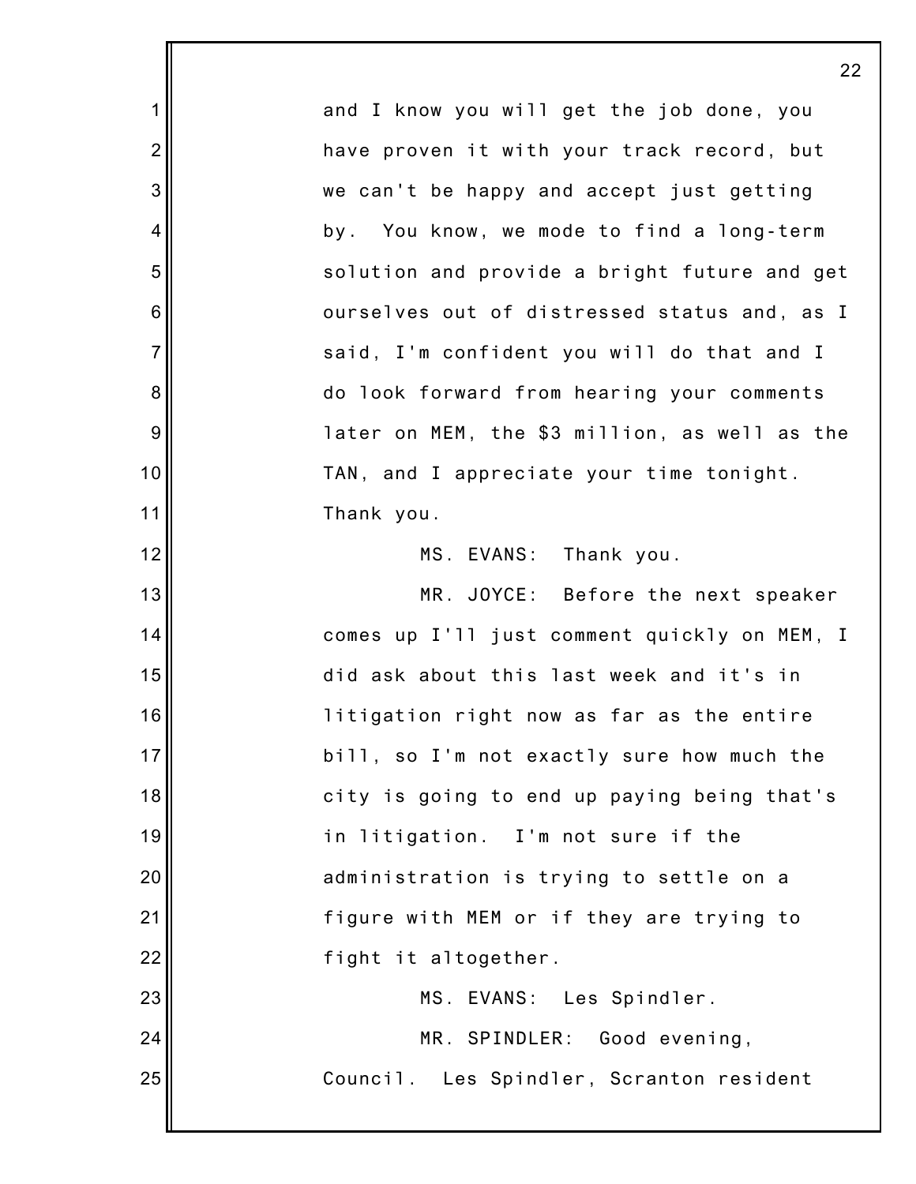and I know you will get the job done, you have proven it with your track record, but we can't be happy and accept just getting by. You know, we mode to find a long-term solution and provide a bright future and get ourselves out of distressed status and, as I said, I'm confident you will do that and I do look forward from hearing your comments later on MEM, the $3 million, as well as the TAN, and I appreciate your time tonight. Thank you.

MS. EVANS: Thank you.

MR. JOYCE: Before the next speaker comes up I'll just comment quickly on MEM, I did ask about this last week and it's in litigation right now as far as the entire bill, so I'm not exactly sure how much the city is going to end up paying being that's in litigation. I'm not sure if the administration is trying to settle on a figure with MEM or if they are trying to fight it altogether.

MS. EVANS: Les Spindler.

MR. SPINDLER: Good evening, Council. Les Spindler, Scranton resident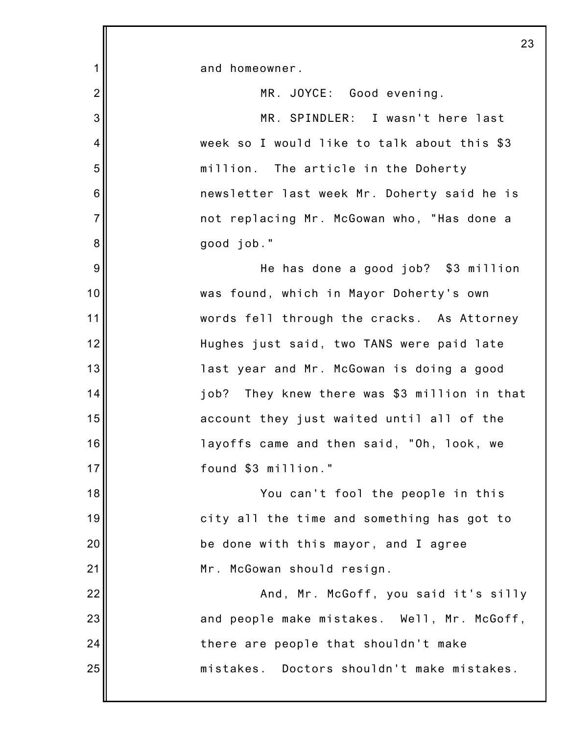and homeowner.

MR. JOYCE: Good evening.

MR. SPINDLER: I wasn't here last week so I would like to talk about this $3 million. The article in the Doherty newsletter last week Mr. Doherty said he is not replacing Mr. McGowan who, "Has done a good job."

He has done a good job? $3 million was found, which in Mayor Doherty's own words fell through the cracks. As Attorney Hughes just said, two TANS were paid late last year and Mr. McGowan is doing a good job? They knew there was $3 million in that account they just waited until all of the layoffs came and then said, "Oh, look, we found $3 million."

You can't fool the people in this city all the time and something has got to be done with this mayor, and I agree Mr. McGowan should resign.

And, Mr. McGoff, you said it's silly and people make mistakes. Well, Mr. McGoff, there are people that shouldn't make mistakes. Doctors shouldn't make mistakes.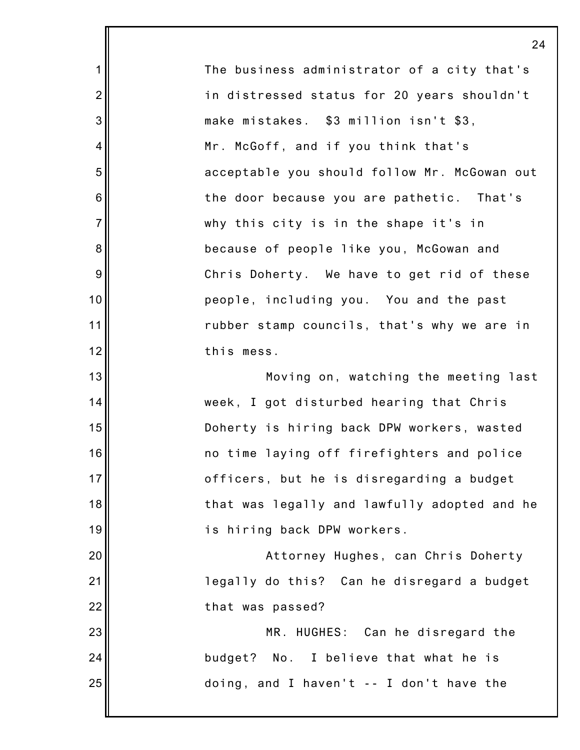The business administrator of a city that's in distressed status for 20 years shouldn't make mistakes. $3 million isn't $3, Mr. McGoff, and if you think that's acceptable you should follow Mr. McGowan out the door because you are pathetic. That's why this city is in the shape it's in because of people like you, McGowan and Chris Doherty. We have to get rid of these people, including you. You and the past rubber stamp councils, that's why we are in this mess.

Moving on, watching the meeting last week, I got disturbed hearing that Chris Doherty is hiring back DPW workers, wasted no time laying off firefighters and police officers, but he is disregarding a budget that was legally and lawfully adopted and he is hiring back DPW workers.

Attorney Hughes, can Chris Doherty legally do this? Can he disregard a budget that was passed?

MR. HUGHES: Can he disregard the budget? No. I believe that what he is doing, and I haven't -- I don't have the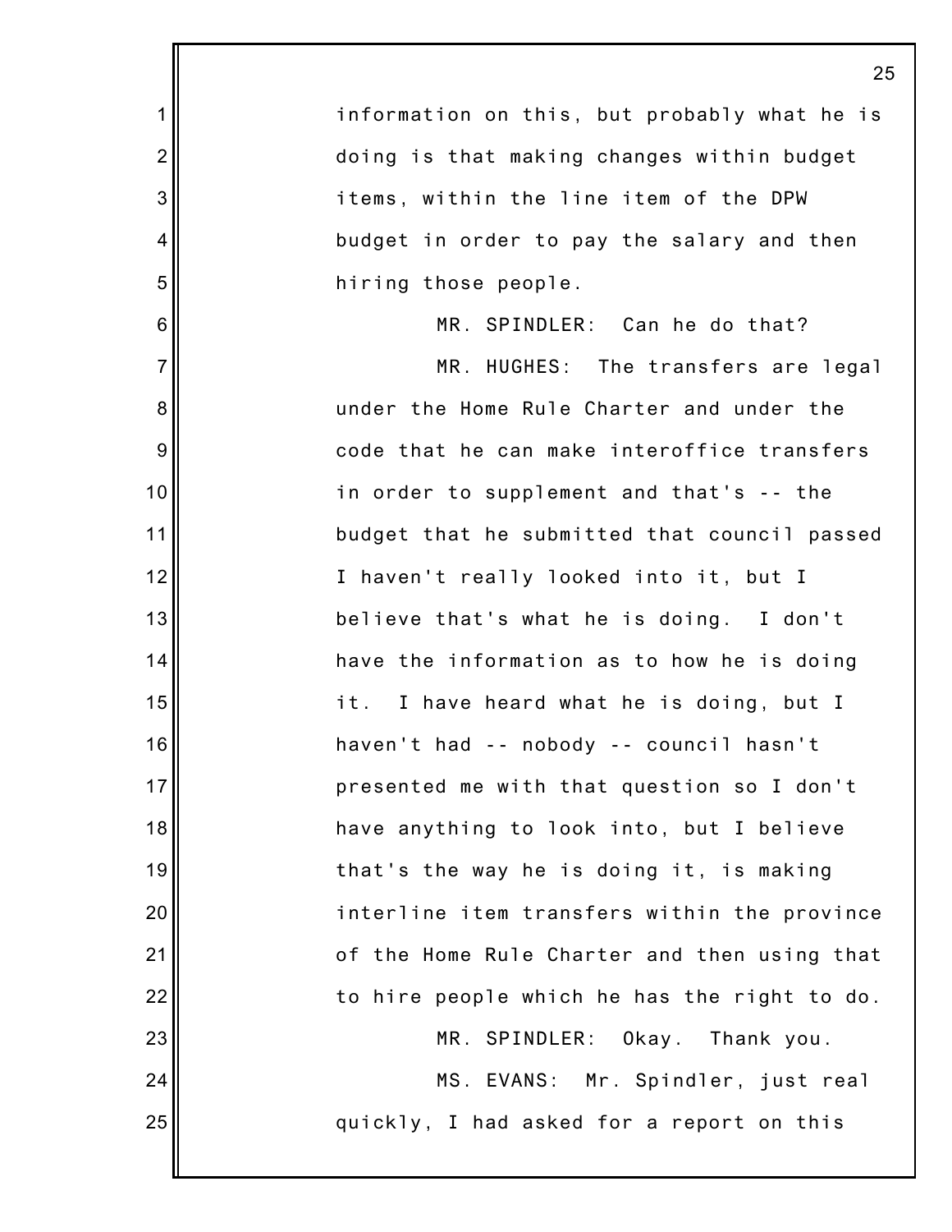information on this, but probably what he is doing is that making changes within budget items, within the line item of the DPW budget in order to pay the salary and then hiring those people.

MR. SPINDLER: Can he do that?

MR. HUGHES: The transfers are legal under the Home Rule Charter and under the code that he can make interoffice transfers in order to supplement and that's -- the budget that he submitted that council passed I haven't really looked into it, but I believe that's what he is doing. I don't have the information as to how he is doing it. I have heard what he is doing, but I haven't had -- nobody -- council hasn't presented me with that question so I don't have anything to look into, but I believe that's the way he is doing it, is making interline item transfers within the province of the Home Rule Charter and then using that to hire people which he has the right to do.

MR. SPINDLER: Okay. Thank you.

MS. EVANS: Mr. Spindler, just real quickly, I had asked for a report on this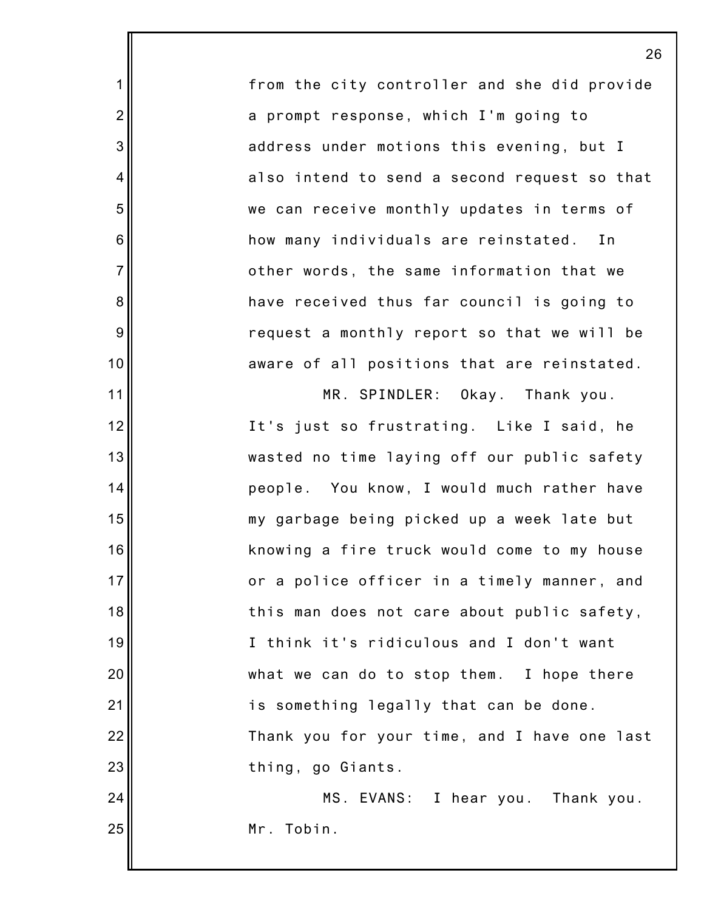from the city controller and she did provide a prompt response, which I'm going to address under motions this evening, but I also intend to send a second request so that we can receive monthly updates in terms of how many individuals are reinstated. In other words, the same information that we have received thus far council is going to request a monthly report so that we will be aware of all positions that are reinstated.

MR. SPINDLER: Okay. Thank you. It's just so frustrating. Like I said, he wasted no time laying off our public safety people. You know, I would much rather have my garbage being picked up a week late but knowing a fire truck would come to my house or a police officer in a timely manner, and this man does not care about public safety, I think it's ridiculous and I don't want what we can do to stop them. I hope there is something legally that can be done. Thank you for your time, and I have one last thing, go Giants.

MS. EVANS: I hear you. Thank you. Mr. Tobin.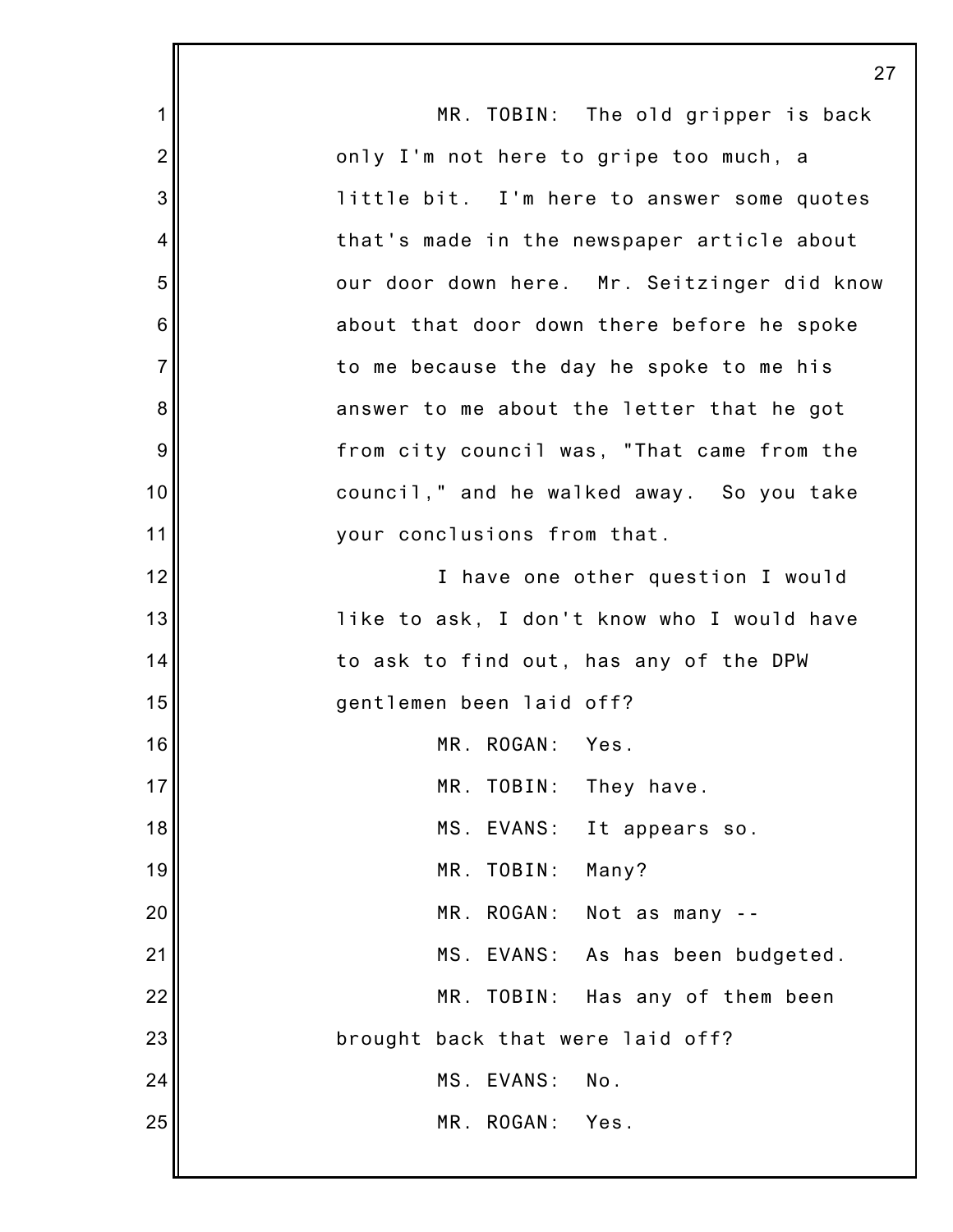MR. TOBIN: The old gripper is back only I'm not here to gripe too much, a little bit. I'm here to answer some quotes that's made in the newspaper article about our door down here. Mr. Seitzinger did know about that door down there before he spoke to me because the day he spoke to me his answer to me about the letter that he got from city council was, "That came from the council," and he walked away. So you take your conclusions from that.

I have one other question I would like to ask, I don't know who I would have to ask to find out, has any of the DPW gentlemen been laid off?

MR. ROGAN: Yes.

MR. TOBIN: They have.

MS. EVANS: It appears so.

MR. TOBIN: Many?

MR. ROGAN: Not as many --

MS. EVANS: As has been budgeted.

MR. TOBIN: Has any of them been brought back that were laid off?

MS. EVANS: No.

MR. ROGAN: Yes.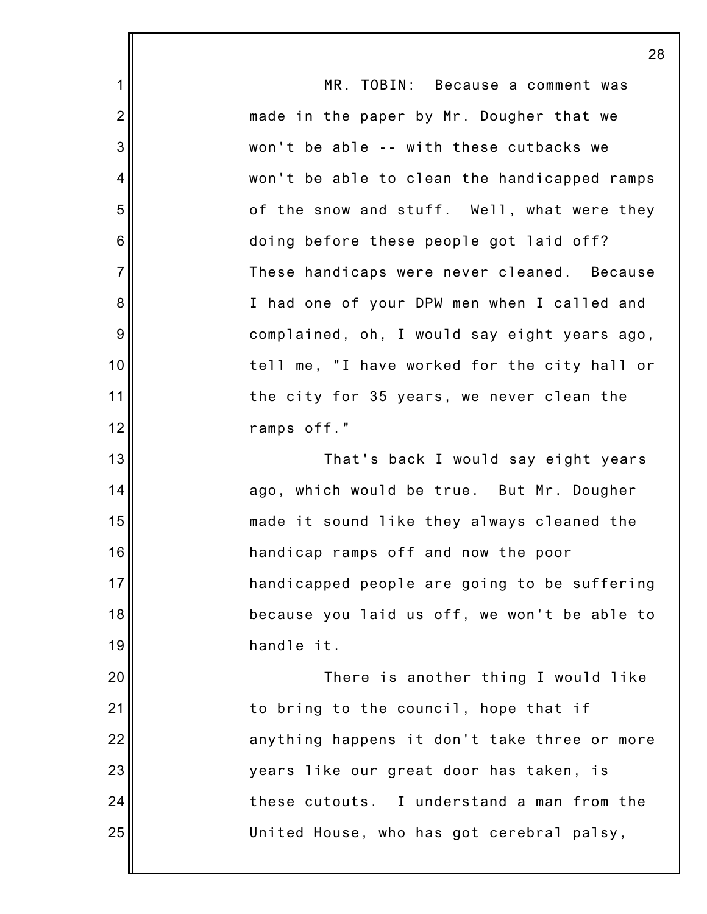MR. TOBIN: Because a comment was made in the paper by Mr. Dougher that we won't be able -- with these cutbacks we won't be able to clean the handicapped ramps of the snow and stuff. Well, what were they doing before these people got laid off? These handicaps were never cleaned. Because I had one of your DPW men when I called and complained, oh, I would say eight years ago, tell me, "I have worked for the city hall or the city for 35 years, we never clean the ramps off."

That's back I would say eight years ago, which would be true. But Mr. Dougher made it sound like they always cleaned the handicap ramps off and now the poor handicapped people are going to be suffering because you laid us off, we won't be able to handle it.

There is another thing I would like to bring to the council, hope that if anything happens it don't take three or more years like our great door has taken, is these cutouts. I understand a man from the United House, who has got cerebral palsy,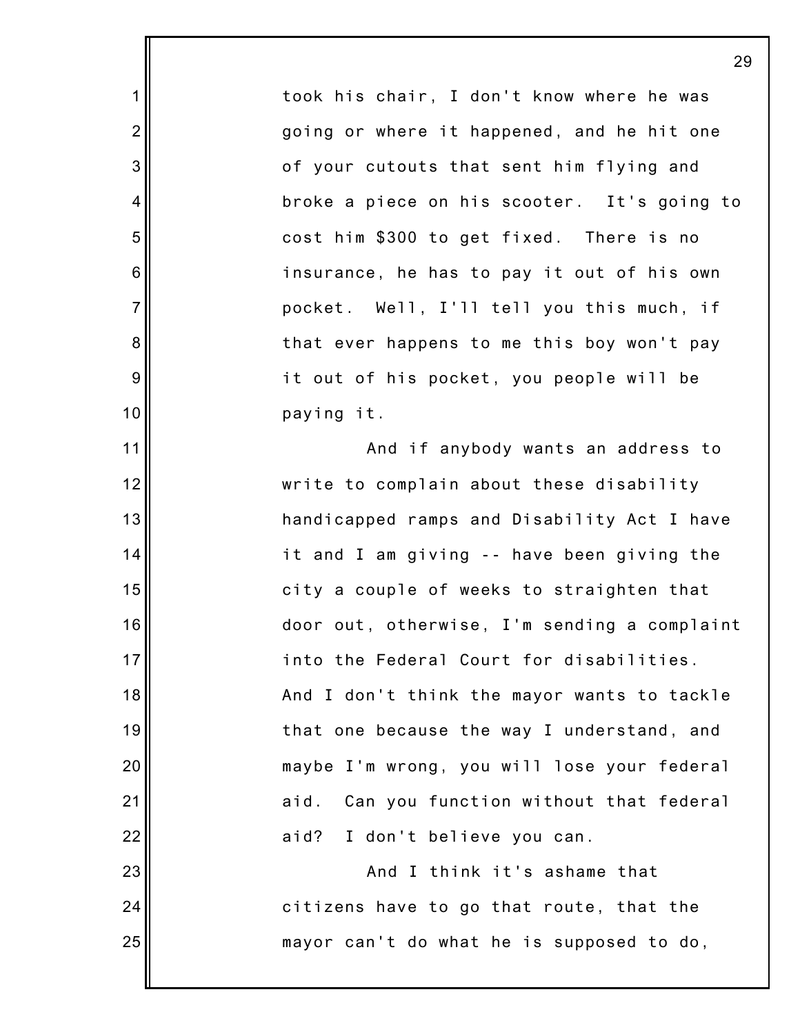took his chair, I don't know where he was going or where it happened, and he hit one of your cutouts that sent him flying and broke a piece on his scooter. It's going to cost him $300 to get fixed. There is no insurance, he has to pay it out of his own pocket. Well, I'll tell you this much, if that ever happens to me this boy won't pay it out of his pocket, you people will be paying it.

And if anybody wants an address to write to complain about these disability handicapped ramps and Disability Act I have it and I am giving -- have been giving the city a couple of weeks to straighten that door out, otherwise, I'm sending a complaint into the Federal Court for disabilities. And I don't think the mayor wants to tackle that one because the way I understand, and maybe I'm wrong, you will lose your federal aid. Can you function without that federal aid? I don't believe you can.

And I think it's ashame that citizens have to go that route, that the mayor can't do what he is supposed to do,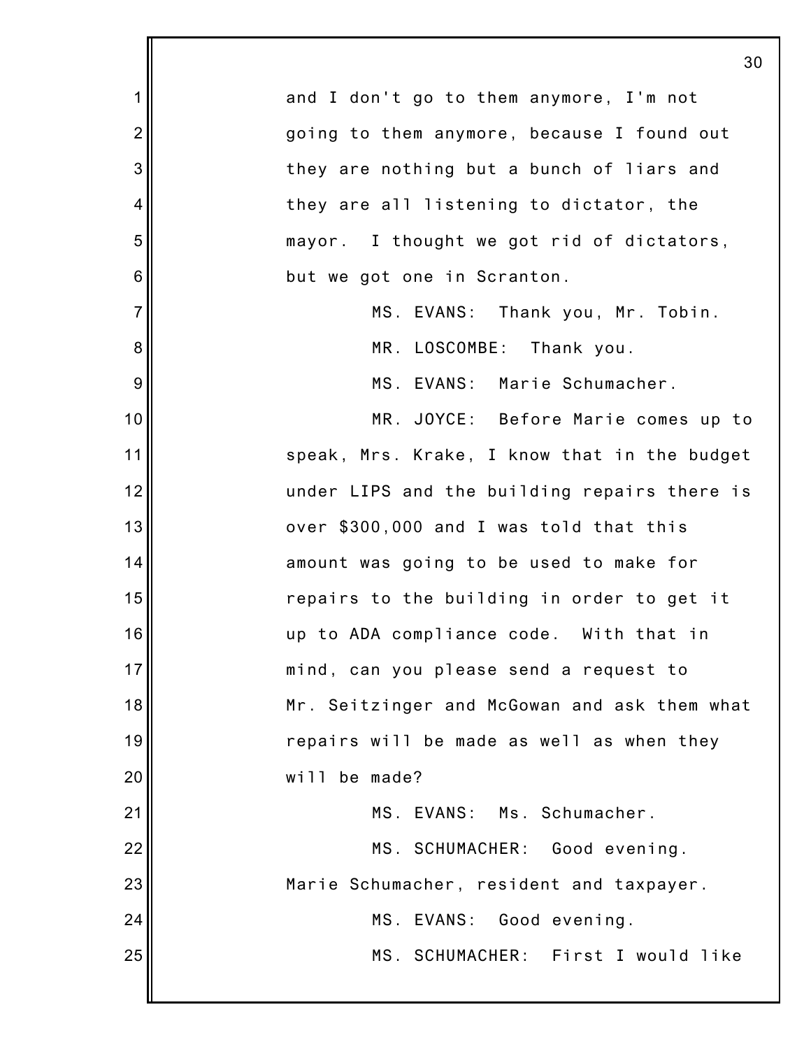and I don't go to them anymore, I'm not going to them anymore, because I found out they are nothing but a bunch of liars and they are all listening to dictator, the mayor. I thought we got rid of dictators, but we got one in Scranton.

MS. EVANS: Thank you, Mr. Tobin.

MR. LOSCOMBE: Thank you.

MS. EVANS: Marie Schumacher.

MR. JOYCE: Before Marie comes up to speak, Mrs. Krake, I know that in the budget under LIPS and the building repairs there is over $300,000 and I was told that this amount was going to be used to make for repairs to the building in order to get it up to ADA compliance code. With that in mind, can you please send a request to Mr. Seitzinger and McGowan and ask them what repairs will be made as well as when they will be made?

MS. EVANS: Ms. Schumacher.

MS. SCHUMACHER: Good evening. Marie Schumacher, resident and taxpayer.

MS. EVANS: Good evening.

MS. SCHUMACHER: First I would like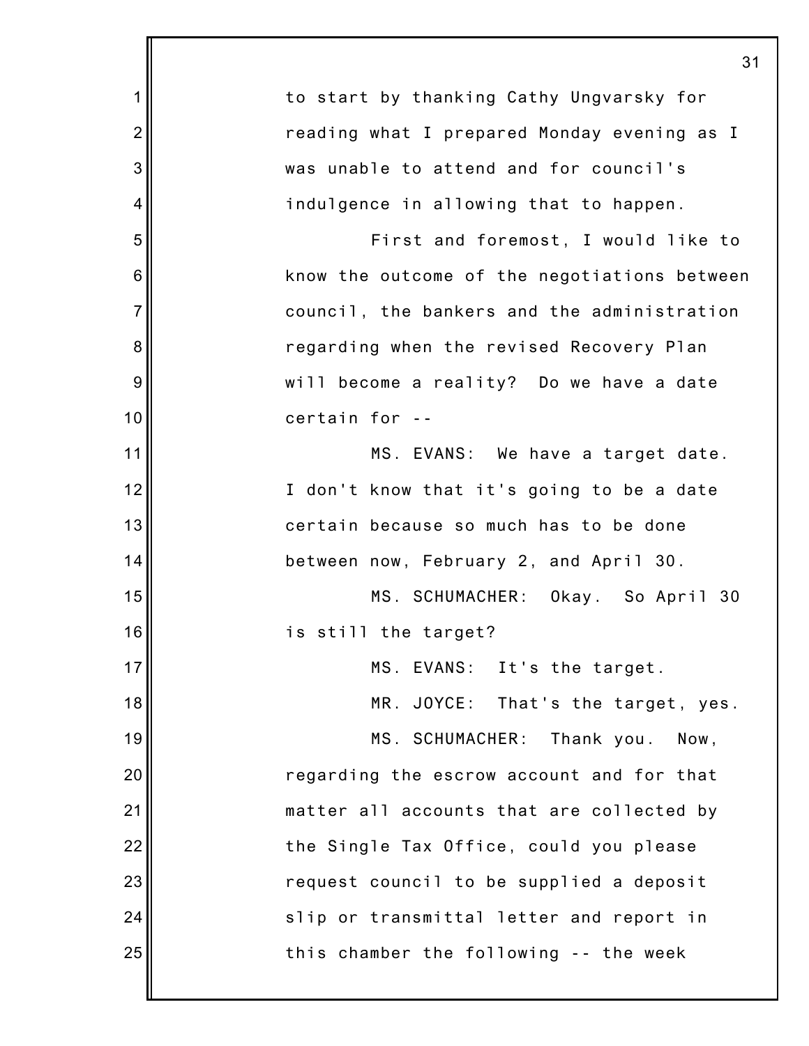to start by thanking Cathy Ungvarsky for reading what I prepared Monday evening as I was unable to attend and for council's indulgence in allowing that to happen.

First and foremost, I would like to know the outcome of the negotiations between council, the bankers and the administration regarding when the revised Recovery Plan will become a reality? Do we have a date certain for --

MS. EVANS: We have a target date. I don't know that it's going to be a date certain because so much has to be done between now, February 2, and April 30.

MS. SCHUMACHER: Okay. So April 30 is still the target?

MS. EVANS: It's the target.

MR. JOYCE: That's the target, yes.

MS. SCHUMACHER: Thank you. Now, regarding the escrow account and for that matter all accounts that are collected by the Single Tax Office, could you please request council to be supplied a deposit slip or transmittal letter and report in this chamber the following -- the week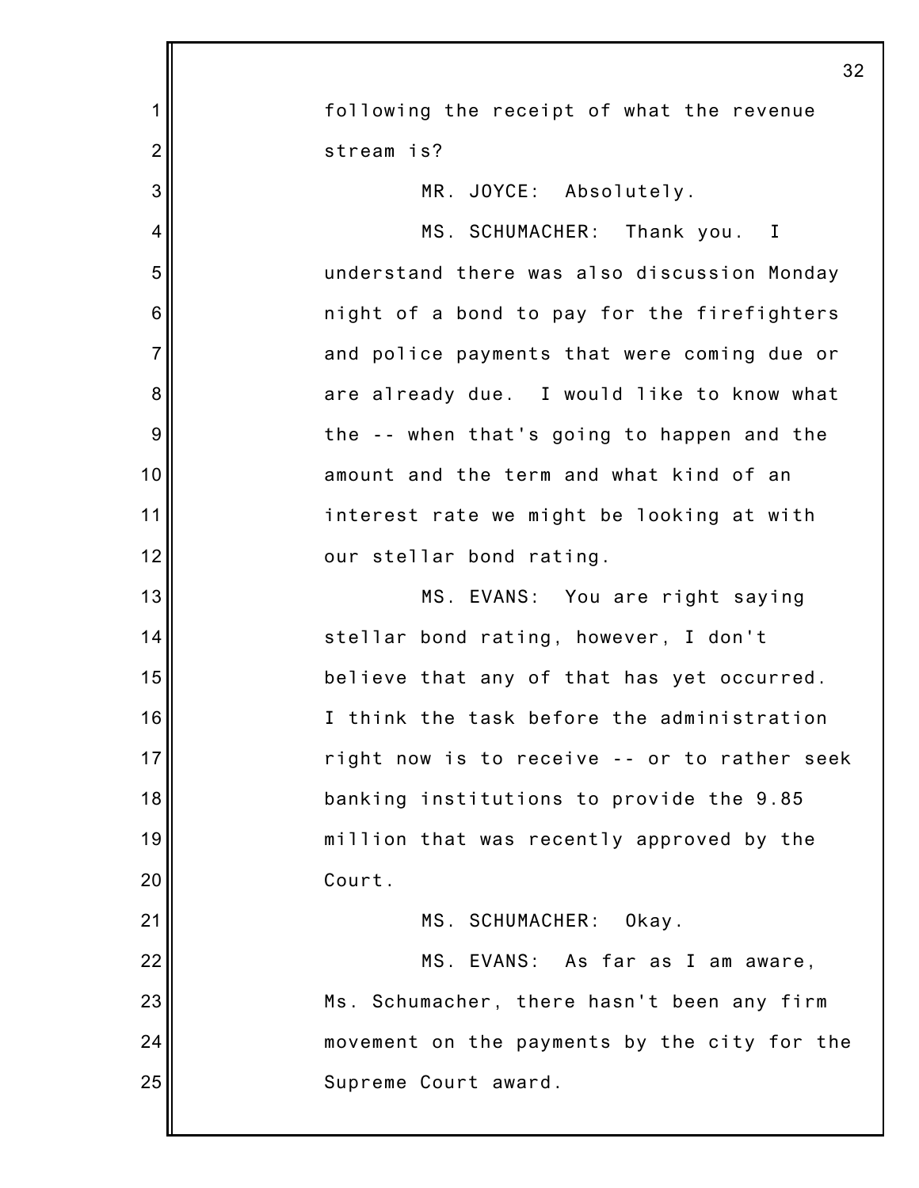following the receipt of what the revenue stream is?

MR. JOYCE: Absolutely.

MS. SCHUMACHER: Thank you. I understand there was also discussion Monday night of a bond to pay for the firefighters and police payments that were coming due or are already due. I would like to know what the -- when that's going to happen and the amount and the term and what kind of an interest rate we might be looking at with our stellar bond rating.

MS. EVANS: You are right saying stellar bond rating, however, I don't believe that any of that has yet occurred. I think the task before the administration right now is to receive -- or to rather seek banking institutions to provide the 9.85 million that was recently approved by the Court.

MS. SCHUMACHER: Okay.

MS. EVANS: As far as I am aware, Ms. Schumacher, there hasn't been any firm movement on the payments by the city for the Supreme Court award.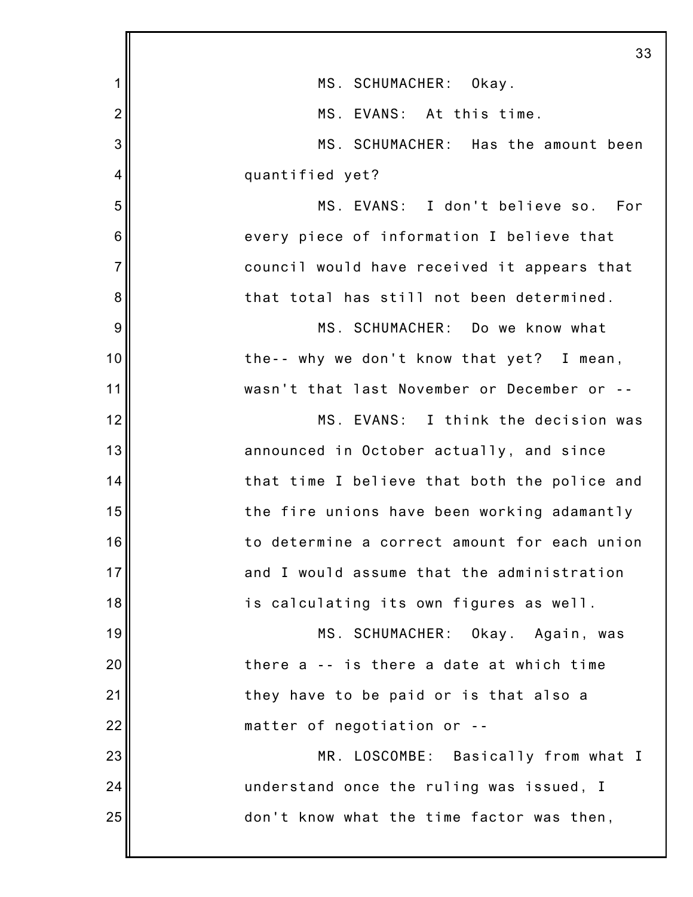MS. SCHUMACHER: Okay.

MS. EVANS: At this time.

MS. SCHUMACHER: Has the amount been quantified yet?

MS. EVANS: I don't believe so. For every piece of information I believe that council would have received it appears that that total has still not been determined.

MS. SCHUMACHER: Do we know what the-- why we don't know that yet? I mean, wasn't that last November or December or --

MS. EVANS: I think the decision was announced in October actually, and since that time I believe that both the police and the fire unions have been working adamantly to determine a correct amount for each union and I would assume that the administration is calculating its own figures as well.

MS. SCHUMACHER: Okay. Again, was there a -- is there a date at which time they have to be paid or is that also a matter of negotiation or --

MR. LOSCOMBE: Basically from what I understand once the ruling was issued, I don't know what the time factor was then,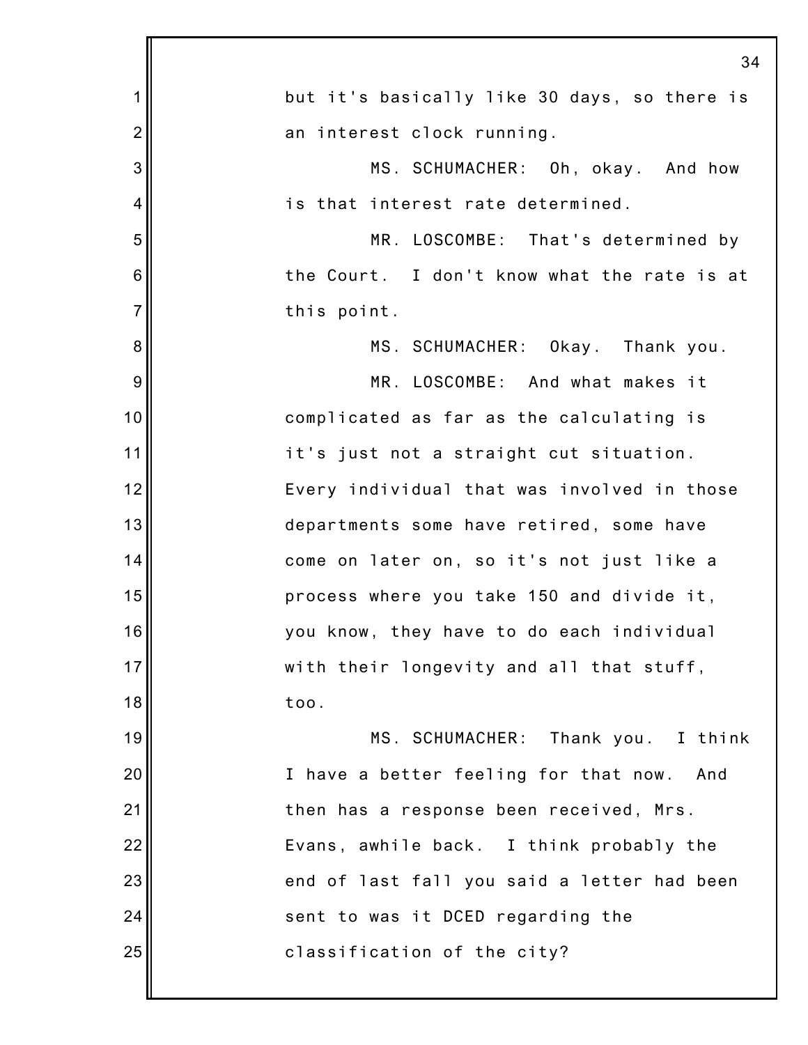but it's basically like 30 days, so there is an interest clock running.

MS. SCHUMACHER: Oh, okay. And how is that interest rate determined.

MR. LOSCOMBE: That's determined by the Court. I don't know what the rate is at this point.

MS. SCHUMACHER: Okay. Thank you.

MR. LOSCOMBE: And what makes it complicated as far as the calculating is it's just not a straight cut situation. Every individual that was involved in those departments some have retired, some have come on later on, so it's not just like a process where you take 150 and divide it, you know, they have to do each individual with their longevity and all that stuff, too.

MS. SCHUMACHER: Thank you. I think I have a better feeling for that now. And then has a response been received, Mrs. Evans, awhile back. I think probably the end of last fall you said a letter had been sent to was it DCED regarding the classification of the city?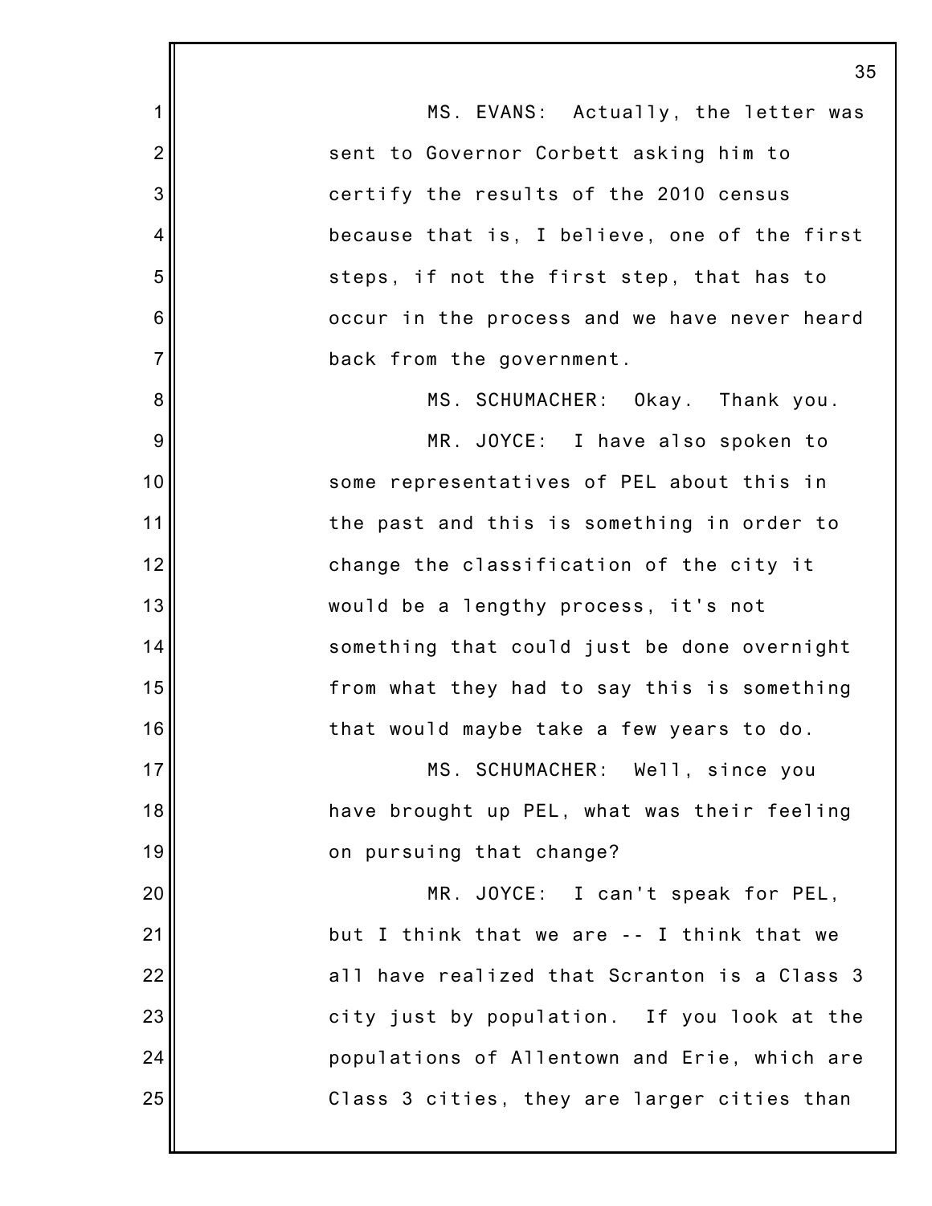MS. EVANS: Actually, the letter was sent to Governor Corbett asking him to certify the results of the 2010 census because that is, I believe, one of the first steps, if not the first step, that has to occur in the process and we have never heard back from the government.

MS. SCHUMACHER: Okay. Thank you.

MR. JOYCE: I have also spoken to some representatives of PEL about this in the past and this is something in order to change the classification of the city it would be a lengthy process, it's not something that could just be done overnight from what they had to say this is something that would maybe take a few years to do.

MS. SCHUMACHER: Well, since you have brought up PEL, what was their feeling on pursuing that change?

MR. JOYCE: I can't speak for PEL, but I think that we are -- I think that we all have realized that Scranton is a Class 3 city just by population. If you look at the populations of Allentown and Erie, which are Class 3 cities, they are larger cities than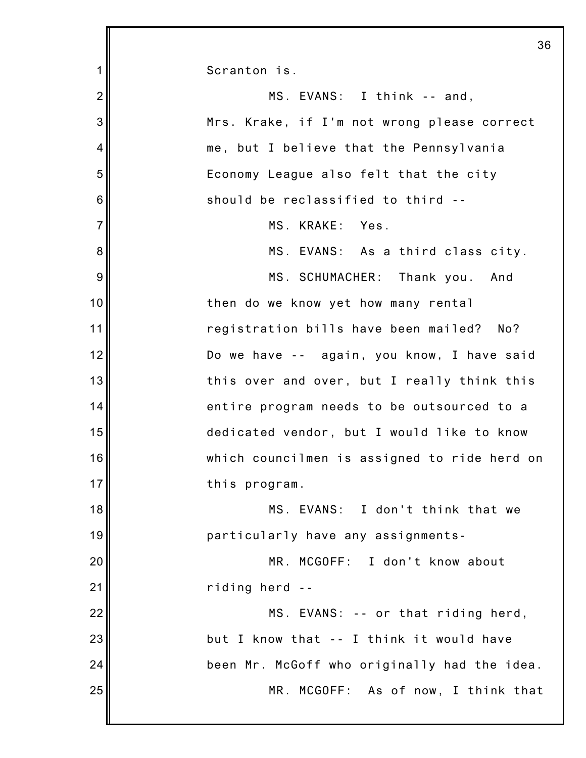Scranton is.

MS. EVANS: I think -- and, Mrs. Krake, if I'm not wrong please correct me, but I believe that the Pennsylvania Economy League also felt that the city should be reclassified to third --

MS. KRAKE: Yes.

MS. EVANS: As a third class city.

MS. SCHUMACHER: Thank you. And then do we know yet how many rental registration bills have been mailed? No? Do we have -- again, you know, I have said this over and over, but I really think this entire program needs to be outsourced to a dedicated vendor, but I would like to know which councilmen is assigned to ride herd on this program.

MS. EVANS: I don't think that we particularly have any assignments-

MR. MCGOFF: I don't know about riding herd --

MS. EVANS: -- or that riding herd, but I know that -- I think it would have been Mr. McGoff who originally had the idea.

MR. MCGOFF: As of now, I think that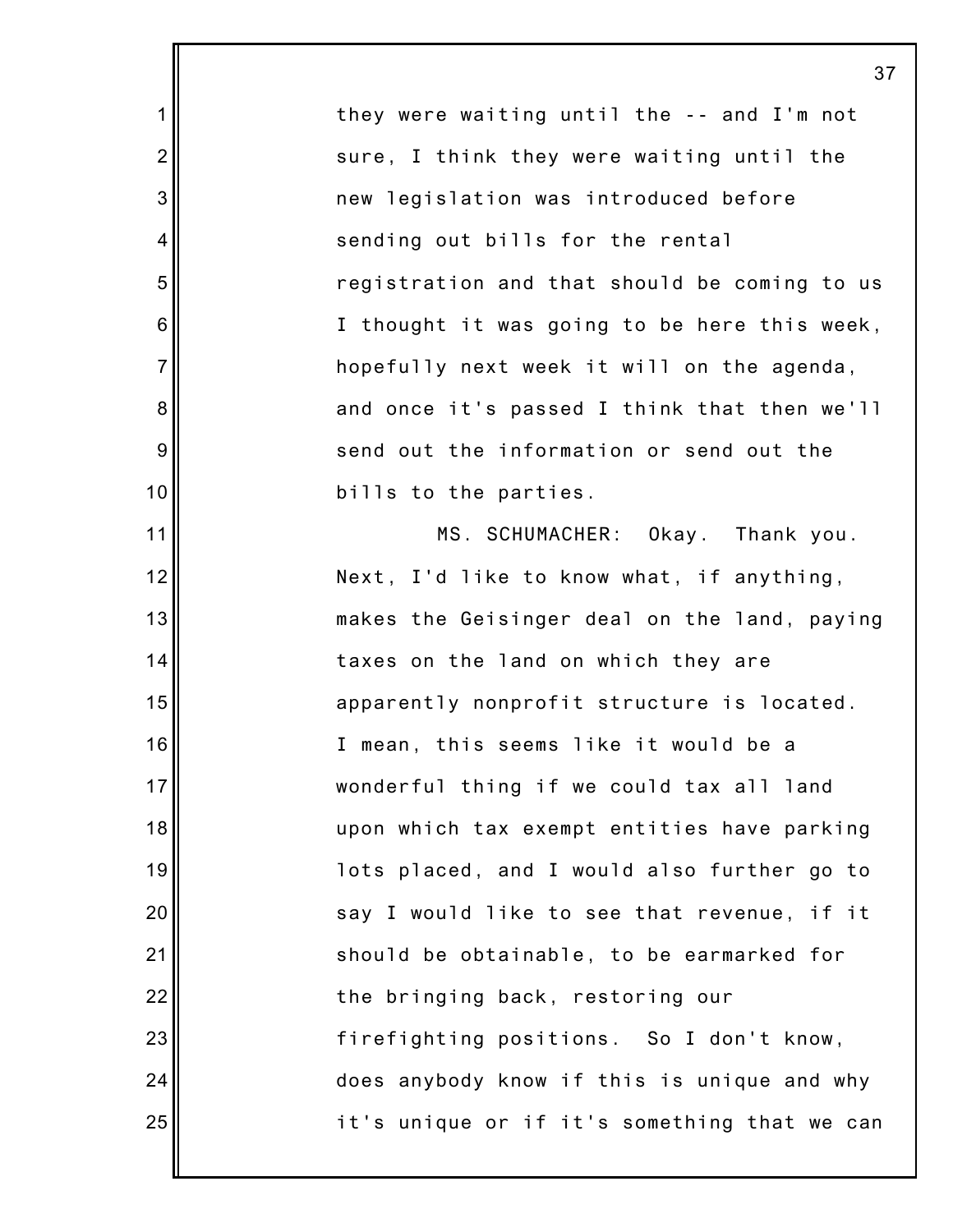they were waiting until the -- and I'm not sure, I think they were waiting until the new legislation was introduced before sending out bills for the rental registration and that should be coming to us I thought it was going to be here this week, hopefully next week it will on the agenda, and once it's passed I think that then we'll send out the information or send out the bills to the parties.

MS. SCHUMACHER: Okay. Thank you. Next, I'd like to know what, if anything, makes the Geisinger deal on the land, paying taxes on the land on which they are apparently nonprofit structure is located. I mean, this seems like it would be a wonderful thing if we could tax all land upon which tax exempt entities have parking lots placed, and I would also further go to say I would like to see that revenue, if it should be obtainable, to be earmarked for the bringing back, restoring our firefighting positions. So I don't know, does anybody know if this is unique and why it's unique or if it's something that we can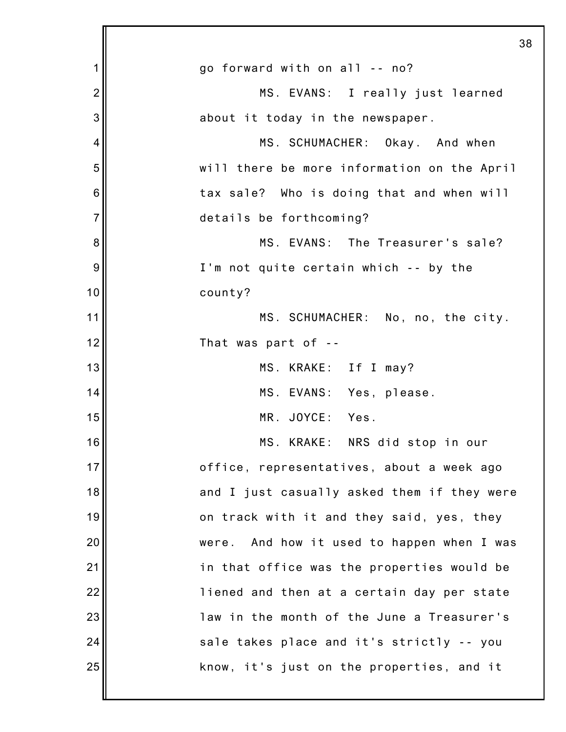go forward with on all -- no?

MS. EVANS: I really just learned about it today in the newspaper.

MS. SCHUMACHER: Okay. And when will there be more information on the April tax sale? Who is doing that and when will details be forthcoming?

MS. EVANS: The Treasurer's sale? I'm not quite certain which -- by the county?

MS. SCHUMACHER: No, no, the city. That was part of --

MS. KRAKE: If I may?

MS. EVANS: Yes, please.

MR. JOYCE: Yes.

MS. KRAKE: NRS did stop in our office, representatives, about a week ago and I just casually asked them if they were on track with it and they said, yes, they were. And how it used to happen when I was in that office was the properties would be liened and then at a certain day per state law in the month of the June a Treasurer's sale takes place and it's strictly -- you know, it's just on the properties, and it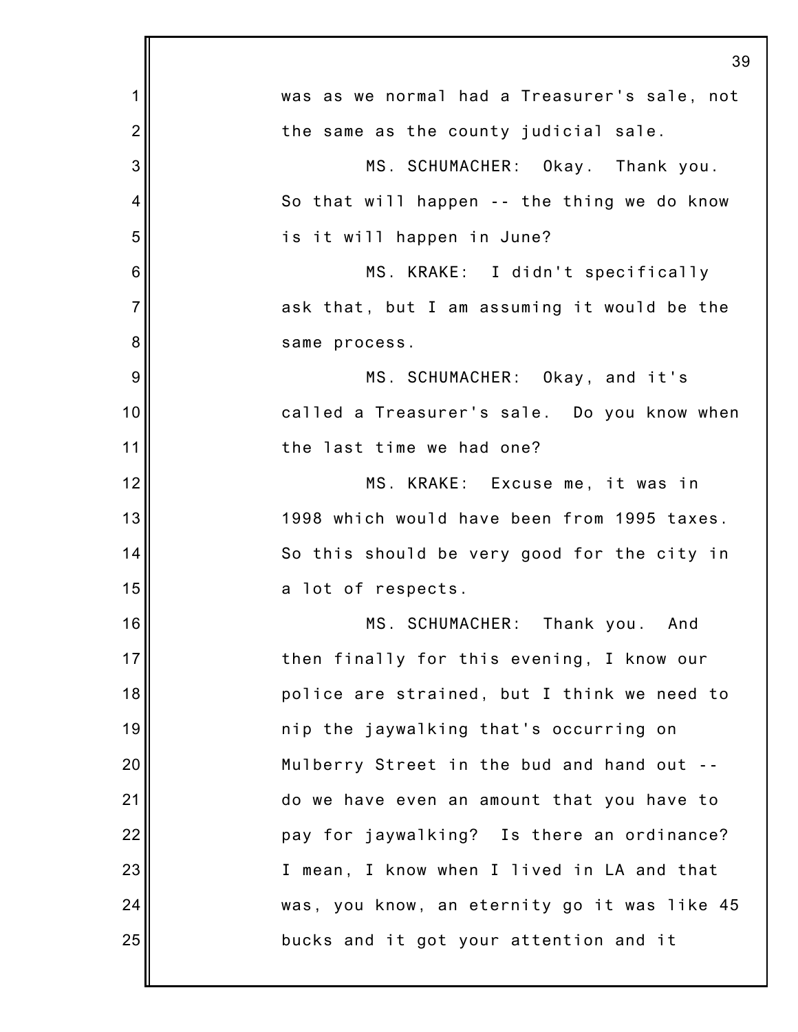was as we normal had a Treasurer's sale, not the same as the county judicial sale.

MS. SCHUMACHER: Okay. Thank you. So that will happen -- the thing we do know is it will happen in June?

MS. KRAKE: I didn't specifically ask that, but I am assuming it would be the same process.

MS. SCHUMACHER: Okay, and it's called a Treasurer's sale. Do you know when the last time we had one?

MS. KRAKE: Excuse me, it was in 1998 which would have been from 1995 taxes. So this should be very good for the city in a lot of respects.

MS. SCHUMACHER: Thank you. And then finally for this evening, I know our police are strained, but I think we need to nip the jaywalking that's occurring on Mulberry Street in the bud and hand out -- do we have even an amount that you have to pay for jaywalking? Is there an ordinance? I mean, I know when I lived in LA and that was, you know, an eternity go it was like 45 bucks and it got your attention and it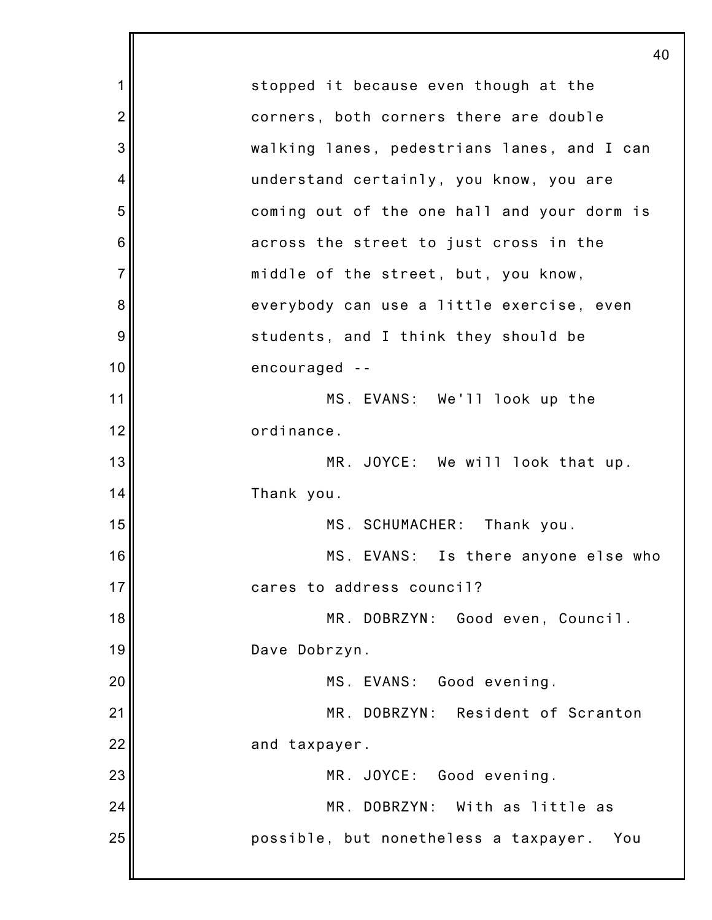stopped it because even though at the corners, both corners there are double walking lanes, pedestrians lanes, and I can understand certainly, you know, you are coming out of the one hall and your dorm is across the street to just cross in the middle of the street, but, you know, everybody can use a little exercise, even students, and I think they should be encouraged --

MS. EVANS: We'll look up the ordinance.

MR. JOYCE: We will look that up. Thank you.

MS. SCHUMACHER: Thank you.

MS. EVANS: Is there anyone else who cares to address council?

MR. DOBRZYN: Good even, Council. Dave Dobrzyn.

MS. EVANS: Good evening.

MR. DOBRZYN: Resident of Scranton and taxpayer.

MR. JOYCE: Good evening.

MR. DOBRZYN: With as little as possible, but nonetheless a taxpayer. You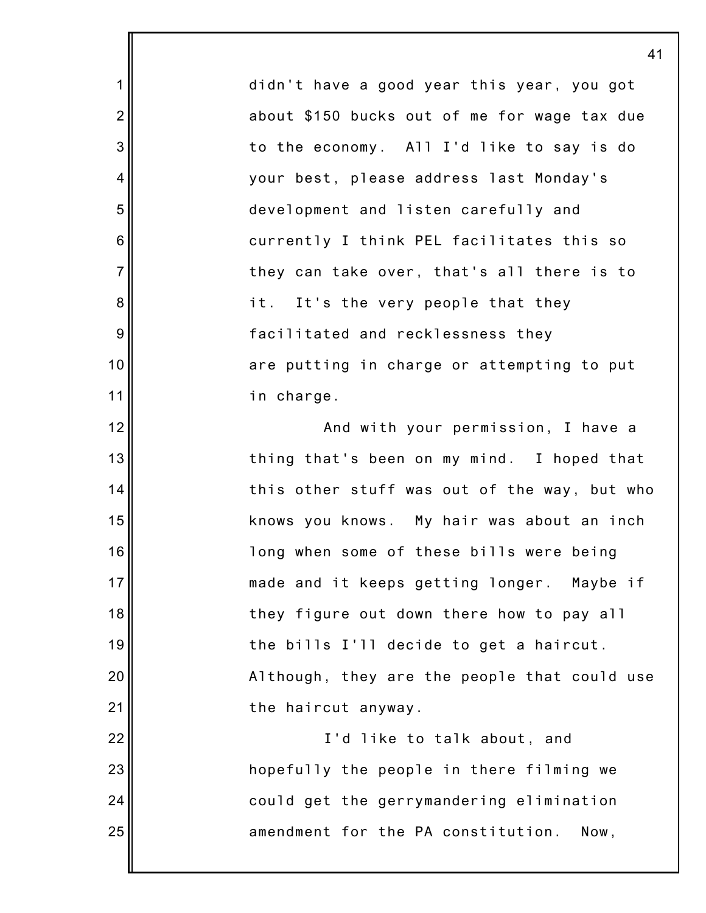didn't have a good year this year, you got about $150 bucks out of me for wage tax due to the economy. All I'd like to say is do your best, please address last Monday's development and listen carefully and currently I think PEL facilitates this so they can take over, that's all there is to it. It's the very people that they facilitated and recklessness they are putting in charge or attempting to put in charge.

And with your permission, I have a thing that's been on my mind. I hoped that this other stuff was out of the way, but who knows you knows. My hair was about an inch long when some of these bills were being made and it keeps getting longer. Maybe if they figure out down there how to pay all the bills I'll decide to get a haircut. Although, they are the people that could use the haircut anyway.

I'd like to talk about, and hopefully the people in there filming we could get the gerrymandering elimination amendment for the PA constitution. Now,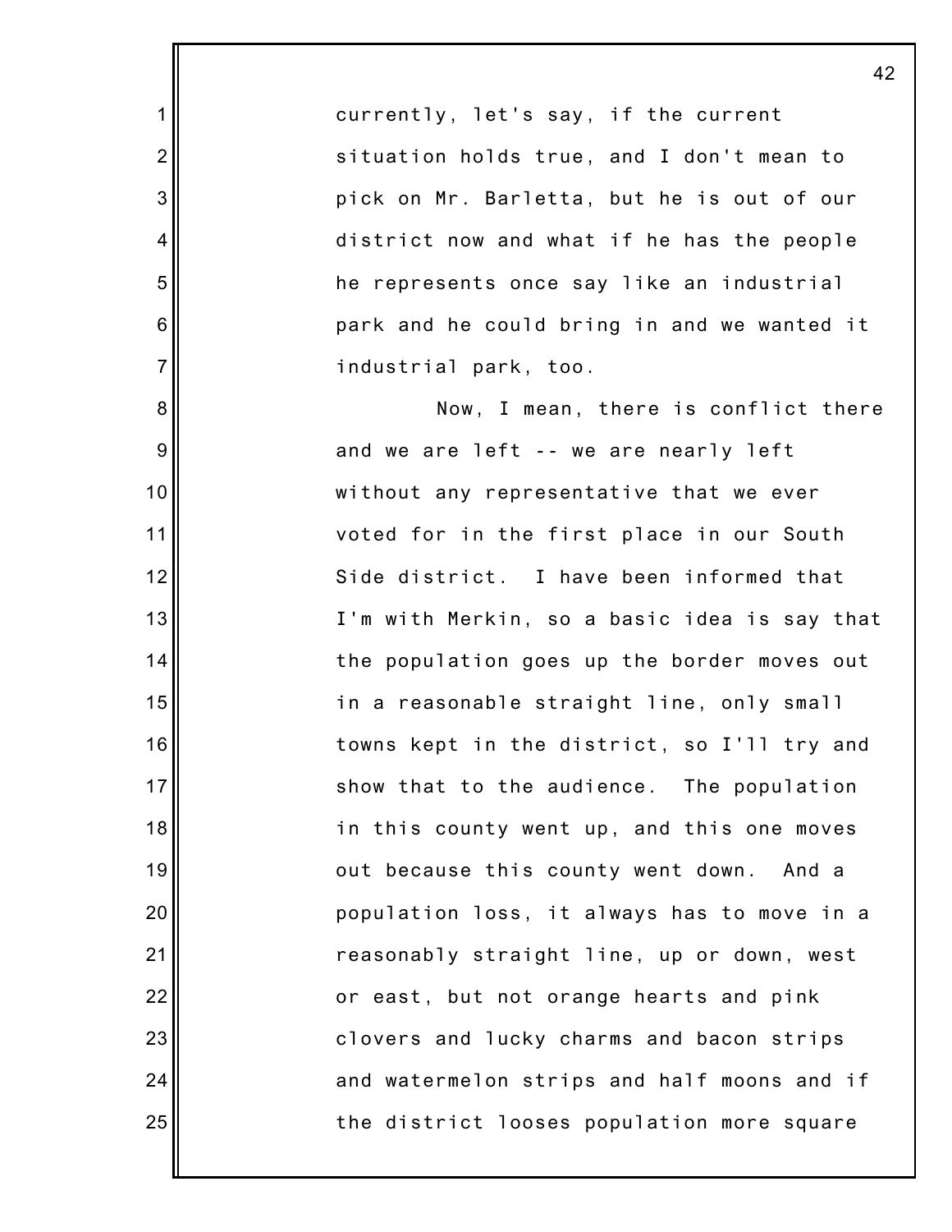currently, let's say, if the current situation holds true, and I don't mean to pick on Mr. Barletta, but he is out of our district now and what if he has the people he represents once say like an industrial park and he could bring in and we wanted it industrial park, too.

Now, I mean, there is conflict there and we are left -- we are nearly left without any representative that we ever voted for in the first place in our South Side district. I have been informed that I'm with Merkin, so a basic idea is say that the population goes up the border moves out in a reasonable straight line, only small towns kept in the district, so I'll try and show that to the audience. The population in this county went up, and this one moves out because this county went down. And a population loss, it always has to move in a reasonably straight line, up or down, west or east, but not orange hearts and pink clovers and lucky charms and bacon strips and watermelon strips and half moons and if the district looses population more square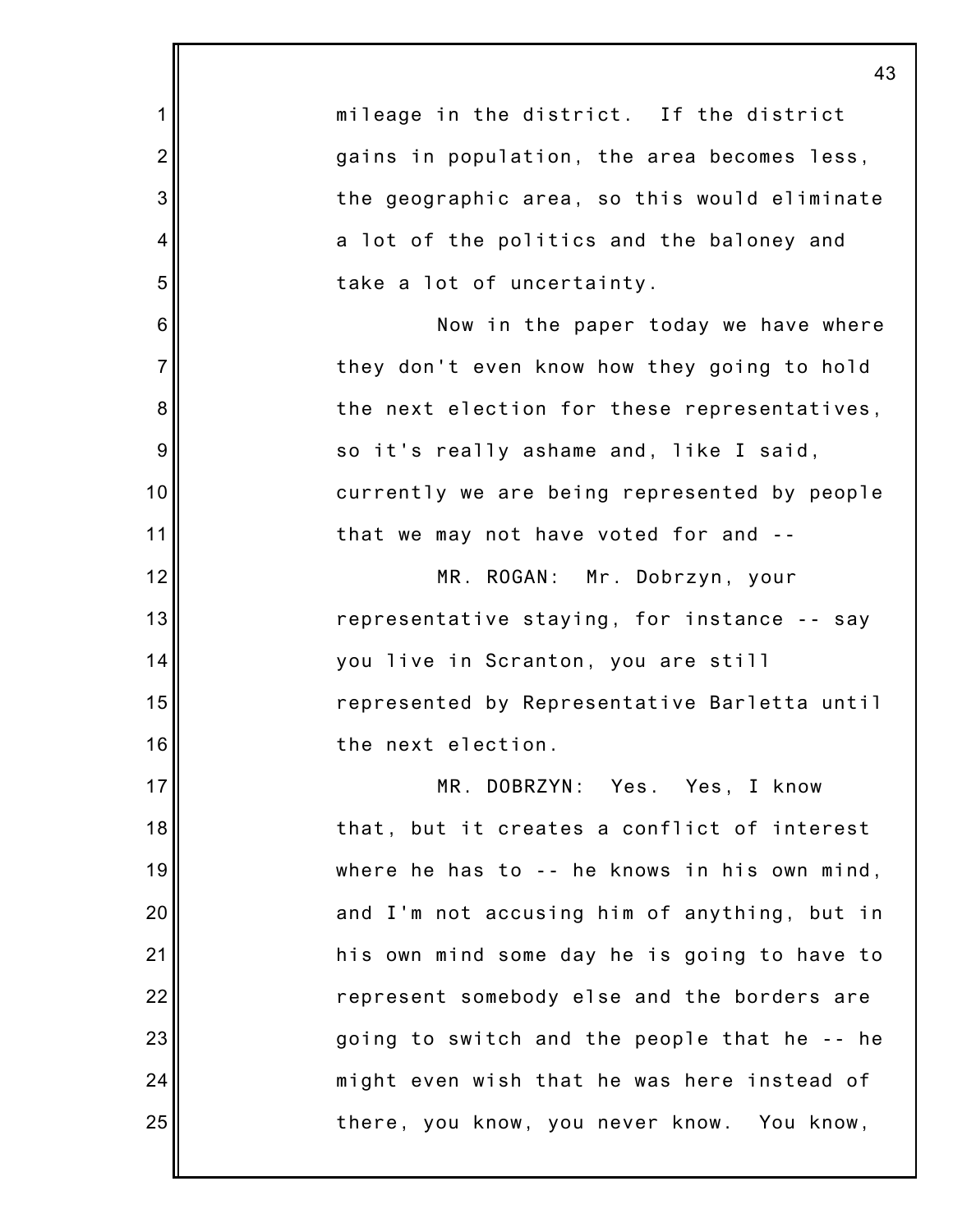mileage in the district. If the district gains in population, the area becomes less, the geographic area, so this would eliminate a lot of the politics and the baloney and take a lot of uncertainty.

Now in the paper today we have where they don't even know how they going to hold the next election for these representatives, so it's really ashame and, like I said, currently we are being represented by people that we may not have voted for and --

MR. ROGAN: Mr. Dobrzyn, your representative staying, for instance -- say you live in Scranton, you are still represented by Representative Barletta until the next election.

MR. DOBRZYN: Yes. Yes, I know that, but it creates a conflict of interest where he has to -- he knows in his own mind, and I'm not accusing him of anything, but in his own mind some day he is going to have to represent somebody else and the borders are going to switch and the people that he -- he might even wish that he was here instead of there, you know, you never know. You know,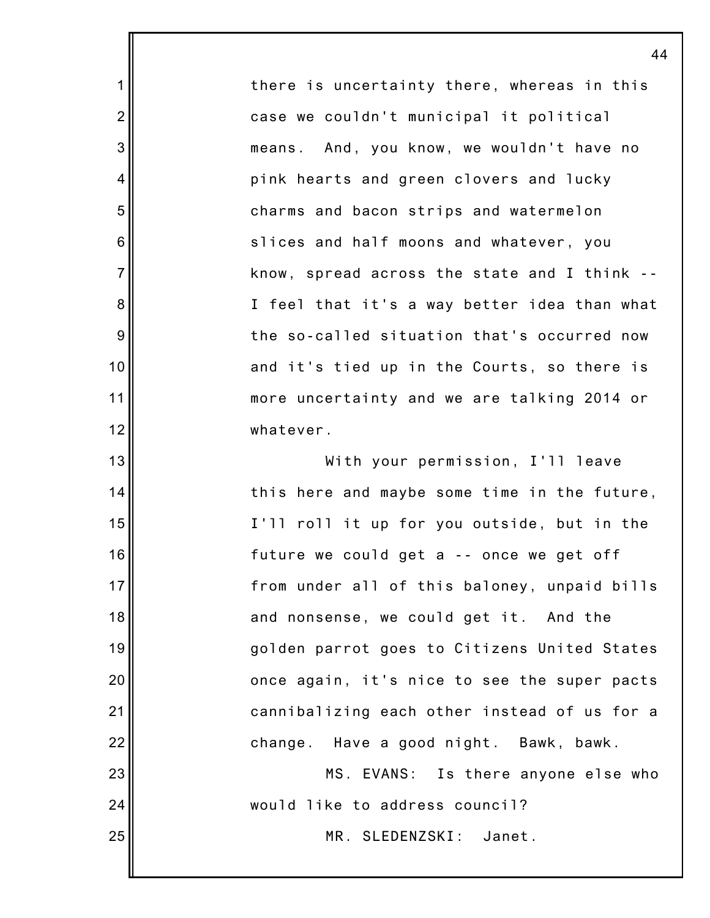there is uncertainty there, whereas in this case we couldn't municipal it political means. And, you know, we wouldn't have no pink hearts and green clovers and lucky charms and bacon strips and watermelon slices and half moons and whatever, you know, spread across the state and I think -- I feel that it's a way better idea than what the so-called situation that's occurred now and it's tied up in the Courts, so there is more uncertainty and we are talking 2014 or whatever.

With your permission, I'll leave this here and maybe some time in the future, I'll roll it up for you outside, but in the future we could get a -- once we get off from under all of this baloney, unpaid bills and nonsense, we could get it. And the golden parrot goes to Citizens United States once again, it's nice to see the super pacts cannibalizing each other instead of us for a change. Have a good night. Bawk, bawk.

MS. EVANS: Is there anyone else who would like to address council?

MR. SLEDENZSKI: Janet.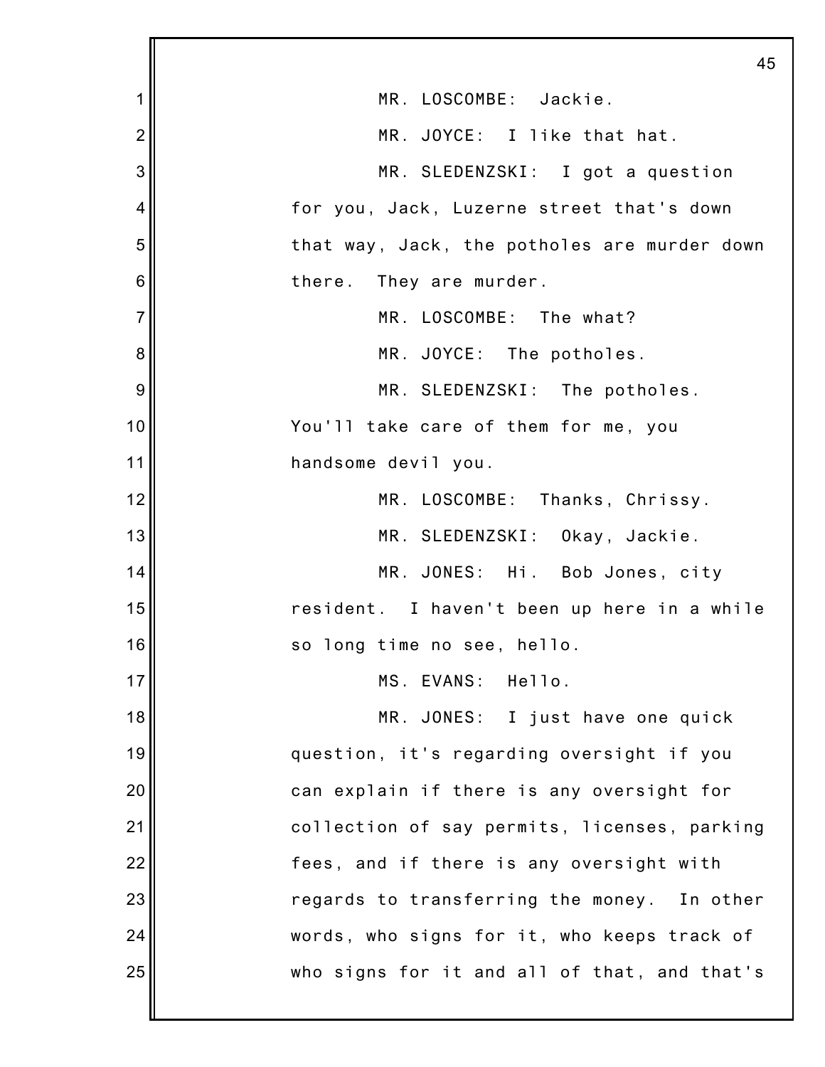MR. LOSCOMBE: Jackie.

MR. JOYCE: I like that hat.

MR. SLEDENZSKI: I got a question for you, Jack, Luzerne street that's down that way, Jack, the potholes are murder down there. They are murder.

MR. LOSCOMBE: The what?

MR. JOYCE: The potholes.

MR. SLEDENZSKI: The potholes. You'll take care of them for me, you handsome devil you.

MR. LOSCOMBE: Thanks, Chrissy.

MR. SLEDENZSKI: Okay, Jackie.

MR. JONES: Hi. Bob Jones, city resident. I haven't been up here in a while so long time no see, hello.

MS. EVANS: Hello.

MR. JONES: I just have one quick question, it's regarding oversight if you can explain if there is any oversight for collection of say permits, licenses, parking fees, and if there is any oversight with regards to transferring the money. In other words, who signs for it, who keeps track of who signs for it and all of that, and that's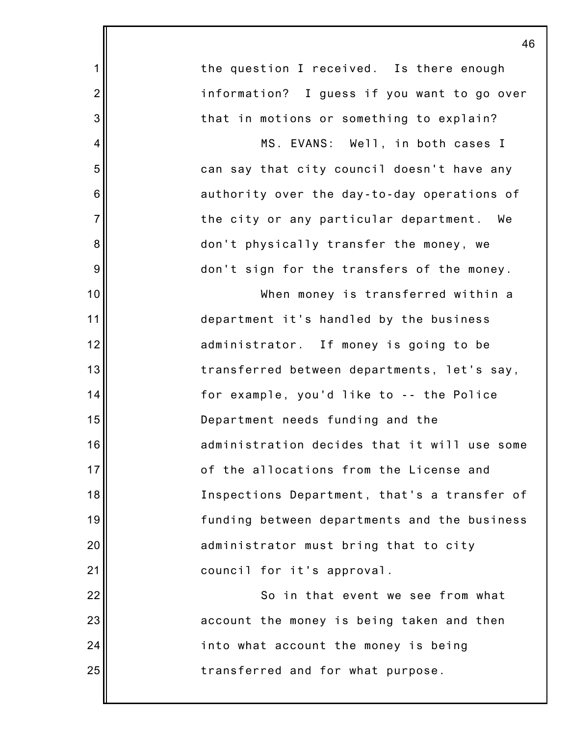the question I received. Is there enough information? I guess if you want to go over that in motions or something to explain?

MS. EVANS: Well, in both cases I can say that city council doesn't have any authority over the day-to-day operations of the city or any particular department. We don't physically transfer the money, we don't sign for the transfers of the money.

When money is transferred within a department it's handled by the business administrator. If money is going to be transferred between departments, let's say, for example, you'd like to -- the Police Department needs funding and the administration decides that it will use some of the allocations from the License and Inspections Department, that's a transfer of funding between departments and the business administrator must bring that to city council for it's approval.

So in that event we see from what account the money is being taken and then into what account the money is being transferred and for what purpose.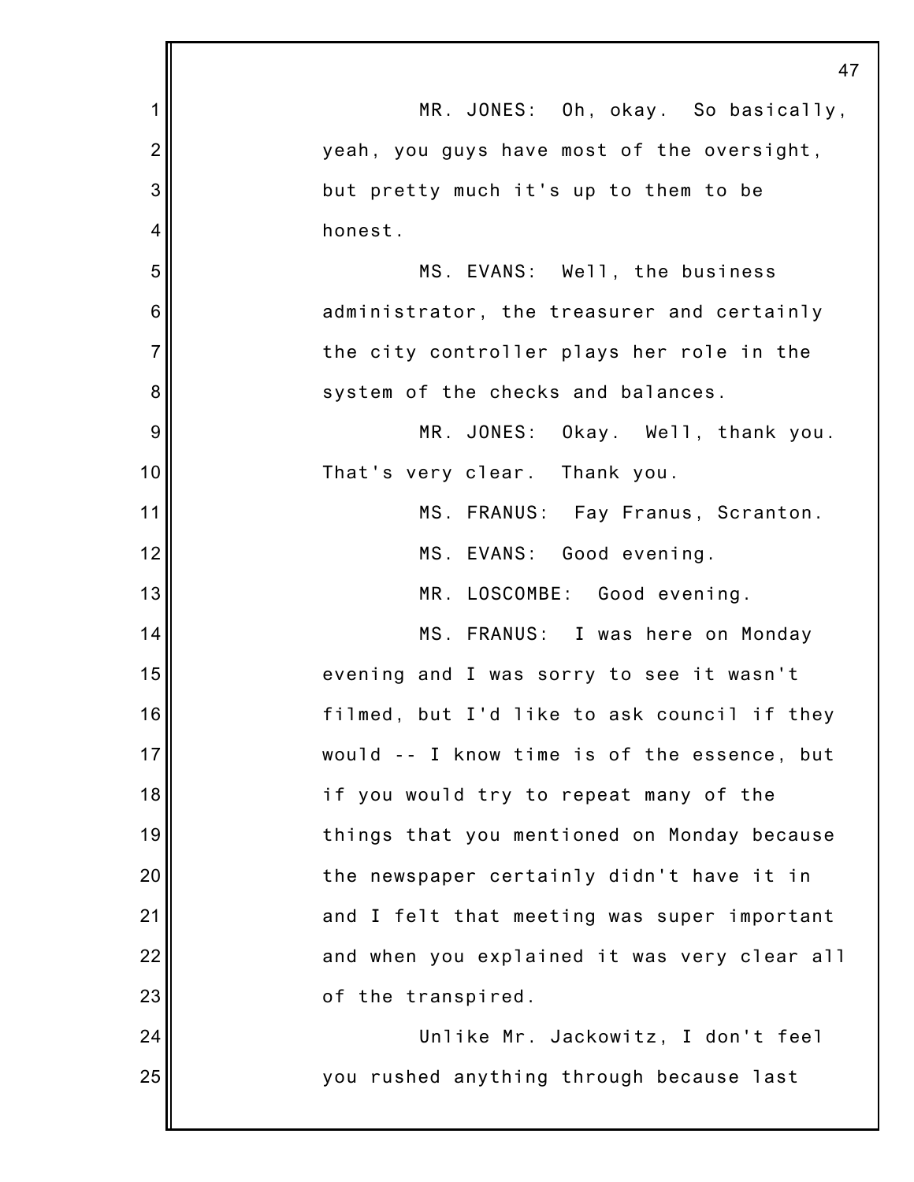MR. JONES: Oh, okay. So basically, yeah, you guys have most of the oversight, but pretty much it's up to them to be honest.

MS. EVANS: Well, the business administrator, the treasurer and certainly the city controller plays her role in the system of the checks and balances.

MR. JONES: Okay. Well, thank you. That's very clear. Thank you.

MS. FRANUS: Fay Franus, Scranton.

MS. EVANS: Good evening.

MR. LOSCOMBE: Good evening.

MS. FRANUS: I was here on Monday evening and I was sorry to see it wasn't filmed, but I'd like to ask council if they would -- I know time is of the essence, but if you would try to repeat many of the things that you mentioned on Monday because the newspaper certainly didn't have it in and I felt that meeting was super important and when you explained it was very clear all of the transpired.

Unlike Mr. Jackowitz, I don't feel you rushed anything through because last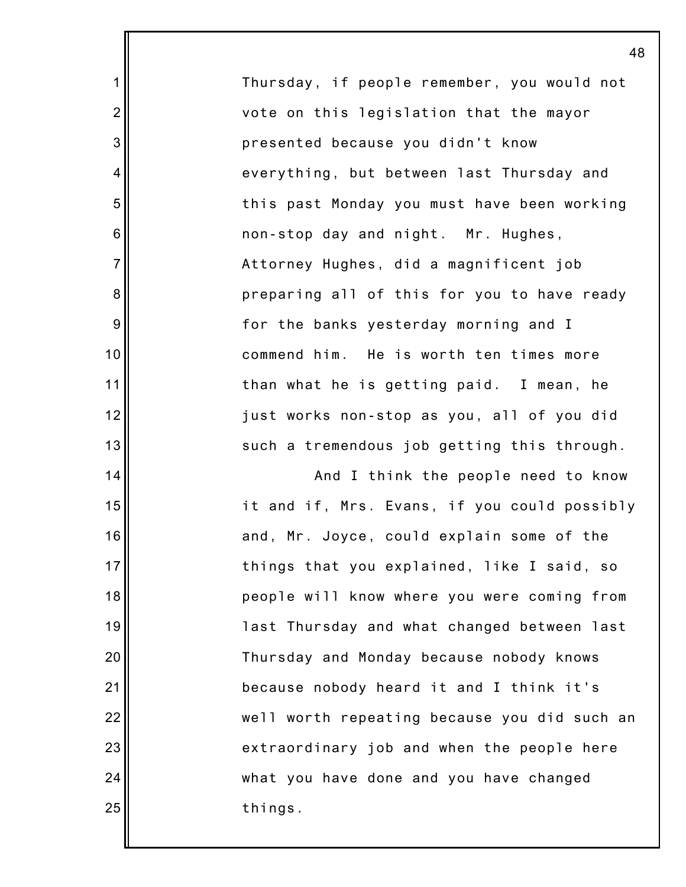Thursday, if people remember, you would not vote on this legislation that the mayor presented because you didn't know everything, but between last Thursday and this past Monday you must have been working non-stop day and night. Mr. Hughes, Attorney Hughes, did a magnificent job preparing all of this for you to have ready for the banks yesterday morning and I commend him. He is worth ten times more than what he is getting paid. I mean, he just works non-stop as you, all of you did such a tremendous job getting this through.

And I think the people need to know it and if, Mrs. Evans, if you could possibly and, Mr. Joyce, could explain some of the things that you explained, like I said, so people will know where you were coming from last Thursday and what changed between last Thursday and Monday because nobody knows because nobody heard it and I think it's well worth repeating because you did such an extraordinary job and when the people here what you have done and you have changed things.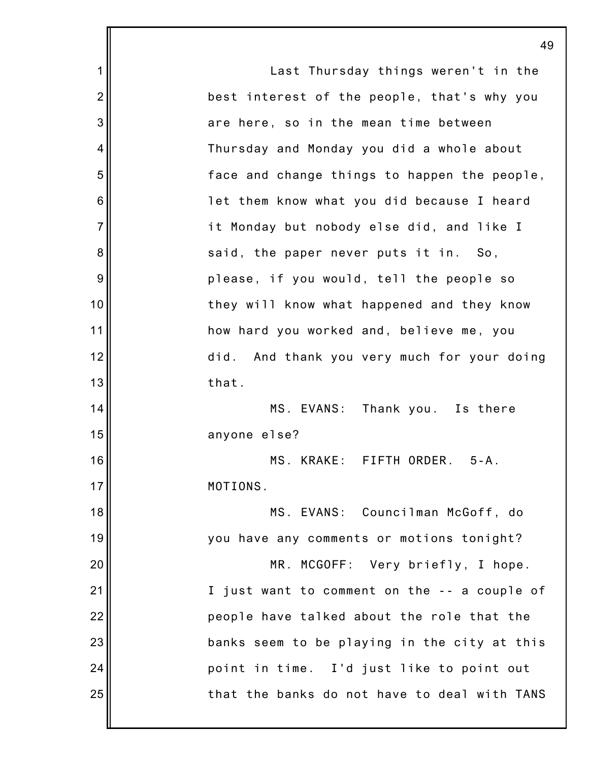Last Thursday things weren't in the best interest of the people, that's why you are here, so in the mean time between Thursday and Monday you did a whole about face and change things to happen the people, let them know what you did because I heard it Monday but nobody else did, and like I said, the paper never puts it in. So, please, if you would, tell the people so they will know what happened and they know how hard you worked and, believe me, you did. And thank you very much for your doing that.

MS. EVANS: Thank you. Is there anyone else?

MS. KRAKE: FIFTH ORDER. 5-A. MOTIONS.

MS. EVANS: Councilman McGoff, do you have any comments or motions tonight?

MR. MCGOFF: Very briefly, I hope. I just want to comment on the -- a couple of people have talked about the role that the banks seem to be playing in the city at this point in time. I'd just like to point out that the banks do not have to deal with TANS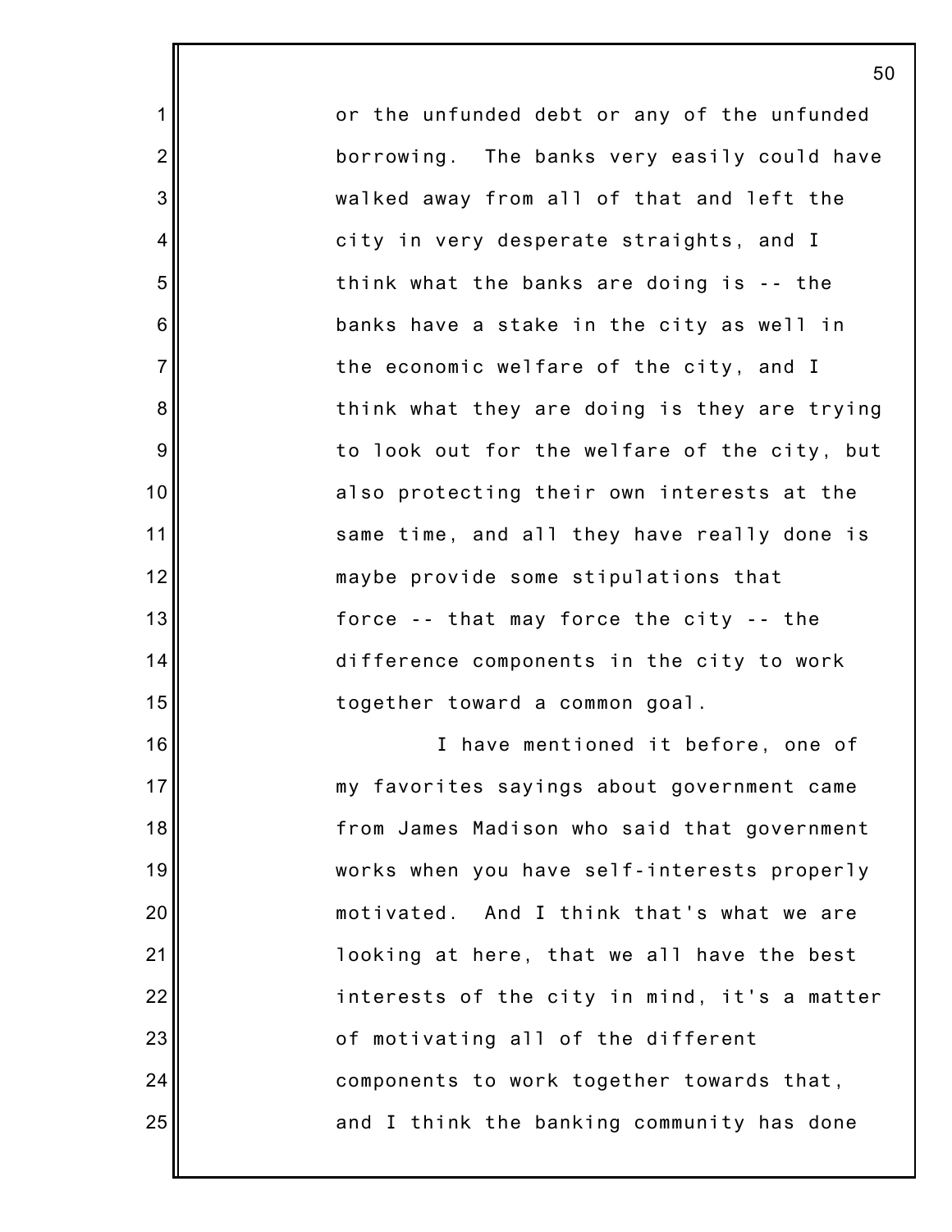or the unfunded debt or any of the unfunded borrowing. The banks very easily could have walked away from all of that and left the city in very desperate straights, and I think what the banks are doing is -- the banks have a stake in the city as well in the economic welfare of the city, and I think what they are doing is they are trying to look out for the welfare of the city, but also protecting their own interests at the same time, and all they have really done is maybe provide some stipulations that force -- that may force the city -- the difference components in the city to work together toward a common goal.

I have mentioned it before, one of my favorites sayings about government came from James Madison who said that government works when you have self-interests properly motivated. And I think that's what we are looking at here, that we all have the best interests of the city in mind, it's a matter of motivating all of the different components to work together towards that, and I think the banking community has done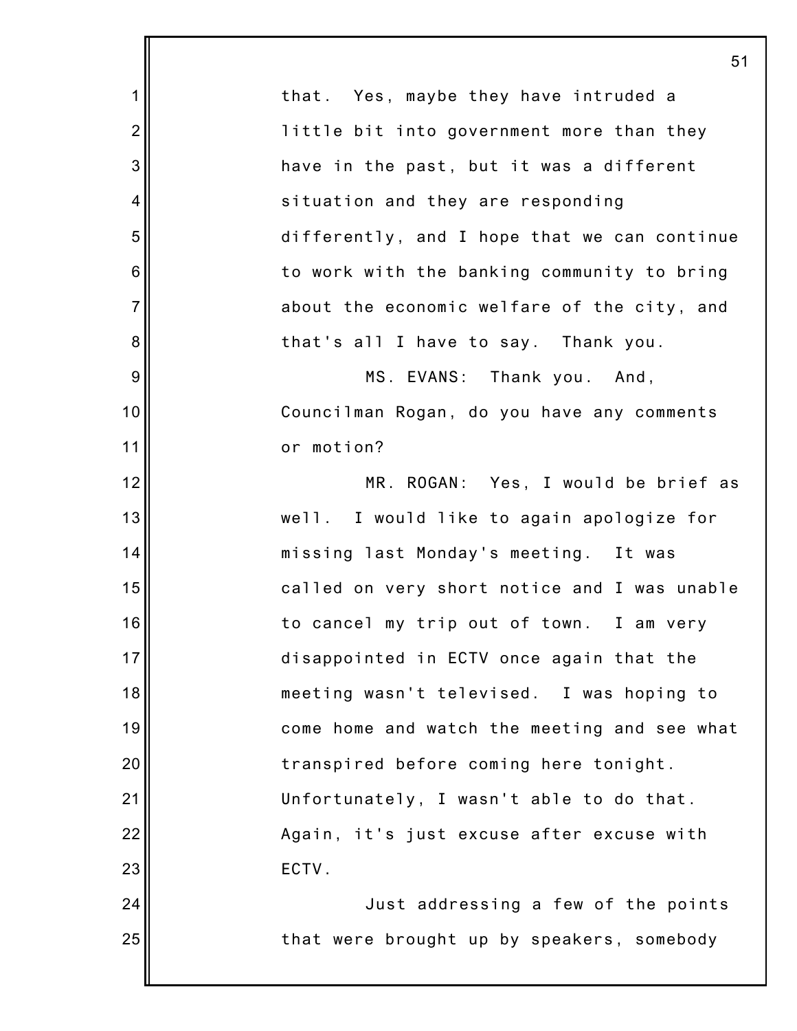that. Yes, maybe they have intruded a little bit into government more than they have in the past, but it was a different situation and they are responding differently, and I hope that we can continue to work with the banking community to bring about the economic welfare of the city, and that's all I have to say. Thank you.

MS. EVANS: Thank you. And, Councilman Rogan, do you have any comments or motion?

MR. ROGAN: Yes, I would be brief as well. I would like to again apologize for missing last Monday's meeting. It was called on very short notice and I was unable to cancel my trip out of town. I am very disappointed in ECTV once again that the meeting wasn't televised. I was hoping to come home and watch the meeting and see what transpired before coming here tonight. Unfortunately, I wasn't able to do that. Again, it's just excuse after excuse with ECTV.

Just addressing a few of the points that were brought up by speakers, somebody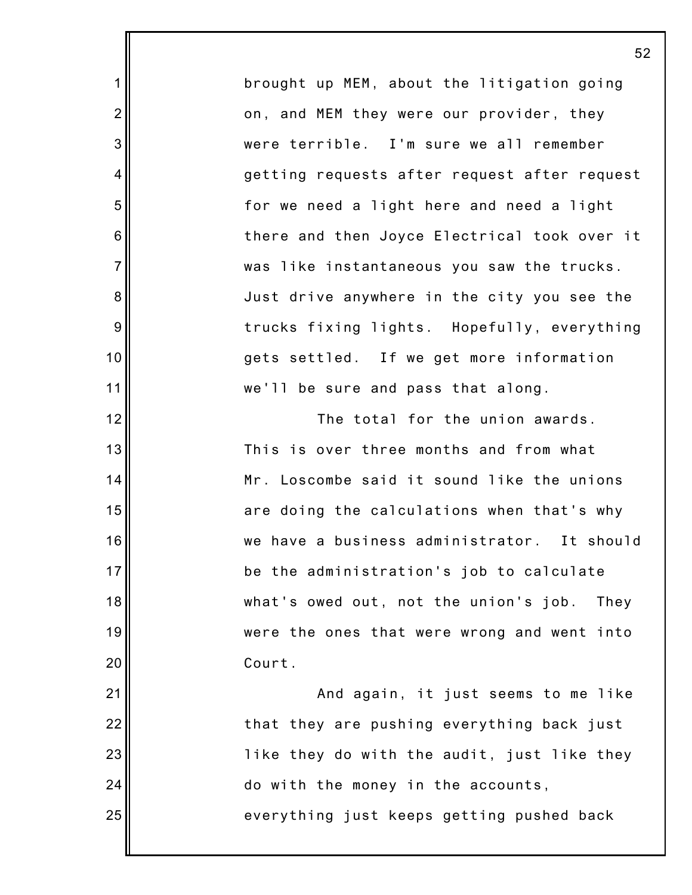brought up MEM, about the litigation going on, and MEM they were our provider, they were terrible. I'm sure we all remember getting requests after request after request for we need a light here and need a light there and then Joyce Electrical took over it was like instantaneous you saw the trucks. Just drive anywhere in the city you see the trucks fixing lights. Hopefully, everything gets settled. If we get more information we'll be sure and pass that along.

The total for the union awards. This is over three months and from what Mr. Loscombe said it sound like the unions are doing the calculations when that's why we have a business administrator. It should be the administration's job to calculate what's owed out, not the union's job. They were the ones that were wrong and went into Court.

And again, it just seems to me like that they are pushing everything back just like they do with the audit, just like they do with the money in the accounts, everything just keeps getting pushed back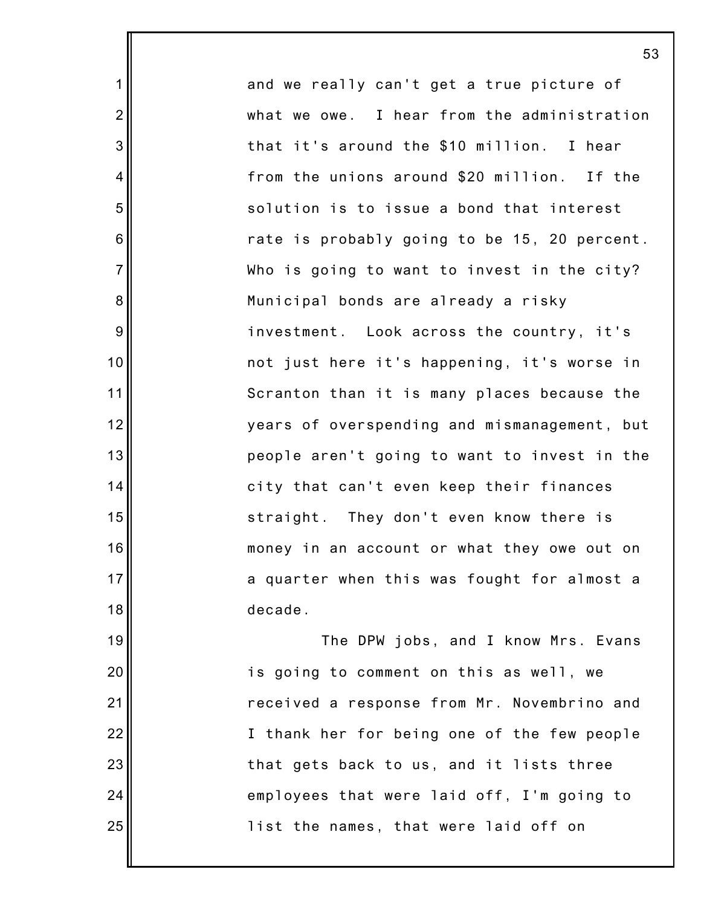and we really can't get a true picture of what we owe. I hear from the administration that it's around the $10 million. I hear from the unions around $20 million. If the solution is to issue a bond that interest rate is probably going to be 15, 20 percent. Who is going to want to invest in the city? Municipal bonds are already a risky investment. Look across the country, it's not just here it's happening, it's worse in Scranton than it is many places because the years of overspending and mismanagement, but people aren't going to want to invest in the city that can't even keep their finances straight. They don't even know there is money in an account or what they owe out on a quarter when this was fought for almost a decade.

The DPW jobs, and I know Mrs. Evans is going to comment on this as well, we received a response from Mr. Novembrino and I thank her for being one of the few people that gets back to us, and it lists three employees that were laid off, I'm going to list the names, that were laid off on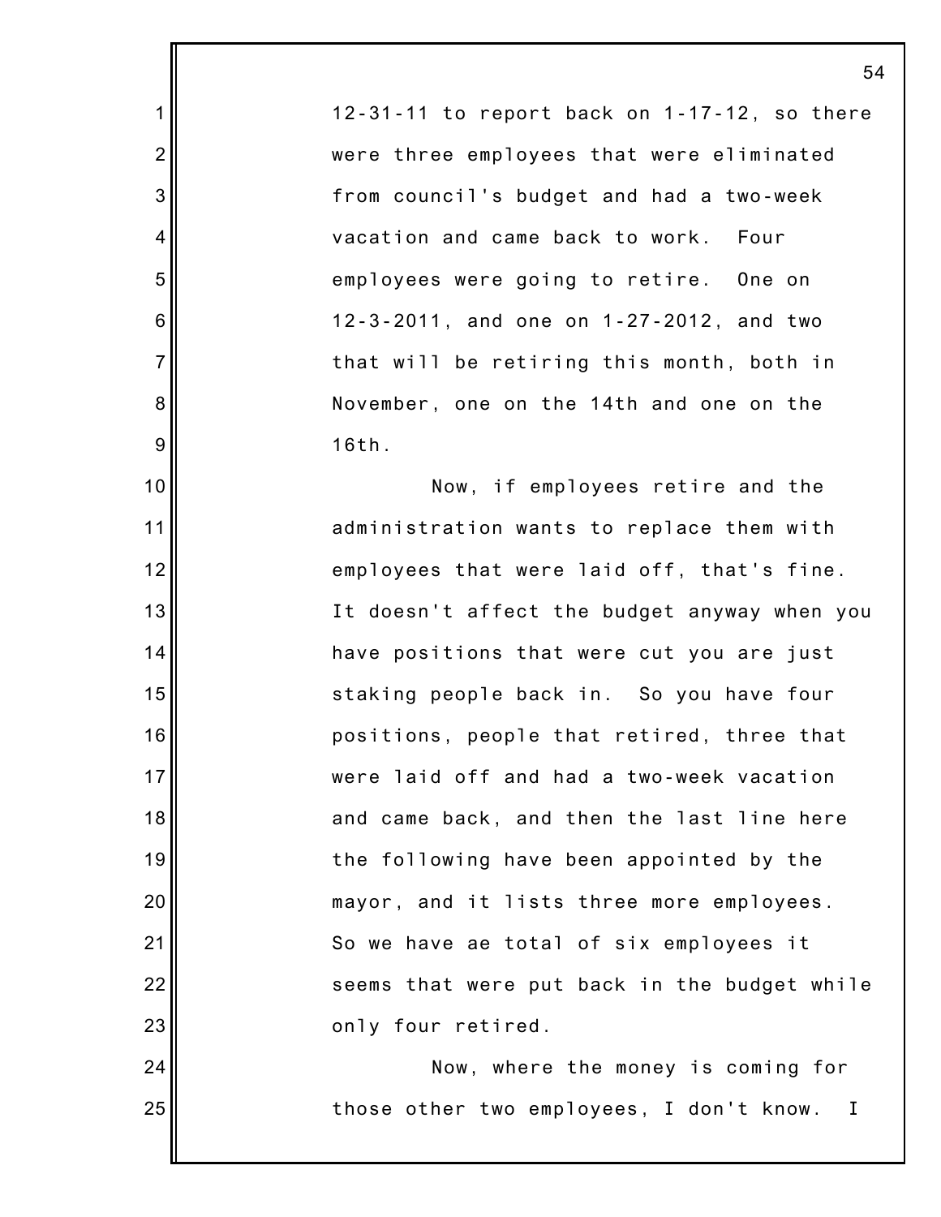12-31-11 to report back on 1-17-12, so there were three employees that were eliminated from council's budget and had a two-week vacation and came back to work. Four employees were going to retire. One on 12-3-2011, and one on 1-27-2012, and two that will be retiring this month, both in November, one on the 14th and one on the 16th.

Now, if employees retire and the administration wants to replace them with employees that were laid off, that's fine. It doesn't affect the budget anyway when you have positions that were cut you are just staking people back in. So you have four positions, people that retired, three that were laid off and had a two-week vacation and came back, and then the last line here the following have been appointed by the mayor, and it lists three more employees. So we have ae total of six employees it seems that were put back in the budget while only four retired.

Now, where the money is coming for those other two employees, I don't know. I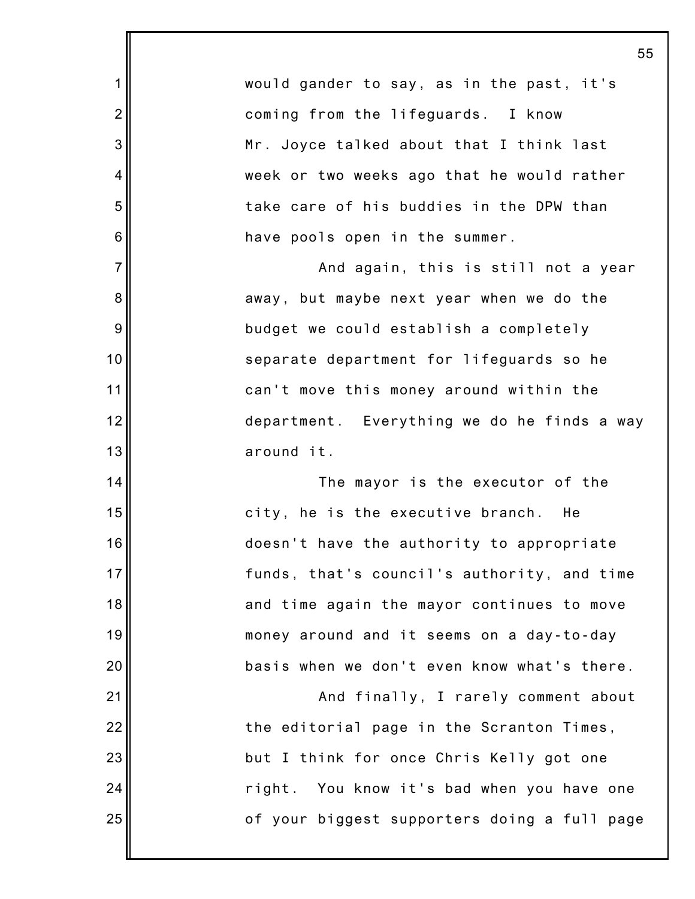would gander to say, as in the past, it's coming from the lifeguards. I know Mr. Joyce talked about that I think last week or two weeks ago that he would rather take care of his buddies in the DPW than have pools open in the summer.

And again, this is still not a year away, but maybe next year when we do the budget we could establish a completely separate department for lifeguards so he can't move this money around within the department. Everything we do he finds a way around it.

The mayor is the executor of the city, he is the executive branch. He doesn't have the authority to appropriate funds, that's council's authority, and time and time again the mayor continues to move money around and it seems on a day-to-day basis when we don't even know what's there.

And finally, I rarely comment about the editorial page in the Scranton Times, but I think for once Chris Kelly got one right. You know it's bad when you have one of your biggest supporters doing a full page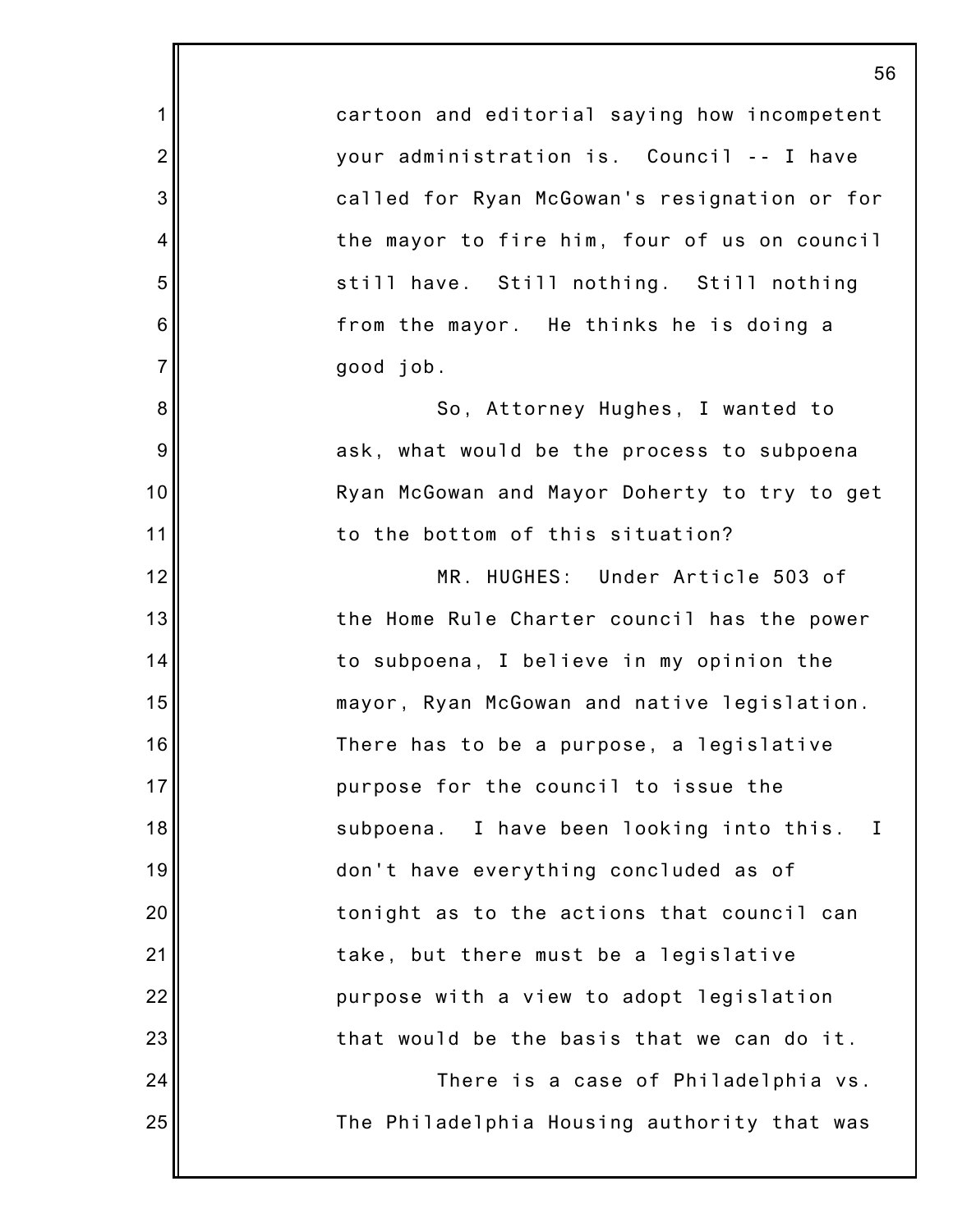cartoon and editorial saying how incompetent your administration is. Council -- I have called for Ryan McGowan's resignation or for the mayor to fire him, four of us on council still have. Still nothing. Still nothing from the mayor. He thinks he is doing a good job.

So, Attorney Hughes, I wanted to ask, what would be the process to subpoena Ryan McGowan and Mayor Doherty to try to get to the bottom of this situation?

MR. HUGHES: Under Article 503 of the Home Rule Charter council has the power to subpoena, I believe in my opinion the mayor, Ryan McGowan and native legislation. There has to be a purpose, a legislative purpose for the council to issue the subpoena. I have been looking into this. I don't have everything concluded as of tonight as to the actions that council can take, but there must be a legislative purpose with a view to adopt legislation that would be the basis that we can do it.

There is a case of Philadelphia vs. The Philadelphia Housing authority that was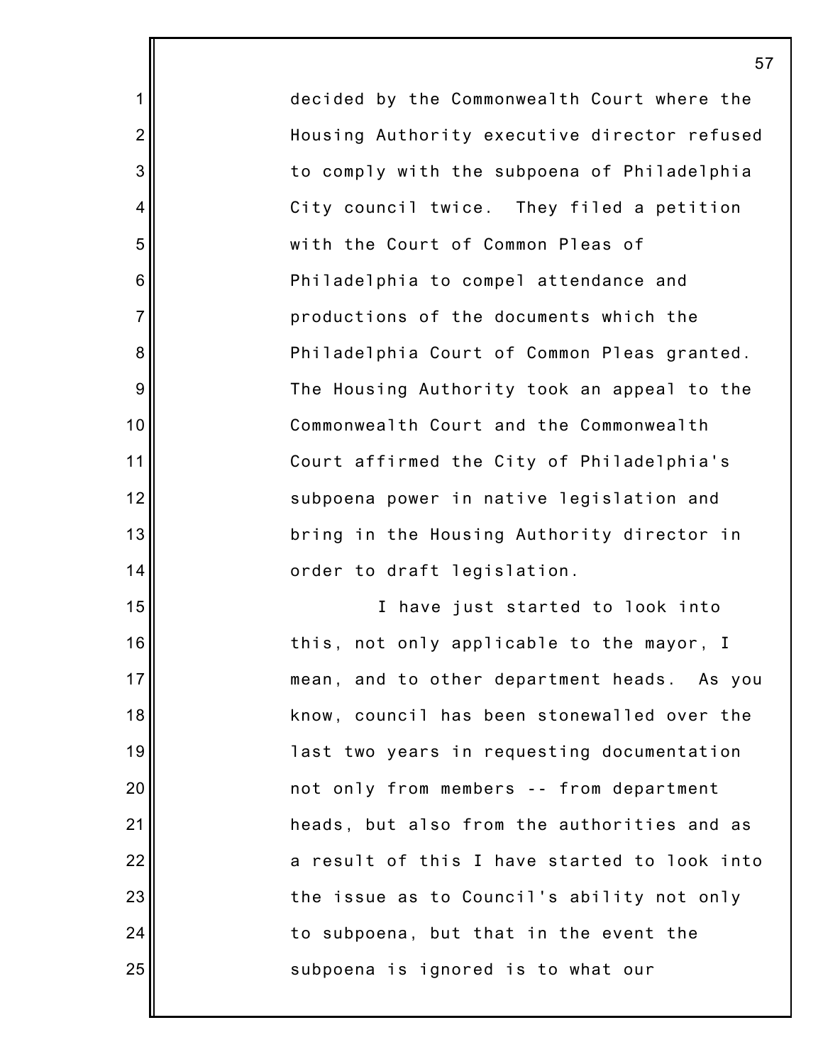decided by the Commonwealth Court where the Housing Authority executive director refused to comply with the subpoena of Philadelphia City council twice. They filed a petition with the Court of Common Pleas of Philadelphia to compel attendance and productions of the documents which the Philadelphia Court of Common Pleas granted. The Housing Authority took an appeal to the Commonwealth Court and the Commonwealth Court affirmed the City of Philadelphia's subpoena power in native legislation and bring in the Housing Authority director in order to draft legislation.

I have just started to look into this, not only applicable to the mayor, I mean, and to other department heads. As you know, council has been stonewalled over the last two years in requesting documentation not only from members -- from department heads, but also from the authorities and as a result of this I have started to look into the issue as to Council's ability not only to subpoena, but that in the event the subpoena is ignored is to what our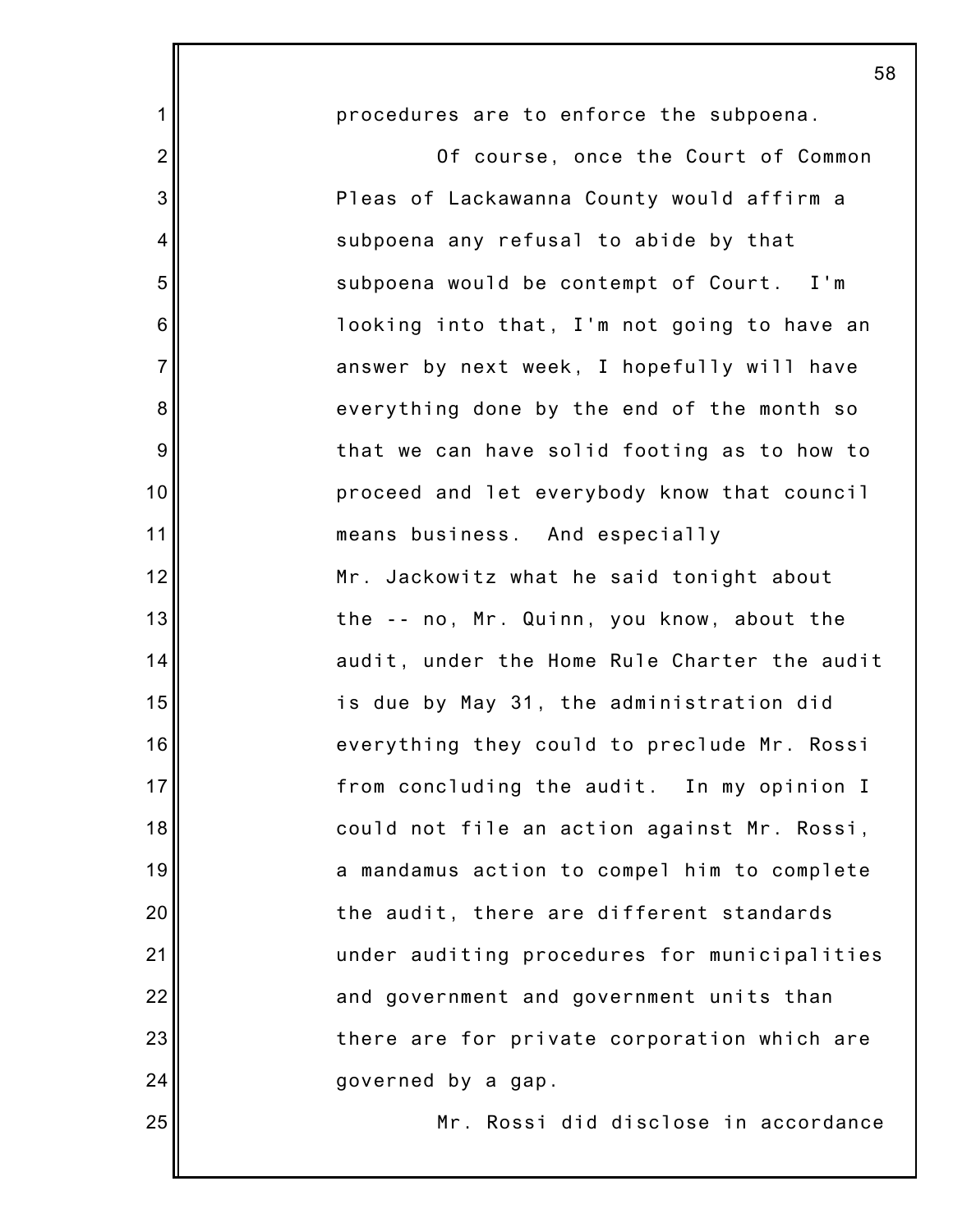procedures are to enforce the subpoena.

Of course, once the Court of Common Pleas of Lackawanna County would affirm a subpoena any refusal to abide by that subpoena would be contempt of Court. I'm looking into that, I'm not going to have an answer by next week, I hopefully will have everything done by the end of the month so that we can have solid footing as to how to proceed and let everybody know that council means business. And especially Mr. Jackowitz what he said tonight about the -- no, Mr. Quinn, you know, about the audit, under the Home Rule Charter the audit is due by May 31, the administration did everything they could to preclude Mr. Rossi from concluding the audit. In my opinion I could not file an action against Mr. Rossi, a mandamus action to compel him to complete the audit, there are different standards under auditing procedures for municipalities and government and government units than there are for private corporation which are governed by a gap.

Mr. Rossi did disclose in accordance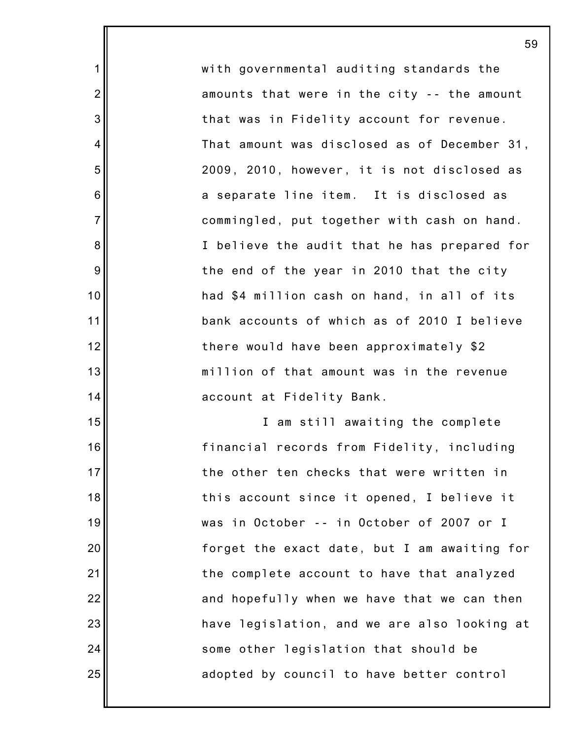with governmental auditing standards the amounts that were in the city -- the amount that was in Fidelity account for revenue. That amount was disclosed as of December 31, 2009, 2010, however, it is not disclosed as a separate line item. It is disclosed as commingled, put together with cash on hand. I believe the audit that he has prepared for the end of the year in 2010 that the city had $4 million cash on hand, in all of its bank accounts of which as of 2010 I believe there would have been approximately $2 million of that amount was in the revenue account at Fidelity Bank.

I am still awaiting the complete financial records from Fidelity, including the other ten checks that were written in this account since it opened, I believe it was in October -- in October of 2007 or I forget the exact date, but I am awaiting for the complete account to have that analyzed and hopefully when we have that we can then have legislation, and we are also looking at some other legislation that should be adopted by council to have better control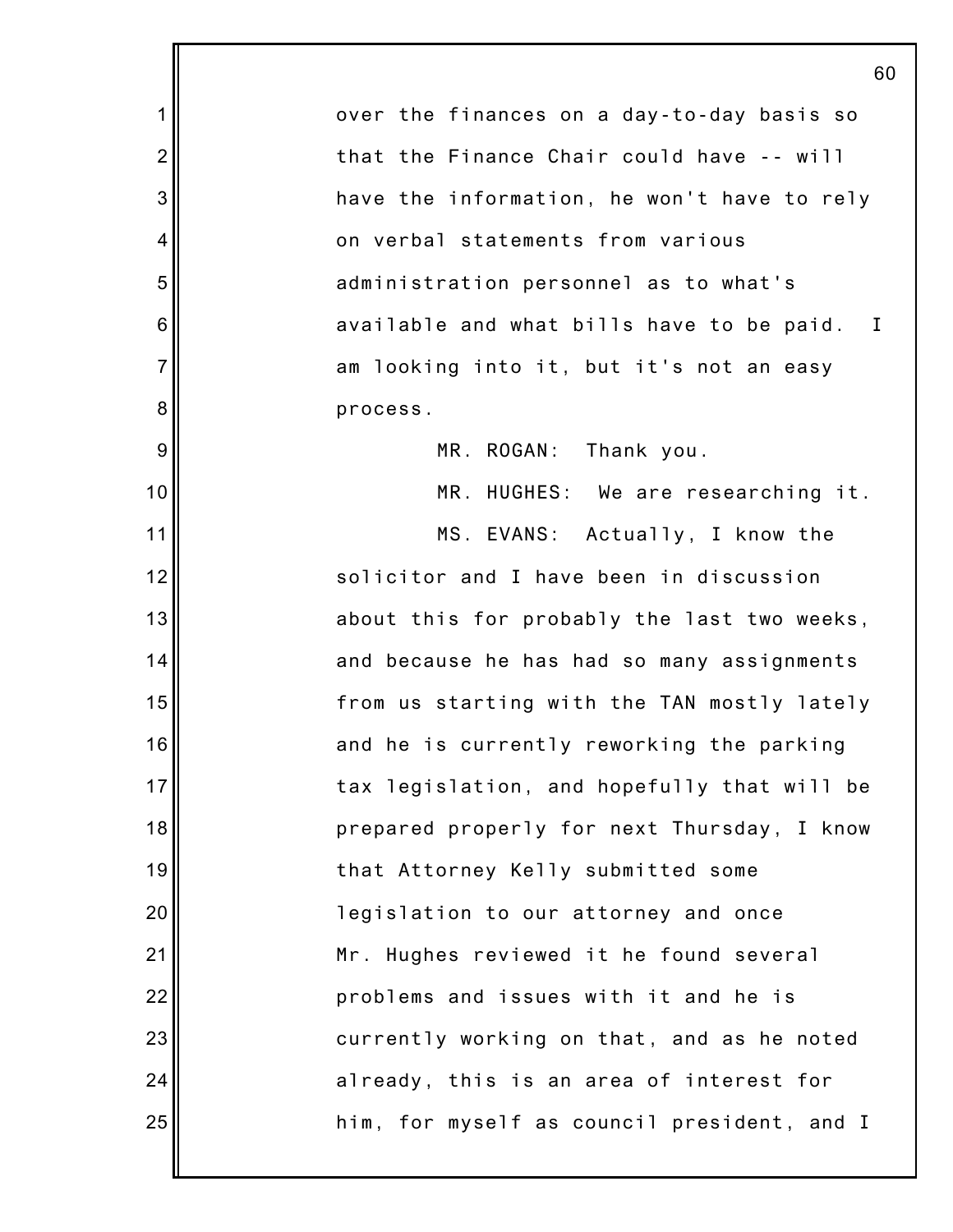over the finances on a day-to-day basis so that the Finance Chair could have -- will have the information, he won't have to rely on verbal statements from various administration personnel as to what's available and what bills have to be paid. I am looking into it, but it's not an easy process.

MR. ROGAN: Thank you.

MR. HUGHES: We are researching it.

MS. EVANS: Actually, I know the solicitor and I have been in discussion about this for probably the last two weeks, and because he has had so many assignments from us starting with the TAN mostly lately and he is currently reworking the parking tax legislation, and hopefully that will be prepared properly for next Thursday, I know that Attorney Kelly submitted some legislation to our attorney and once Mr. Hughes reviewed it he found several problems and issues with it and he is currently working on that, and as he noted already, this is an area of interest for him, for myself as council president, and I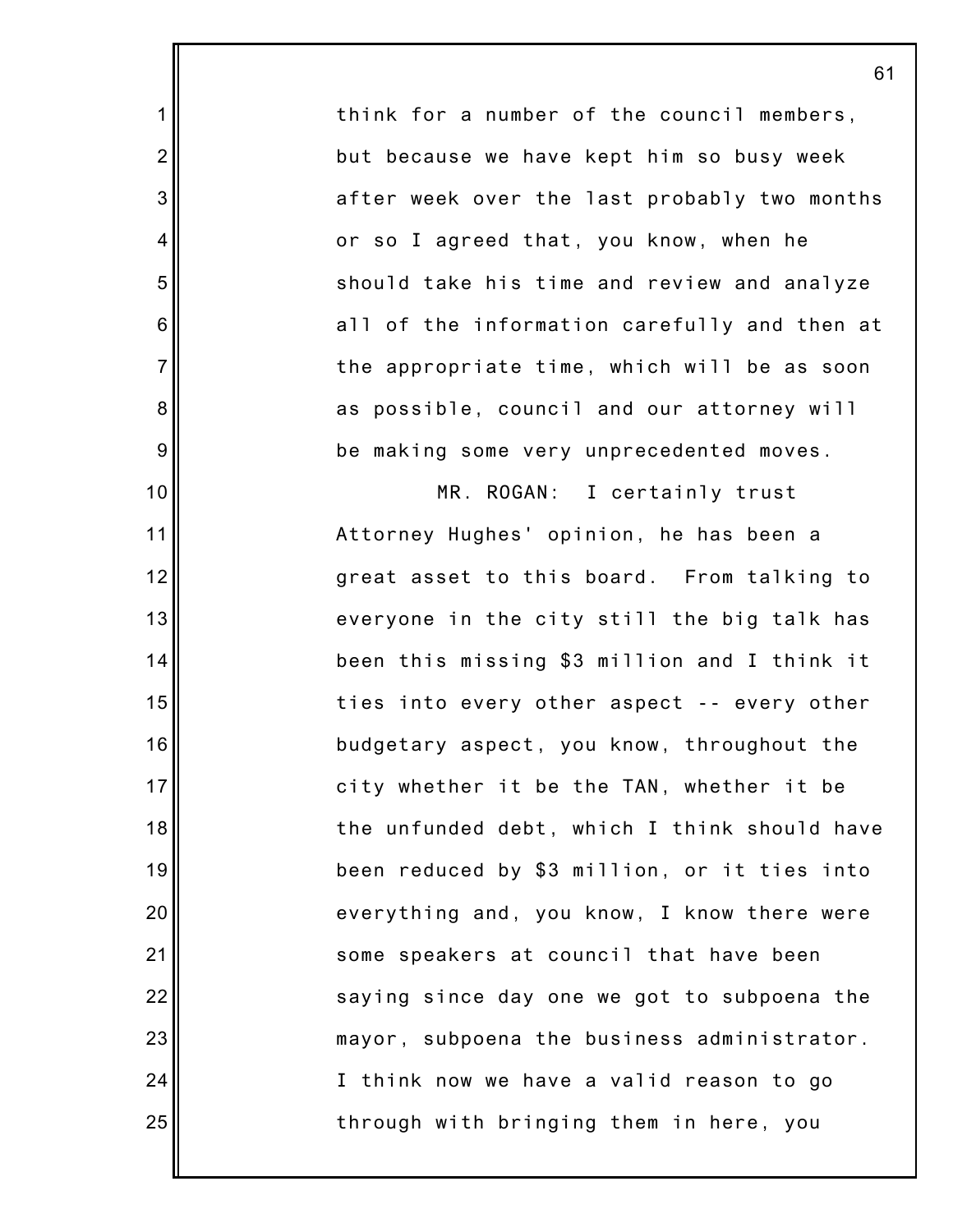think for a number of the council members, but because we have kept him so busy week after week over the last probably two months or so I agreed that, you know, when he should take his time and review and analyze all of the information carefully and then at the appropriate time, which will be as soon as possible, council and our attorney will be making some very unprecedented moves.

MR. ROGAN: I certainly trust Attorney Hughes' opinion, he has been a great asset to this board. From talking to everyone in the city still the big talk has been this missing $3 million and I think it ties into every other aspect -- every other budgetary aspect, you know, throughout the city whether it be the TAN, whether it be the unfunded debt, which I think should have been reduced by $3 million, or it ties into everything and, you know, I know there were some speakers at council that have been saying since day one we got to subpoena the mayor, subpoena the business administrator. I think now we have a valid reason to go through with bringing them in here, you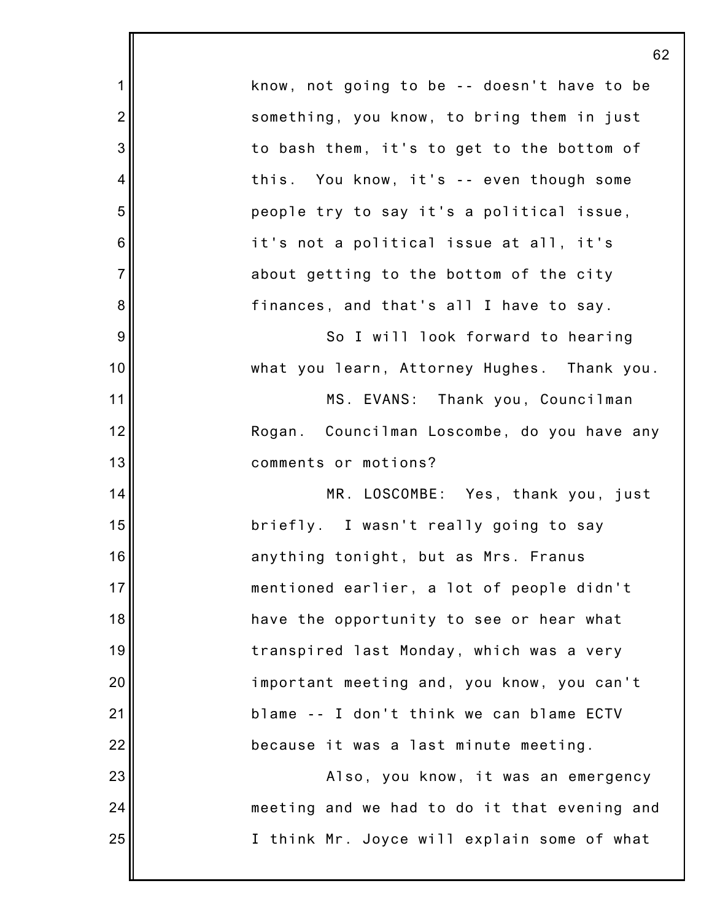know, not going to be -- doesn't have to be something, you know, to bring them in just to bash them, it's to get to the bottom of this. You know, it's -- even though some people try to say it's a political issue, it's not a political issue at all, it's about getting to the bottom of the city finances, and that's all I have to say.

So I will look forward to hearing what you learn, Attorney Hughes. Thank you.

MS. EVANS: Thank you, Councilman Rogan. Councilman Loscombe, do you have any comments or motions?

MR. LOSCOMBE: Yes, thank you, just briefly. I wasn't really going to say anything tonight, but as Mrs. Franus mentioned earlier, a lot of people didn't have the opportunity to see or hear what transpired last Monday, which was a very important meeting and, you know, you can't blame -- I don't think we can blame ECTV because it was a last minute meeting.

Also, you know, it was an emergency meeting and we had to do it that evening and I think Mr. Joyce will explain some of what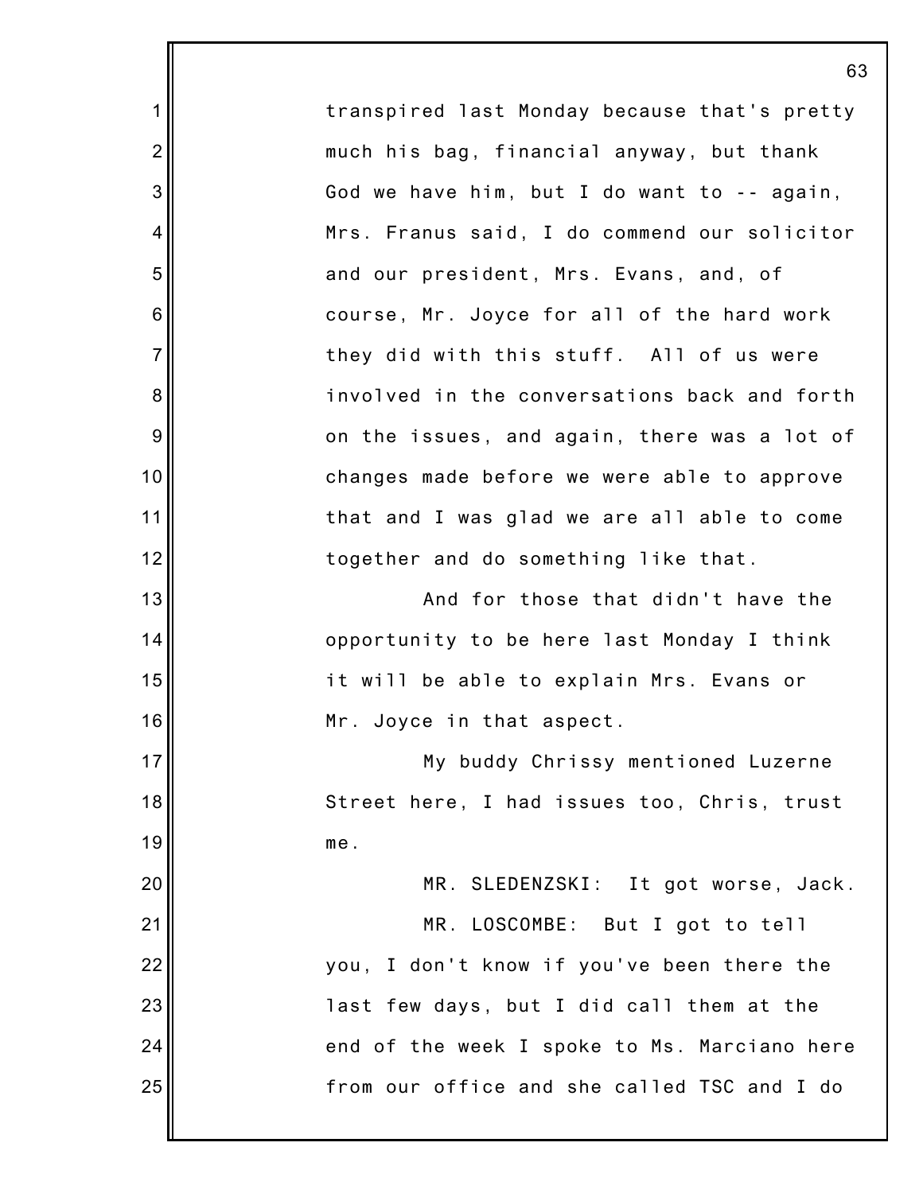transpired last Monday because that's pretty much his bag, financial anyway, but thank God we have him, but I do want to -- again, Mrs. Franus said, I do commend our solicitor and our president, Mrs. Evans, and, of course, Mr. Joyce for all of the hard work they did with this stuff. All of us were involved in the conversations back and forth on the issues, and again, there was a lot of changes made before we were able to approve that and I was glad we are all able to come together and do something like that.

And for those that didn't have the opportunity to be here last Monday I think it will be able to explain Mrs. Evans or Mr. Joyce in that aspect.

My buddy Chrissy mentioned Luzerne Street here, I had issues too, Chris, trust me.

MR. SLEDENZSKI: It got worse, Jack.

MR. LOSCOMBE: But I got to tell you, I don't know if you've been there the last few days, but I did call them at the end of the week I spoke to Ms. Marciano here from our office and she called TSC and I do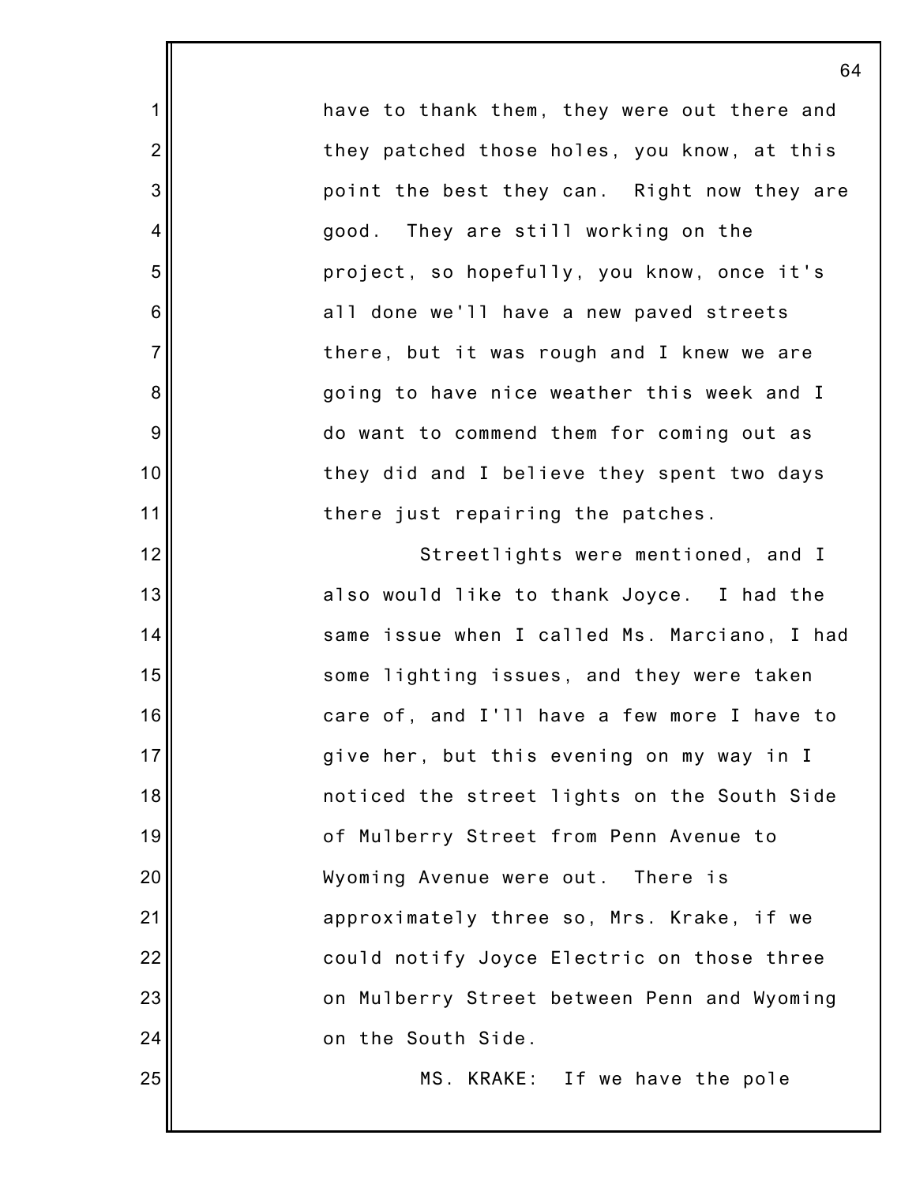have to thank them, they were out there and they patched those holes, you know, at this point the best they can. Right now they are good. They are still working on the project, so hopefully, you know, once it's all done we'll have a new paved streets there, but it was rough and I knew we are going to have nice weather this week and I do want to commend them for coming out as they did and I believe they spent two days there just repairing the patches.

Streetlights were mentioned, and I also would like to thank Joyce. I had the same issue when I called Ms. Marciano, I had some lighting issues, and they were taken care of, and I'll have a few more I have to give her, but this evening on my way in I noticed the street lights on the South Side of Mulberry Street from Penn Avenue to Wyoming Avenue were out. There is approximately three so, Mrs. Krake, if we could notify Joyce Electric on those three on Mulberry Street between Penn and Wyoming on the South Side.

MS. KRAKE: If we have the pole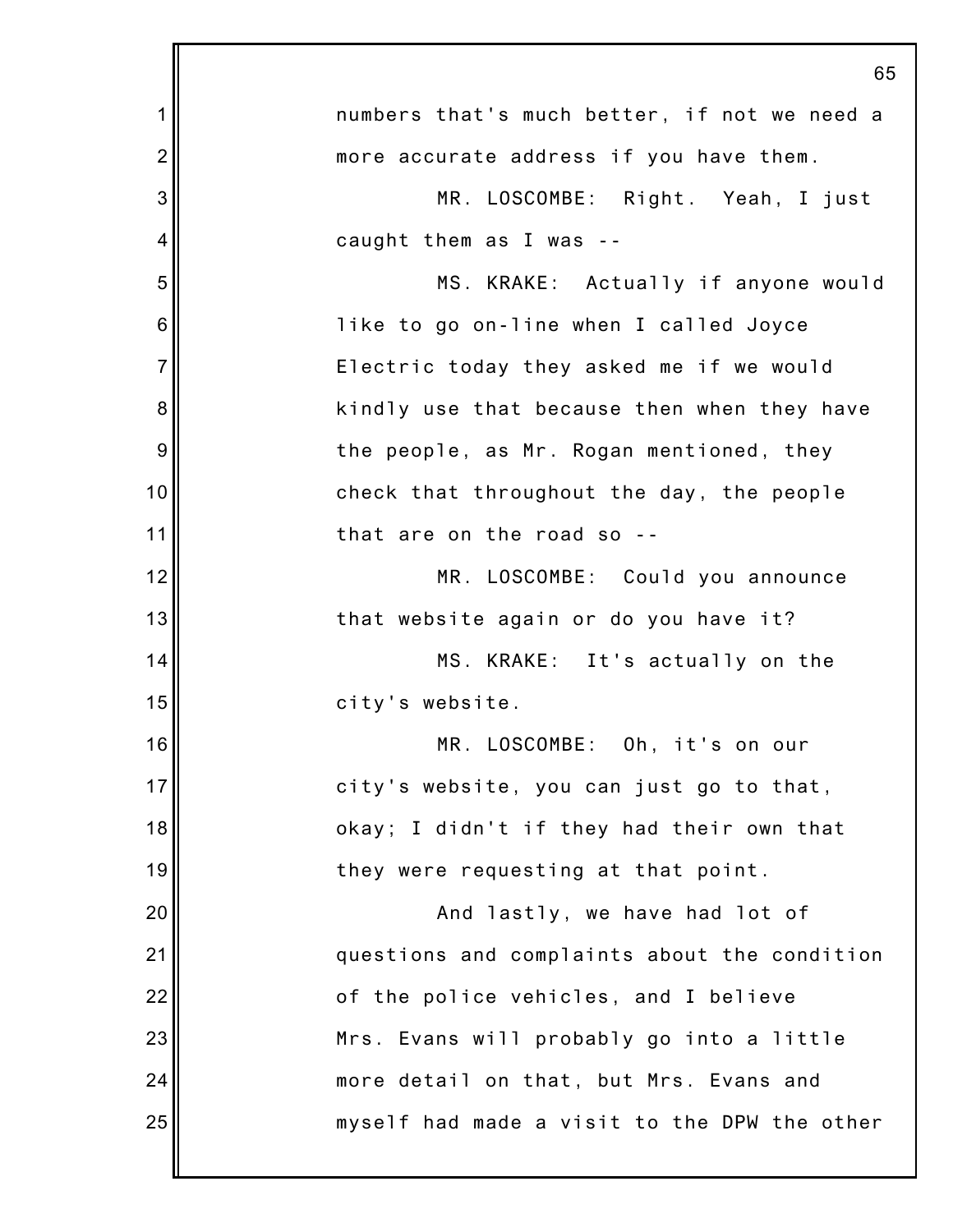numbers that's much better, if not we need a more accurate address if you have them.

MR. LOSCOMBE: Right. Yeah, I just caught them as I was --

MS. KRAKE: Actually if anyone would like to go on-line when I called Joyce Electric today they asked me if we would kindly use that because then when they have the people, as Mr. Rogan mentioned, they check that throughout the day, the people that are on the road so --

MR. LOSCOMBE: Could you announce that website again or do you have it?

MS. KRAKE: It's actually on the city's website.

MR. LOSCOMBE: Oh, it's on our city's website, you can just go to that, okay; I didn't if they had their own that they were requesting at that point.

And lastly, we have had lot of questions and complaints about the condition of the police vehicles, and I believe Mrs. Evans will probably go into a little more detail on that, but Mrs. Evans and myself had made a visit to the DPW the other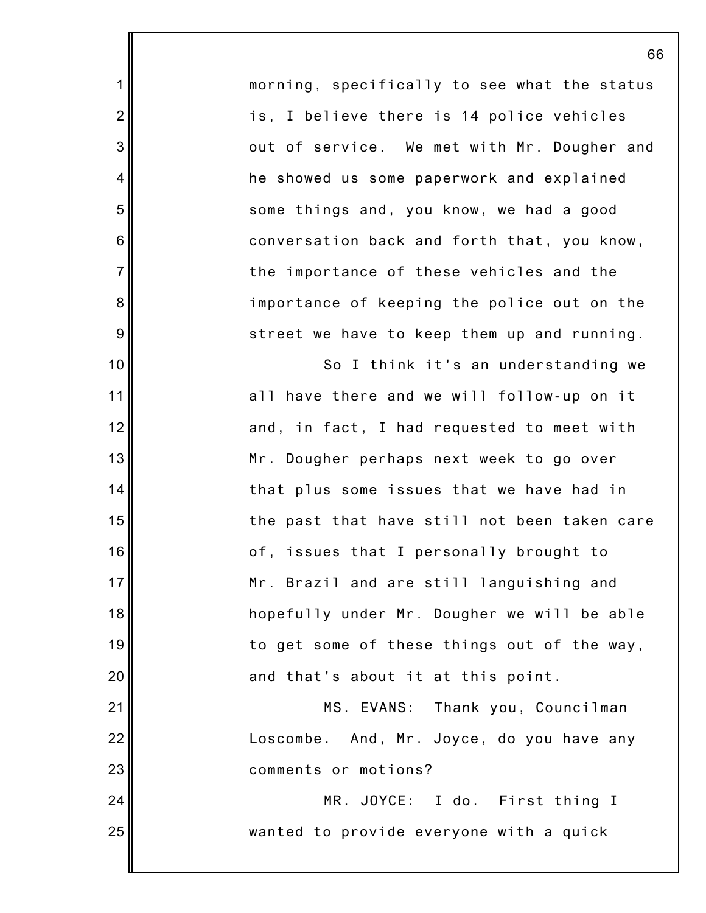morning, specifically to see what the status is, I believe there is 14 police vehicles out of service. We met with Mr. Dougher and he showed us some paperwork and explained some things and, you know, we had a good conversation back and forth that, you know, the importance of these vehicles and the importance of keeping the police out on the street we have to keep them up and running.

So I think it's an understanding we all have there and we will follow-up on it and, in fact, I had requested to meet with Mr. Dougher perhaps next week to go over that plus some issues that we have had in the past that have still not been taken care of, issues that I personally brought to Mr. Brazil and are still languishing and hopefully under Mr. Dougher we will be able to get some of these things out of the way, and that's about it at this point.

MS. EVANS: Thank you, Councilman Loscombe. And, Mr. Joyce, do you have any comments or motions?

MR. JOYCE: I do. First thing I wanted to provide everyone with a quick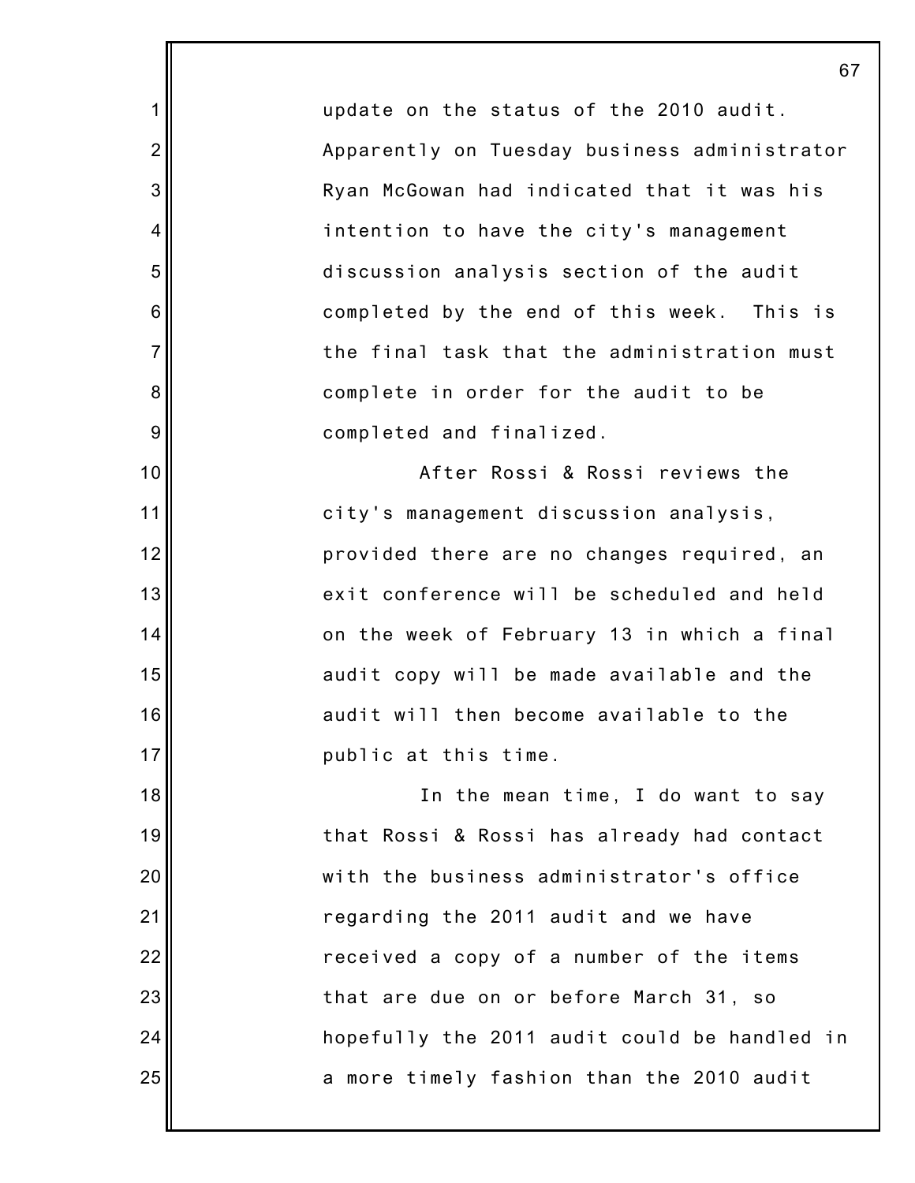update on the status of the 2010 audit. Apparently on Tuesday business administrator Ryan McGowan had indicated that it was his intention to have the city's management discussion analysis section of the audit completed by the end of this week. This is the final task that the administration must complete in order for the audit to be completed and finalized.

After Rossi & Rossi reviews the city's management discussion analysis, provided there are no changes required, an exit conference will be scheduled and held on the week of February 13 in which a final audit copy will be made available and the audit will then become available to the public at this time.

In the mean time, I do want to say that Rossi & Rossi has already had contact with the business administrator's office regarding the 2011 audit and we have received a copy of a number of the items that are due on or before March 31, so hopefully the 2011 audit could be handled in a more timely fashion than the 2010 audit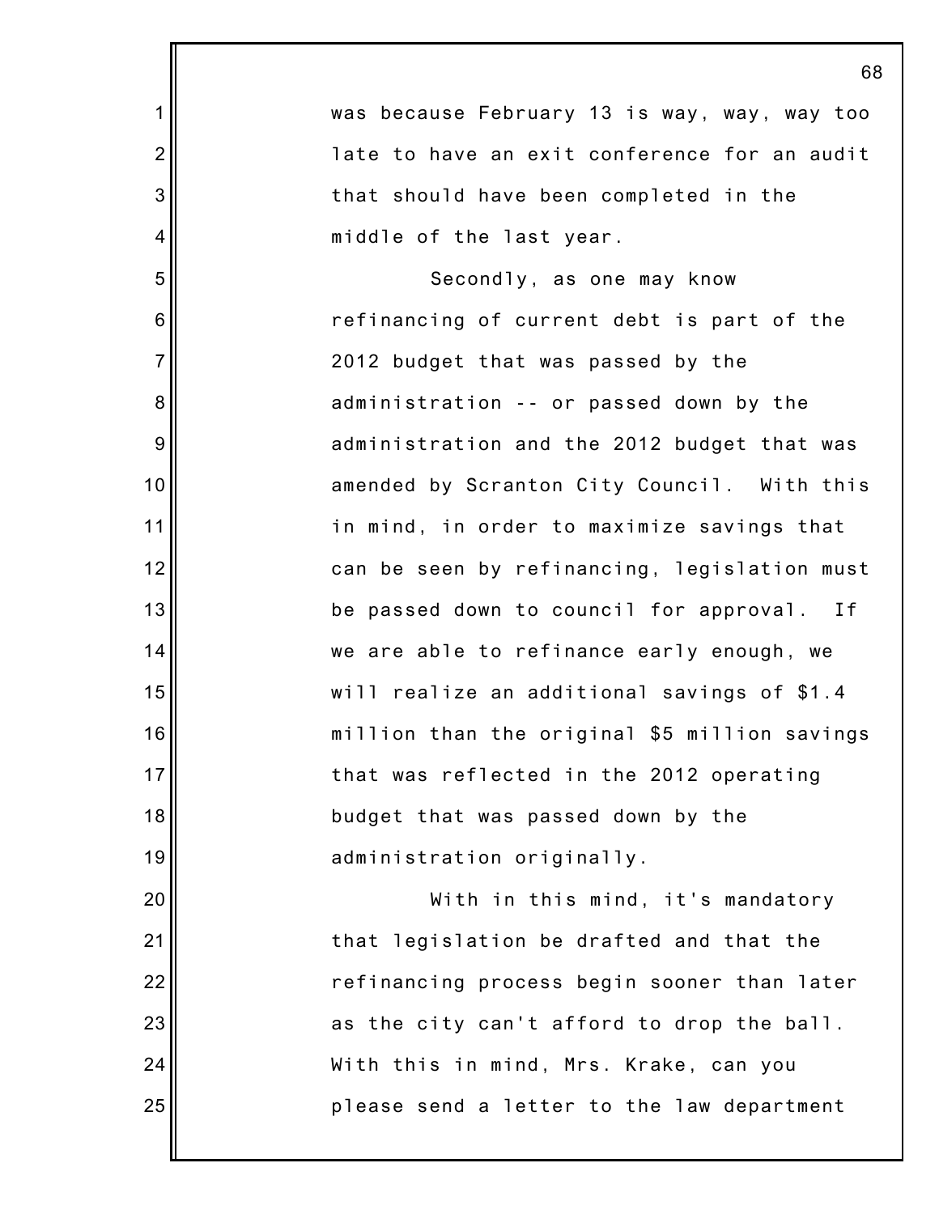was because February 13 is way, way, way too late to have an exit conference for an audit that should have been completed in the middle of the last year.

Secondly, as one may know refinancing of current debt is part of the 2012 budget that was passed by the administration -- or passed down by the administration and the 2012 budget that was amended by Scranton City Council. With this in mind, in order to maximize savings that can be seen by refinancing, legislation must be passed down to council for approval. If we are able to refinance early enough, we will realize an additional savings of $1.4 million than the original $5 million savings that was reflected in the 2012 operating budget that was passed down by the administration originally.

With in this mind, it's mandatory that legislation be drafted and that the refinancing process begin sooner than later as the city can't afford to drop the ball. With this in mind, Mrs. Krake, can you please send a letter to the law department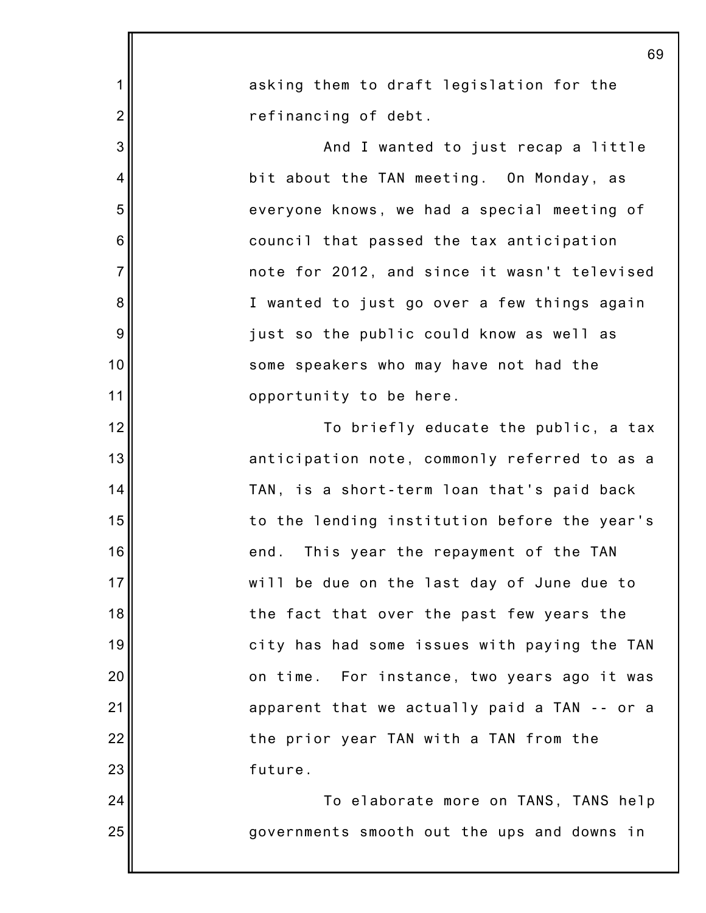asking them to draft legislation for the refinancing of debt.

And I wanted to just recap a little bit about the TAN meeting. On Monday, as everyone knows, we had a special meeting of council that passed the tax anticipation note for 2012, and since it wasn't televised I wanted to just go over a few things again just so the public could know as well as some speakers who may have not had the opportunity to be here.

To briefly educate the public, a tax anticipation note, commonly referred to as a TAN, is a short-term loan that's paid back to the lending institution before the year's end. This year the repayment of the TAN will be due on the last day of June due to the fact that over the past few years the city has had some issues with paying the TAN on time. For instance, two years ago it was apparent that we actually paid a TAN -- or a the prior year TAN with a TAN from the future.

To elaborate more on TANS, TANS help governments smooth out the ups and downs in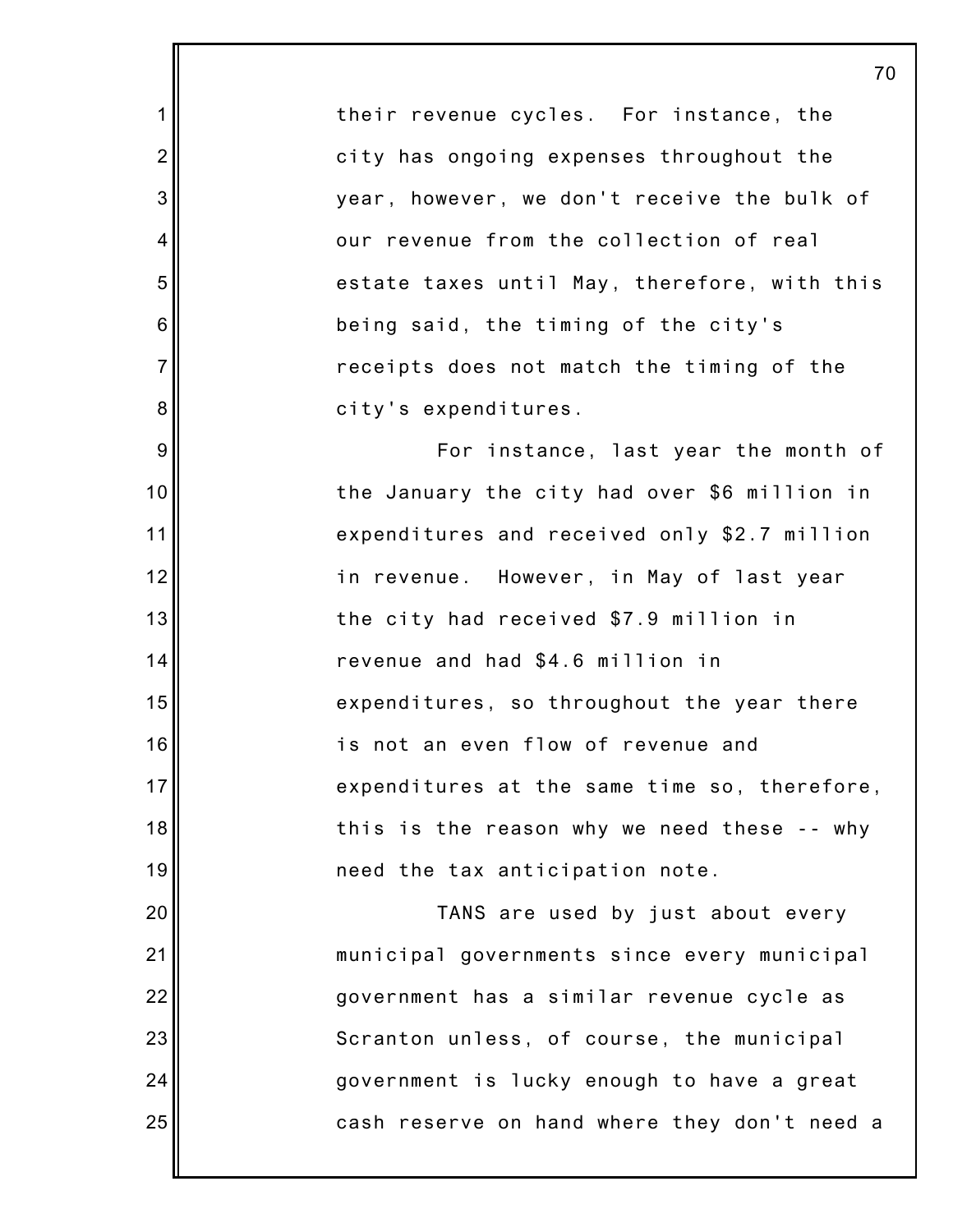their revenue cycles. For instance, the city has ongoing expenses throughout the year, however, we don't receive the bulk of our revenue from the collection of real estate taxes until May, therefore, with this being said, the timing of the city's receipts does not match the timing of the city's expenditures.

For instance, last year the month of the January the city had over $6 million in expenditures and received only $2.7 million in revenue. However, in May of last year the city had received $7.9 million in revenue and had $4.6 million in expenditures, so throughout the year there is not an even flow of revenue and expenditures at the same time so, therefore, this is the reason why we need these -- why need the tax anticipation note.

TANS are used by just about every municipal governments since every municipal government has a similar revenue cycle as Scranton unless, of course, the municipal government is lucky enough to have a great cash reserve on hand where they don't need a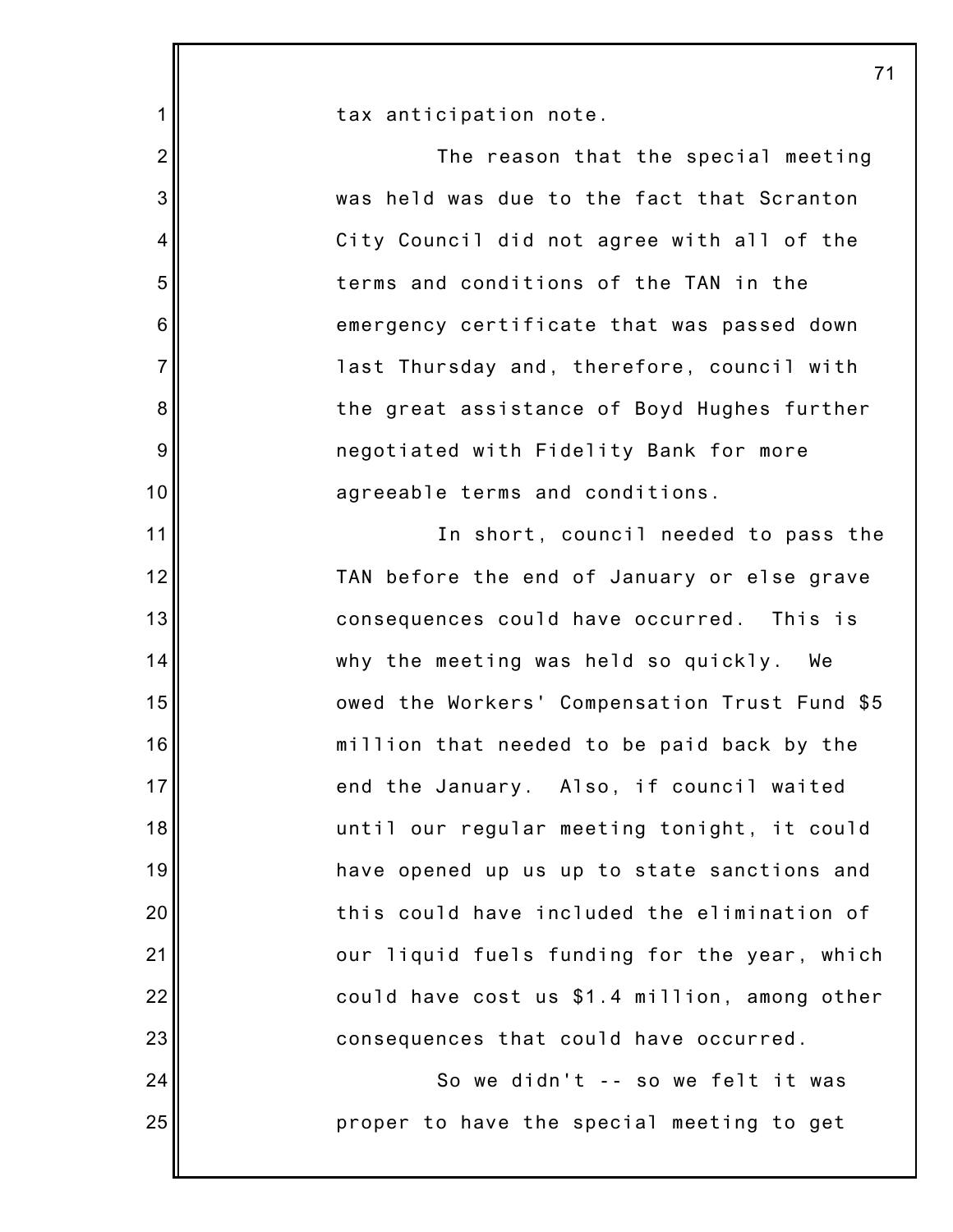tax anticipation note.

The reason that the special meeting was held was due to the fact that Scranton City Council did not agree with all of the terms and conditions of the TAN in the emergency certificate that was passed down last Thursday and, therefore, council with the great assistance of Boyd Hughes further negotiated with Fidelity Bank for more agreeable terms and conditions.

In short, council needed to pass the TAN before the end of January or else grave consequences could have occurred. This is why the meeting was held so quickly. We owed the Workers' Compensation Trust Fund $5 million that needed to be paid back by the end the January. Also, if council waited until our regular meeting tonight, it could have opened up us up to state sanctions and this could have included the elimination of our liquid fuels funding for the year, which could have cost us $1.4 million, among other consequences that could have occurred.

So we didn't -- so we felt it was proper to have the special meeting to get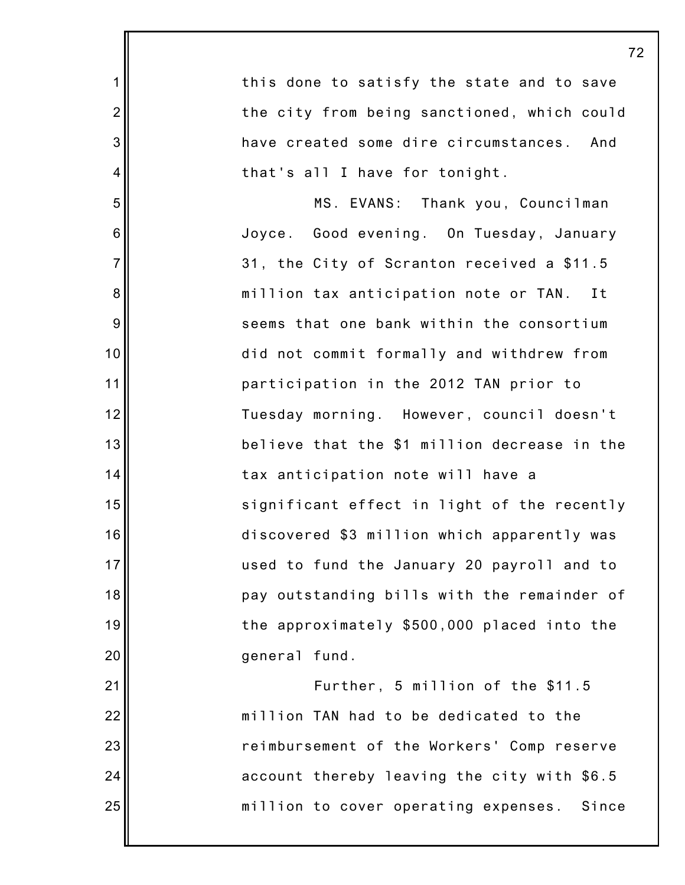this done to satisfy the state and to save the city from being sanctioned, which could have created some dire circumstances. And that's all I have for tonight.

MS. EVANS: Thank you, Councilman Joyce. Good evening. On Tuesday, January 31, the City of Scranton received a $11.5 million tax anticipation note or TAN. It seems that one bank within the consortium did not commit formally and withdrew from participation in the 2012 TAN prior to Tuesday morning. However, council doesn't believe that the $1 million decrease in the tax anticipation note will have a significant effect in light of the recently discovered $3 million which apparently was used to fund the January 20 payroll and to pay outstanding bills with the remainder of the approximately $500,000 placed into the general fund.

Further, 5 million of the $11.5 million TAN had to be dedicated to the reimbursement of the Workers' Comp reserve account thereby leaving the city with $6.5 million to cover operating expenses. Since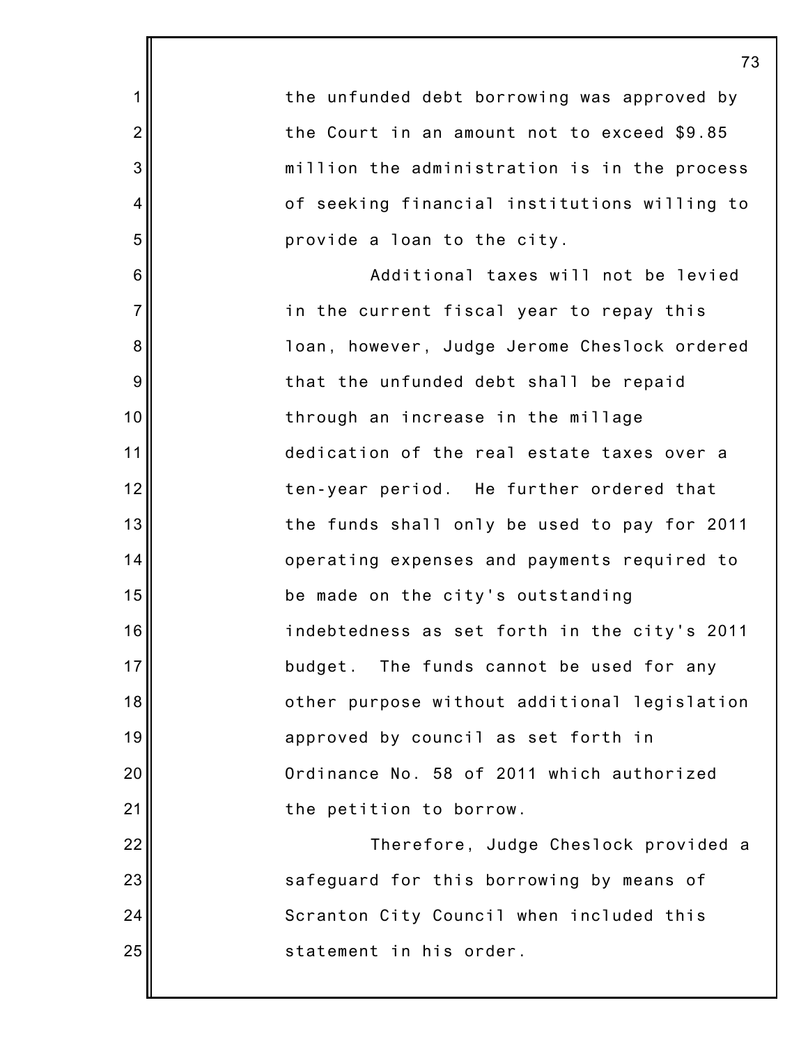the unfunded debt borrowing was approved by the Court in an amount not to exceed $9.85 million the administration is in the process of seeking financial institutions willing to provide a loan to the city.

Additional taxes will not be levied in the current fiscal year to repay this loan, however, Judge Jerome Cheslock ordered that the unfunded debt shall be repaid through an increase in the millage dedication of the real estate taxes over a ten-year period. He further ordered that the funds shall only be used to pay for 2011 operating expenses and payments required to be made on the city's outstanding indebtedness as set forth in the city's 2011 budget. The funds cannot be used for any other purpose without additional legislation approved by council as set forth in Ordinance No. 58 of 2011 which authorized the petition to borrow.

Therefore, Judge Cheslock provided a safeguard for this borrowing by means of Scranton City Council when included this statement in his order.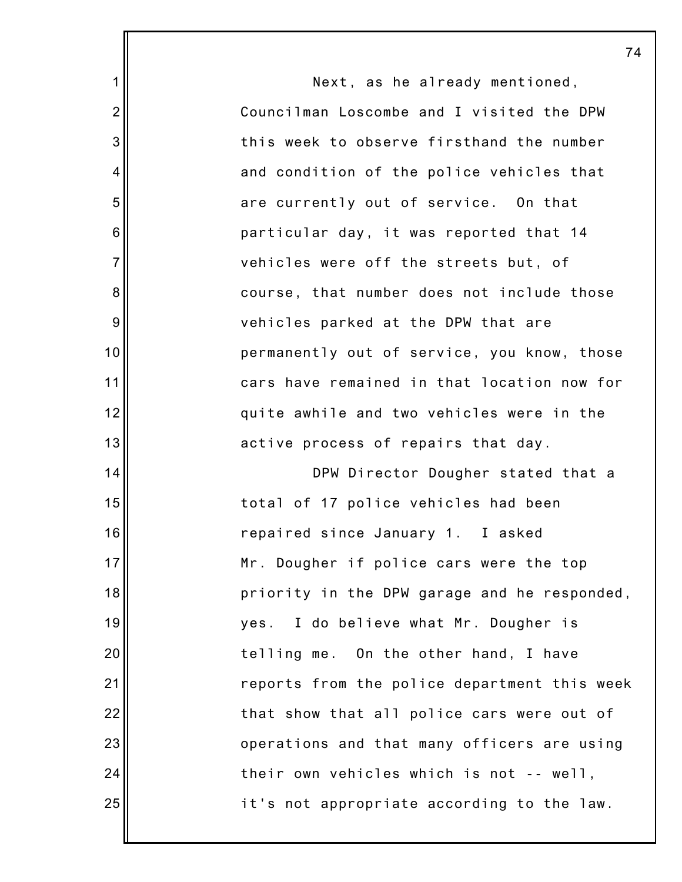Next, as he already mentioned, Councilman Loscombe and I visited the DPW this week to observe firsthand the number and condition of the police vehicles that are currently out of service. On that particular day, it was reported that 14 vehicles were off the streets but, of course, that number does not include those vehicles parked at the DPW that are permanently out of service, you know, those cars have remained in that location now for quite awhile and two vehicles were in the active process of repairs that day.

DPW Director Dougher stated that a total of 17 police vehicles had been repaired since January 1. I asked Mr. Dougher if police cars were the top priority in the DPW garage and he responded, yes. I do believe what Mr. Dougher is telling me. On the other hand, I have reports from the police department this week that show that all police cars were out of operations and that many officers are using their own vehicles which is not -- well, it's not appropriate according to the law.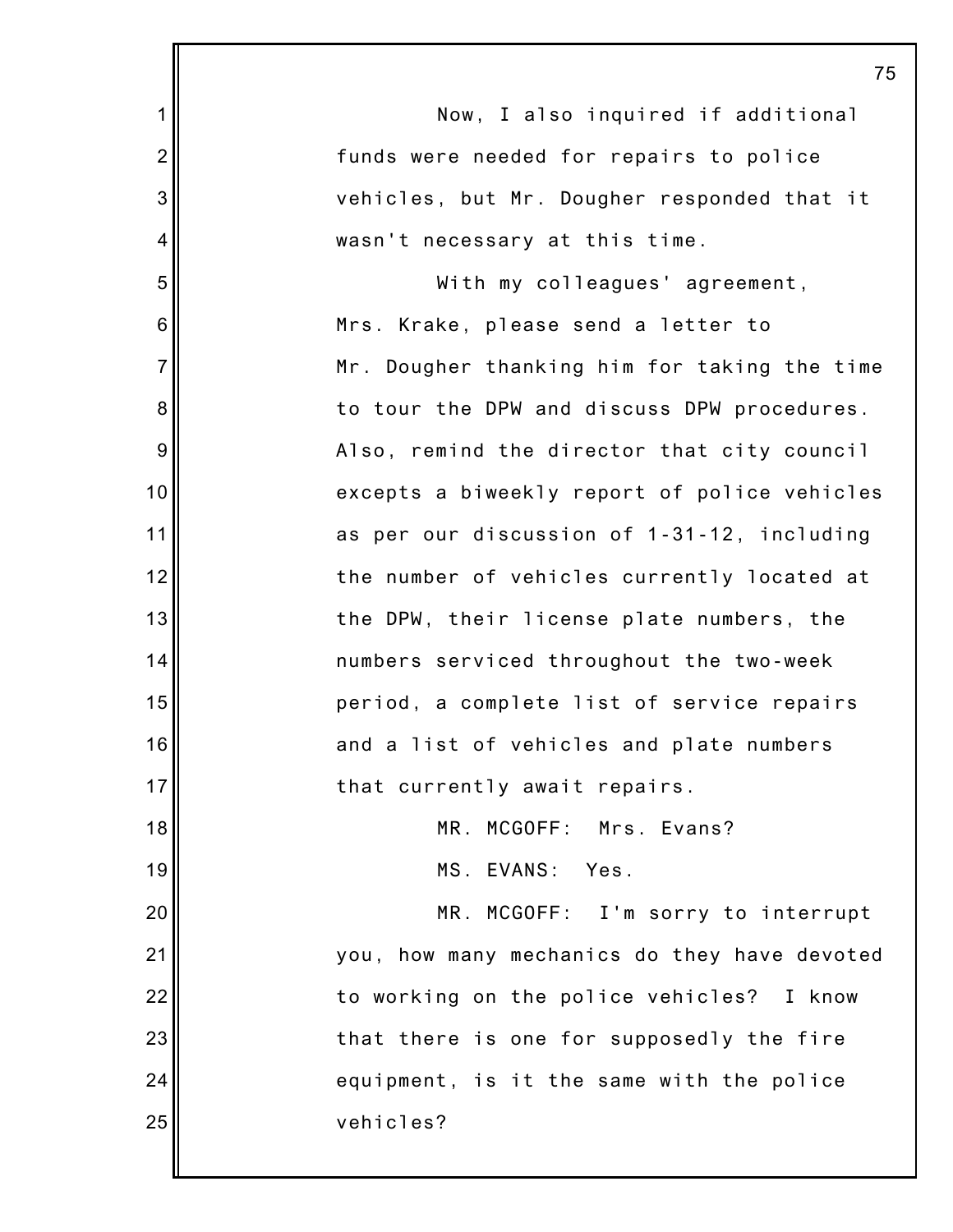Now, I also inquired if additional funds were needed for repairs to police vehicles, but Mr. Dougher responded that it wasn't necessary at this time.

With my colleagues' agreement, Mrs. Krake, please send a letter to Mr. Dougher thanking him for taking the time to tour the DPW and discuss DPW procedures. Also, remind the director that city council excepts a biweekly report of police vehicles as per our discussion of 1-31-12, including the number of vehicles currently located at the DPW, their license plate numbers, the numbers serviced throughout the two-week period, a complete list of service repairs and a list of vehicles and plate numbers that currently await repairs.

MR. MCGOFF: Mrs. Evans?

MS. EVANS: Yes.

MR. MCGOFF: I'm sorry to interrupt you, how many mechanics do they have devoted to working on the police vehicles? I know that there is one for supposedly the fire equipment, is it the same with the police vehicles?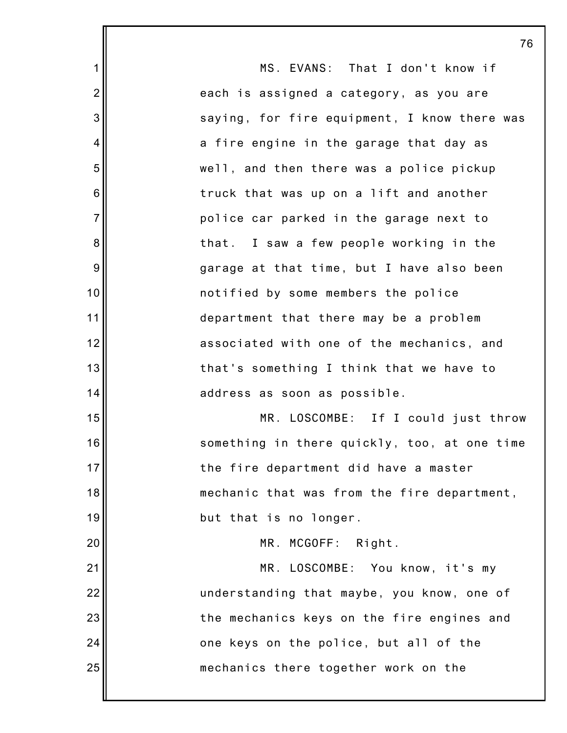MS. EVANS: That I don't know if each is assigned a category, as you are saying, for fire equipment, I know there was a fire engine in the garage that day as well, and then there was a police pickup truck that was up on a lift and another police car parked in the garage next to that. I saw a few people working in the garage at that time, but I have also been notified by some members the police department that there may be a problem associated with one of the mechanics, and that's something I think that we have to address as soon as possible.

MR. LOSCOMBE: If I could just throw something in there quickly, too, at one time the fire department did have a master mechanic that was from the fire department, but that is no longer.

MR. MCGOFF: Right.

MR. LOSCOMBE: You know, it's my understanding that maybe, you know, one of the mechanics keys on the fire engines and one keys on the police, but all of the mechanics there together work on the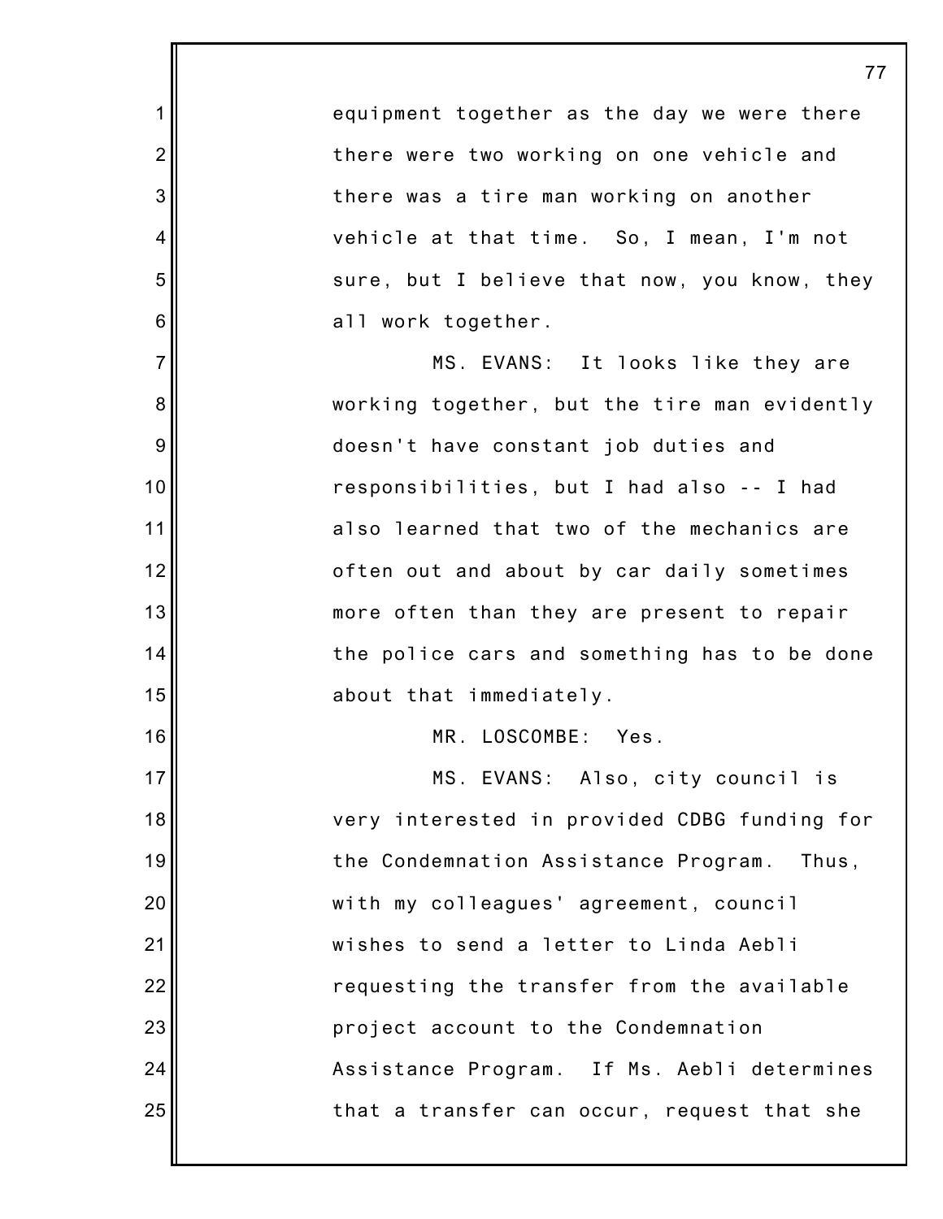equipment together as the day we were there there were two working on one vehicle and there was a tire man working on another vehicle at that time. So, I mean, I'm not sure, but I believe that now, you know, they all work together.

MS. EVANS: It looks like they are working together, but the tire man evidently doesn't have constant job duties and responsibilities, but I had also -- I had also learned that two of the mechanics are often out and about by car daily sometimes more often than they are present to repair the police cars and something has to be done about that immediately.

MR. LOSCOMBE: Yes.

MS. EVANS: Also, city council is very interested in provided CDBG funding for the Condemnation Assistance Program. Thus, with my colleagues' agreement, council wishes to send a letter to Linda Aebli requesting the transfer from the available project account to the Condemnation Assistance Program. If Ms. Aebli determines that a transfer can occur, request that she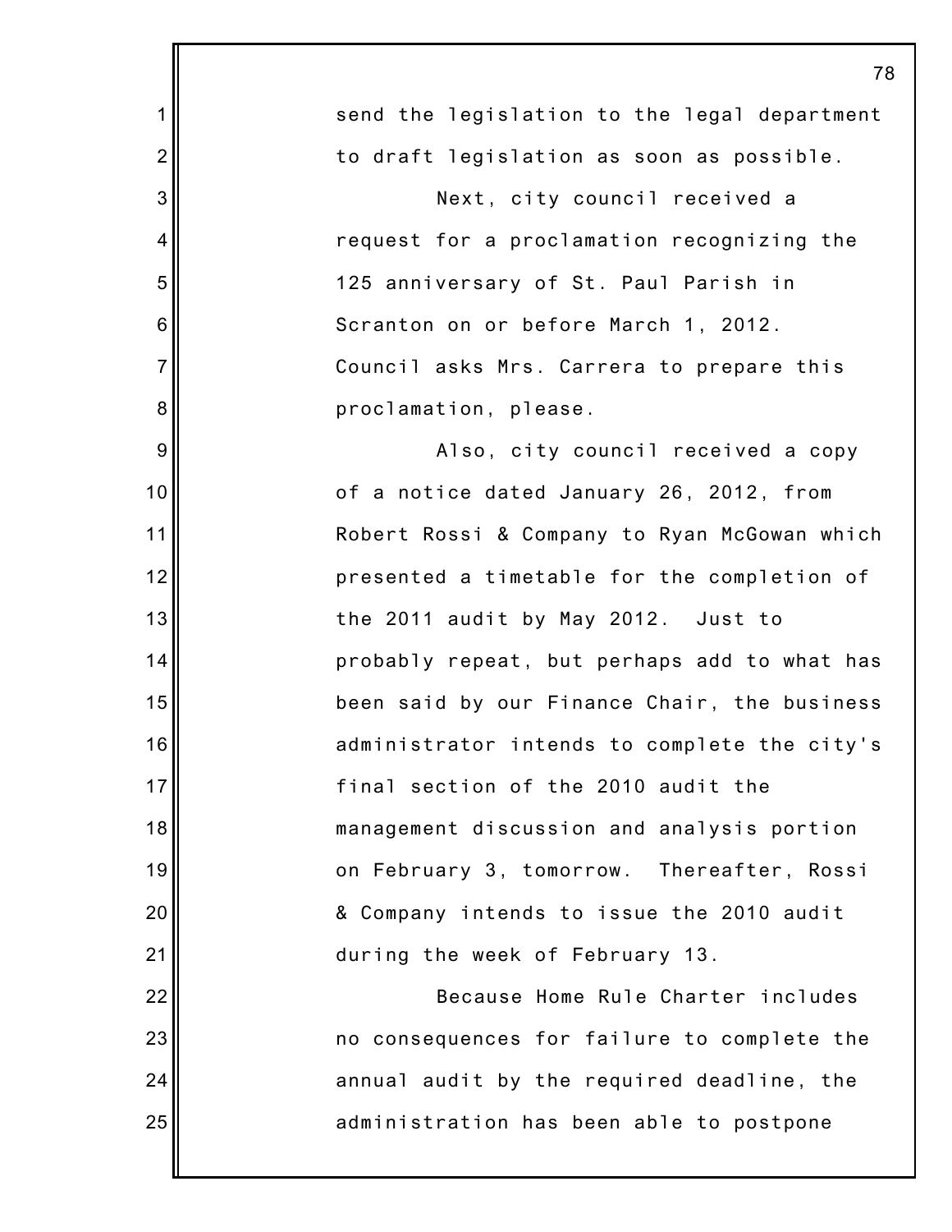send the legislation to the legal department to draft legislation as soon as possible.

Next, city council received a request for a proclamation recognizing the 125 anniversary of St. Paul Parish in Scranton on or before March 1, 2012. Council asks Mrs. Carrera to prepare this proclamation, please.

Also, city council received a copy of a notice dated January 26, 2012, from Robert Rossi & Company to Ryan McGowan which presented a timetable for the completion of the 2011 audit by May 2012. Just to probably repeat, but perhaps add to what has been said by our Finance Chair, the business administrator intends to complete the city's final section of the 2010 audit the management discussion and analysis portion on February 3, tomorrow. Thereafter, Rossi & Company intends to issue the 2010 audit during the week of February 13.

Because Home Rule Charter includes no consequences for failure to complete the annual audit by the required deadline, the administration has been able to postpone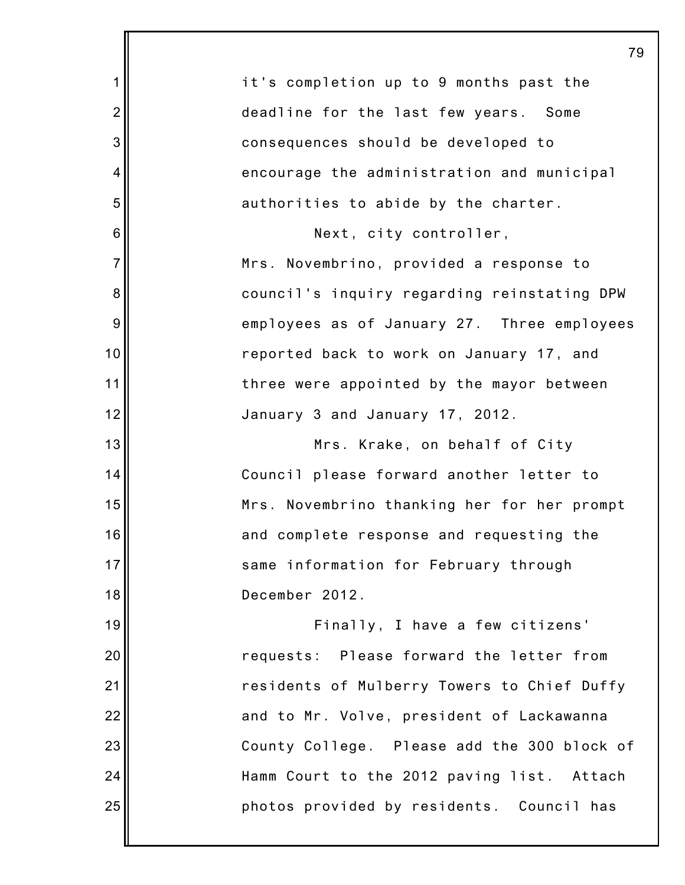it's completion up to 9 months past the deadline for the last few years. Some consequences should be developed to encourage the administration and municipal authorities to abide by the charter.

Next, city controller, Mrs. Novembrino, provided a response to council's inquiry regarding reinstating DPW employees as of January 27. Three employees reported back to work on January 17, and three were appointed by the mayor between January 3 and January 17, 2012.

Mrs. Krake, on behalf of City Council please forward another letter to Mrs. Novembrino thanking her for her prompt and complete response and requesting the same information for February through December 2012.

Finally, I have a few citizens' requests: Please forward the letter from residents of Mulberry Towers to Chief Duffy and to Mr. Volve, president of Lackawanna County College. Please add the 300 block of Hamm Court to the 2012 paving list. Attach photos provided by residents. Council has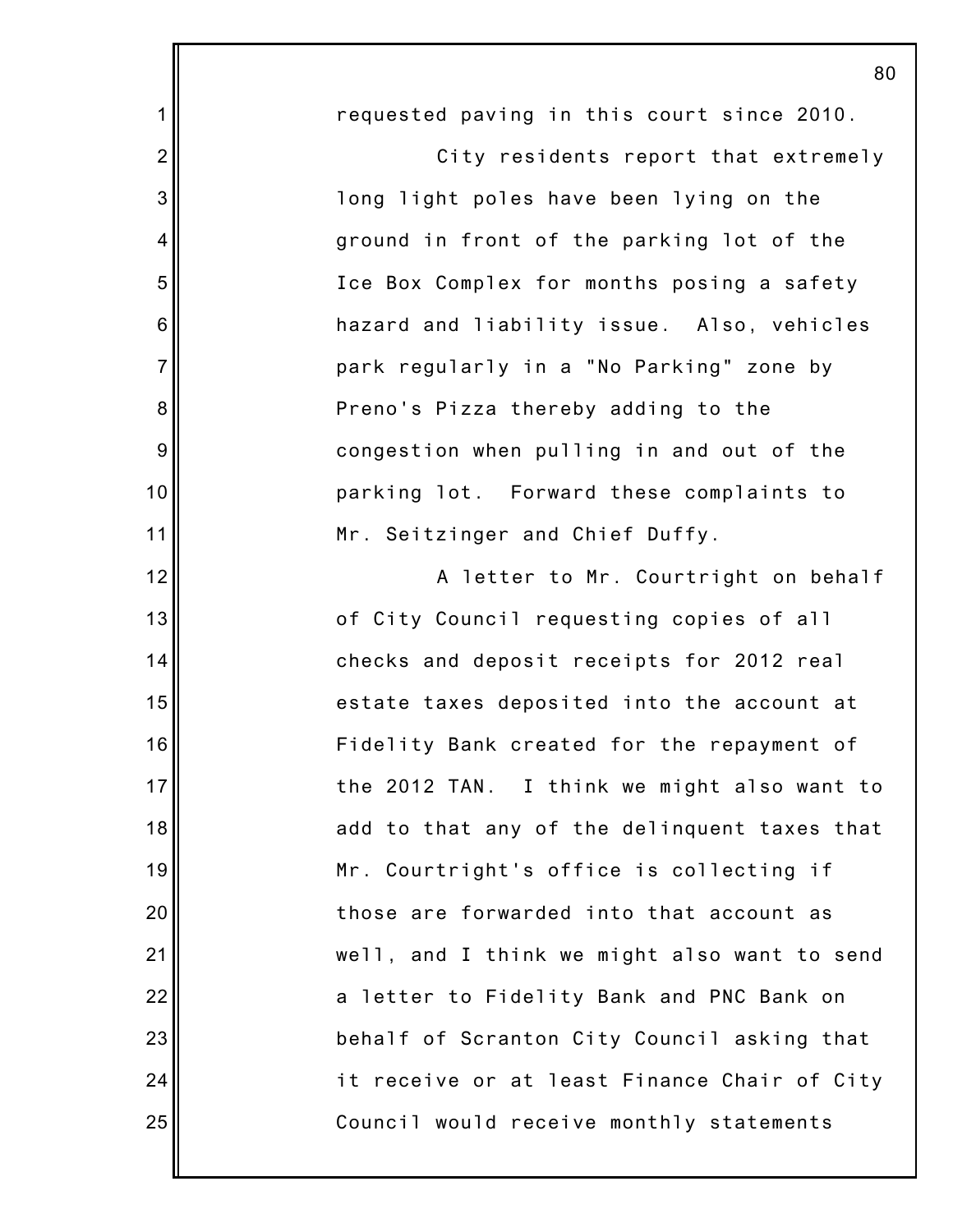requested paving in this court since 2010.

City residents report that extremely long light poles have been lying on the ground in front of the parking lot of the Ice Box Complex for months posing a safety hazard and liability issue. Also, vehicles park regularly in a "No Parking" zone by Preno's Pizza thereby adding to the congestion when pulling in and out of the parking lot. Forward these complaints to Mr. Seitzinger and Chief Duffy.

A letter to Mr. Courtright on behalf of City Council requesting copies of all checks and deposit receipts for 2012 real estate taxes deposited into the account at Fidelity Bank created for the repayment of the 2012 TAN. I think we might also want to add to that any of the delinquent taxes that Mr. Courtright's office is collecting if those are forwarded into that account as well, and I think we might also want to send a letter to Fidelity Bank and PNC Bank on behalf of Scranton City Council asking that it receive or at least Finance Chair of City Council would receive monthly statements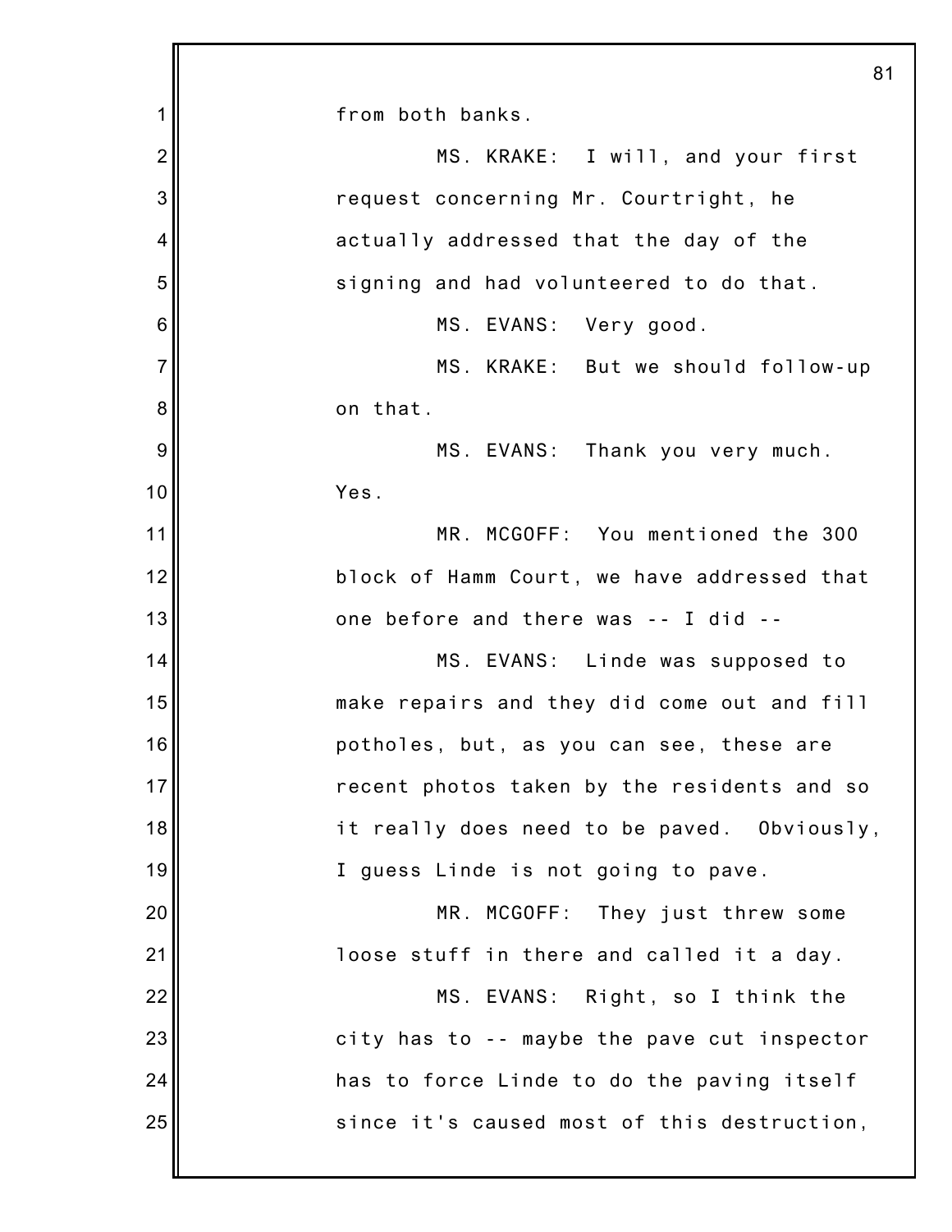from both banks.

MS. KRAKE: I will, and your first request concerning Mr. Courtright, he actually addressed that the day of the signing and had volunteered to do that.

MS. EVANS: Very good.

MS. KRAKE: But we should follow-up on that.

MS. EVANS: Thank you very much. Yes.

MR. MCGOFF: You mentioned the 300 block of Hamm Court, we have addressed that one before and there was -- I did --

MS. EVANS: Linde was supposed to make repairs and they did come out and fill potholes, but, as you can see, these are recent photos taken by the residents and so it really does need to be paved. Obviously, I guess Linde is not going to pave.

MR. MCGOFF: They just threw some loose stuff in there and called it a day.

MS. EVANS: Right, so I think the city has to -- maybe the pave cut inspector has to force Linde to do the paving itself since it's caused most of this destruction,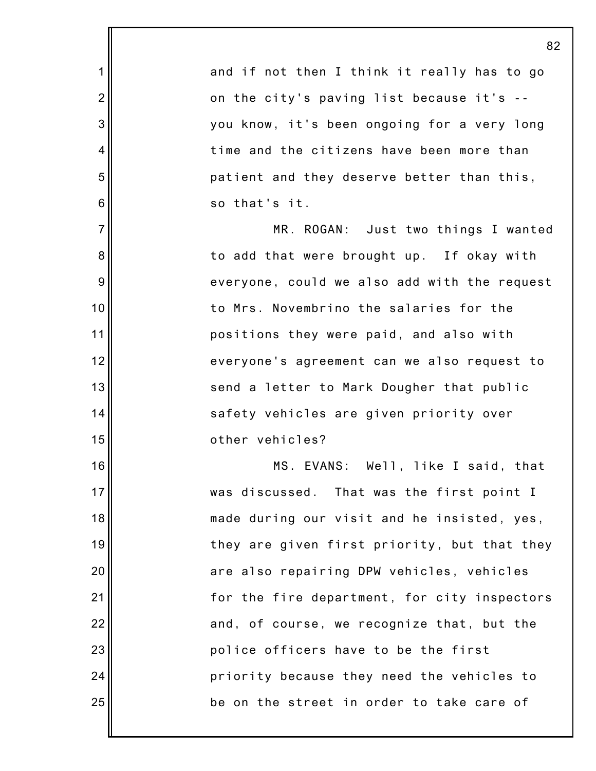and if not then I think it really has to go on the city's paving list because it's -- you know, it's been ongoing for a very long time and the citizens have been more than patient and they deserve better than this, so that's it.

MR. ROGAN: Just two things I wanted to add that were brought up. If okay with everyone, could we also add with the request to Mrs. Novembrino the salaries for the positions they were paid, and also with everyone's agreement can we also request to send a letter to Mark Dougher that public safety vehicles are given priority over other vehicles?

MS. EVANS: Well, like I said, that was discussed. That was the first point I made during our visit and he insisted, yes, they are given first priority, but that they are also repairing DPW vehicles, vehicles for the fire department, for city inspectors and, of course, we recognize that, but the police officers have to be the first priority because they need the vehicles to be on the street in order to take care of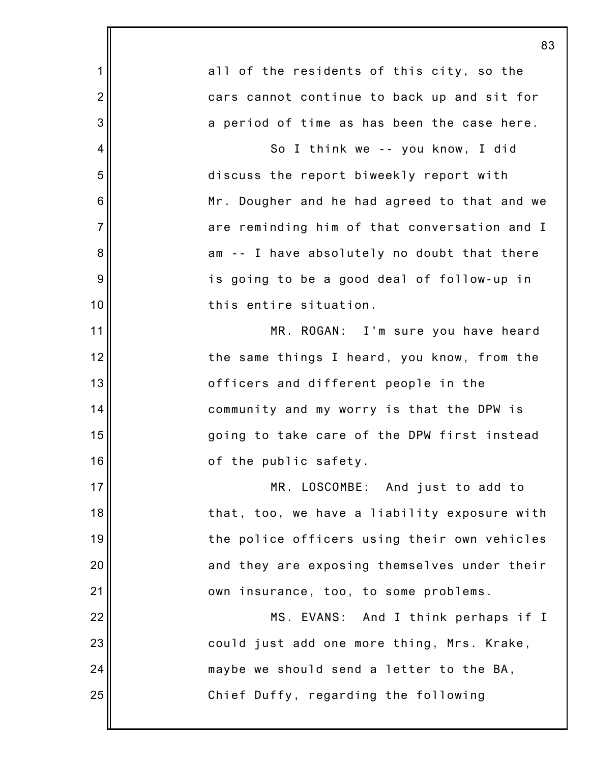all of the residents of this city, so the cars cannot continue to back up and sit for a period of time as has been the case here.

So I think we -- you know, I did discuss the report biweekly report with Mr. Dougher and he had agreed to that and we are reminding him of that conversation and I am -- I have absolutely no doubt that there is going to be a good deal of follow-up in this entire situation.

MR. ROGAN: I'm sure you have heard the same things I heard, you know, from the officers and different people in the community and my worry is that the DPW is going to take care of the DPW first instead of the public safety.

MR. LOSCOMBE: And just to add to that, too, we have a liability exposure with the police officers using their own vehicles and they are exposing themselves under their own insurance, too, to some problems.

MS. EVANS: And I think perhaps if I could just add one more thing, Mrs. Krake, maybe we should send a letter to the BA, Chief Duffy, regarding the following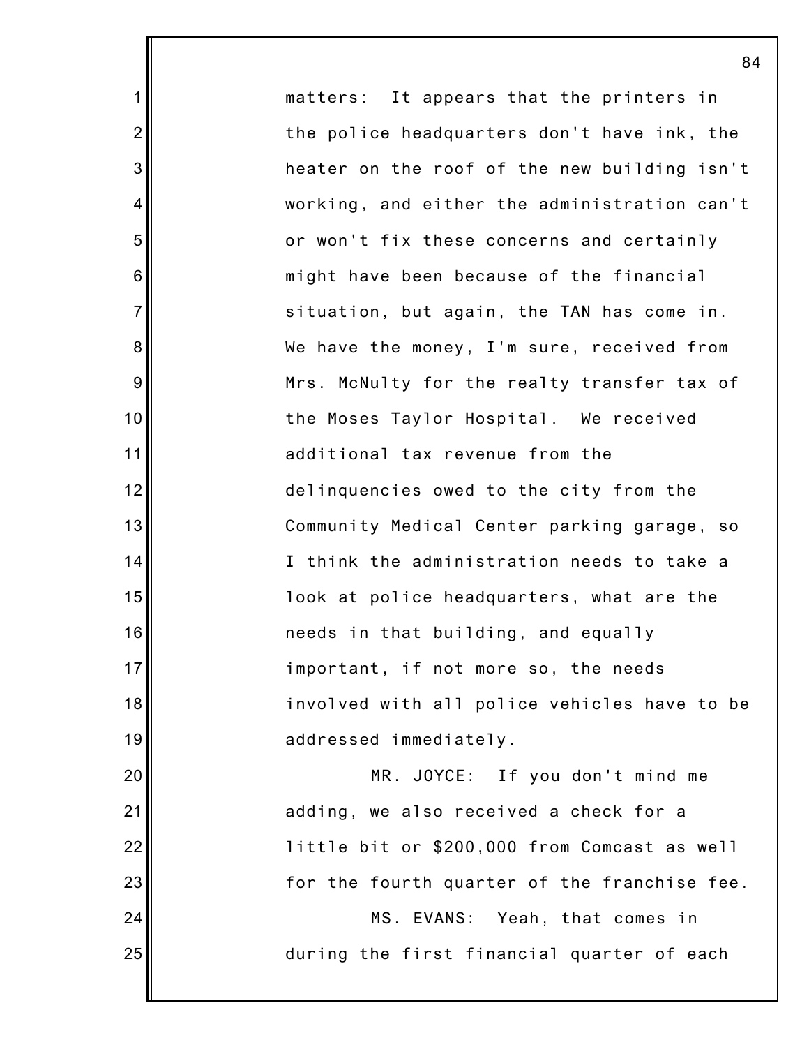matters: It appears that the printers in the police headquarters don't have ink, the heater on the roof of the new building isn't working, and either the administration can't or won't fix these concerns and certainly might have been because of the financial situation, but again, the TAN has come in. We have the money, I'm sure, received from Mrs. McNulty for the realty transfer tax of the Moses Taylor Hospital. We received additional tax revenue from the delinquencies owed to the city from the Community Medical Center parking garage, so I think the administration needs to take a look at police headquarters, what are the needs in that building, and equally important, if not more so, the needs involved with all police vehicles have to be addressed immediately.

MR. JOYCE: If you don't mind me adding, we also received a check for a little bit or $200,000 from Comcast as well for the fourth quarter of the franchise fee.

MS. EVANS: Yeah, that comes in during the first financial quarter of each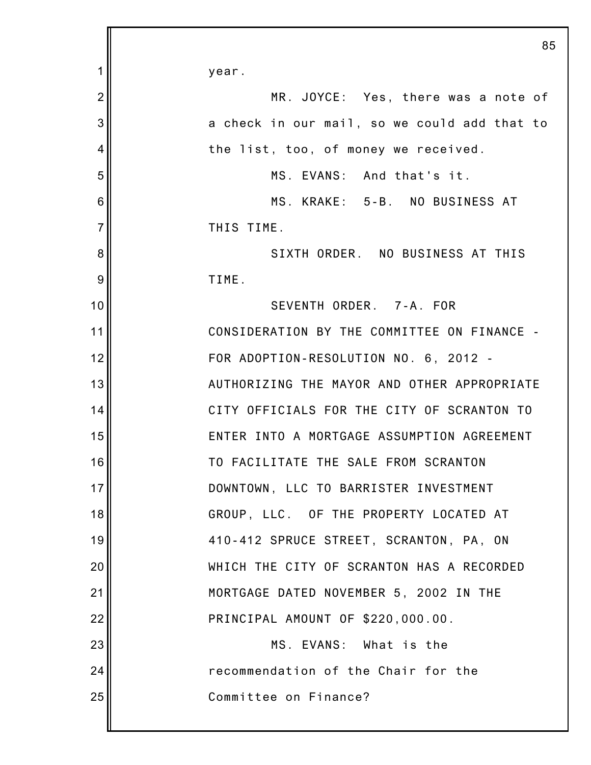year.

MR. JOYCE: Yes, there was a note of a check in our mail, so we could add that to the list, too, of money we received.

MS. EVANS: And that's it.

MS. KRAKE: 5-B. NO BUSINESS AT THIS TIME.

SIXTH ORDER. NO BUSINESS AT THIS TIME.

SEVENTH ORDER. 7-A. FOR CONSIDERATION BY THE COMMITTEE ON FINANCE - FOR ADOPTION-RESOLUTION NO. 6, 2012 - AUTHORIZING THE MAYOR AND OTHER APPROPRIATE CITY OFFICIALS FOR THE CITY OF SCRANTON TO ENTER INTO A MORTGAGE ASSUMPTION AGREEMENT TO FACILITATE THE SALE FROM SCRANTON DOWNTOWN, LLC TO BARRISTER INVESTMENT GROUP, LLC. OF THE PROPERTY LOCATED AT 410-412 SPRUCE STREET, SCRANTON, PA, ON WHICH THE CITY OF SCRANTON HAS A RECORDED MORTGAGE DATED NOVEMBER 5, 2002 IN THE PRINCIPAL AMOUNT OF $220,000.00.

MS. EVANS: What is the recommendation of the Chair for the Committee on Finance?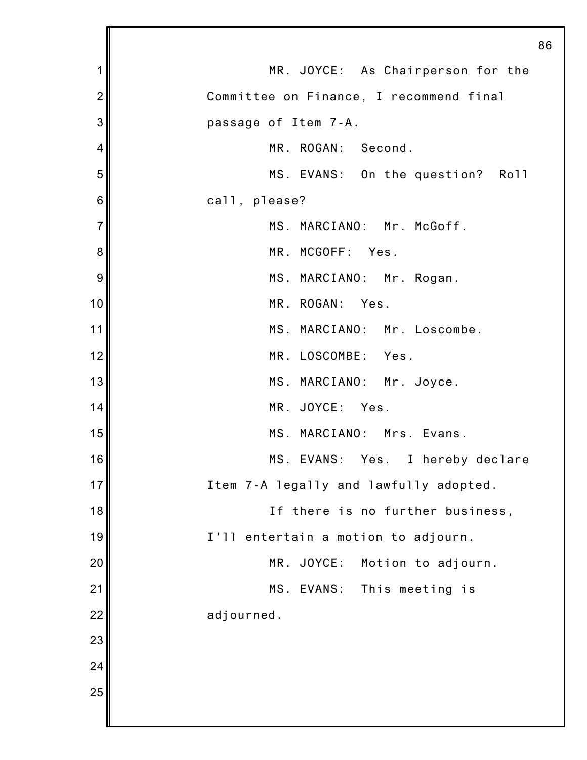MR. JOYCE: As Chairperson for the Committee on Finance, I recommend final passage of Item 7-A.

MR. ROGAN: Second.

MS. EVANS: On the question? Roll call, please?

MS. MARCIANO: Mr. McGoff.

MR. MCGOFF: Yes.

MS. MARCIANO: Mr. Rogan.

MR. ROGAN: Yes.

MS. MARCIANO: Mr. Loscombe.

MR. LOSCOMBE: Yes.

MS. MARCIANO: Mr. Joyce.

MR. JOYCE: Yes.

MS. MARCIANO: Mrs. Evans.

MS. EVANS: Yes. I hereby declare Item 7-A legally and lawfully adopted.

If there is no further business, I'll entertain a motion to adjourn.

MR. JOYCE: Motion to adjourn.

MS. EVANS: This meeting is adjourned.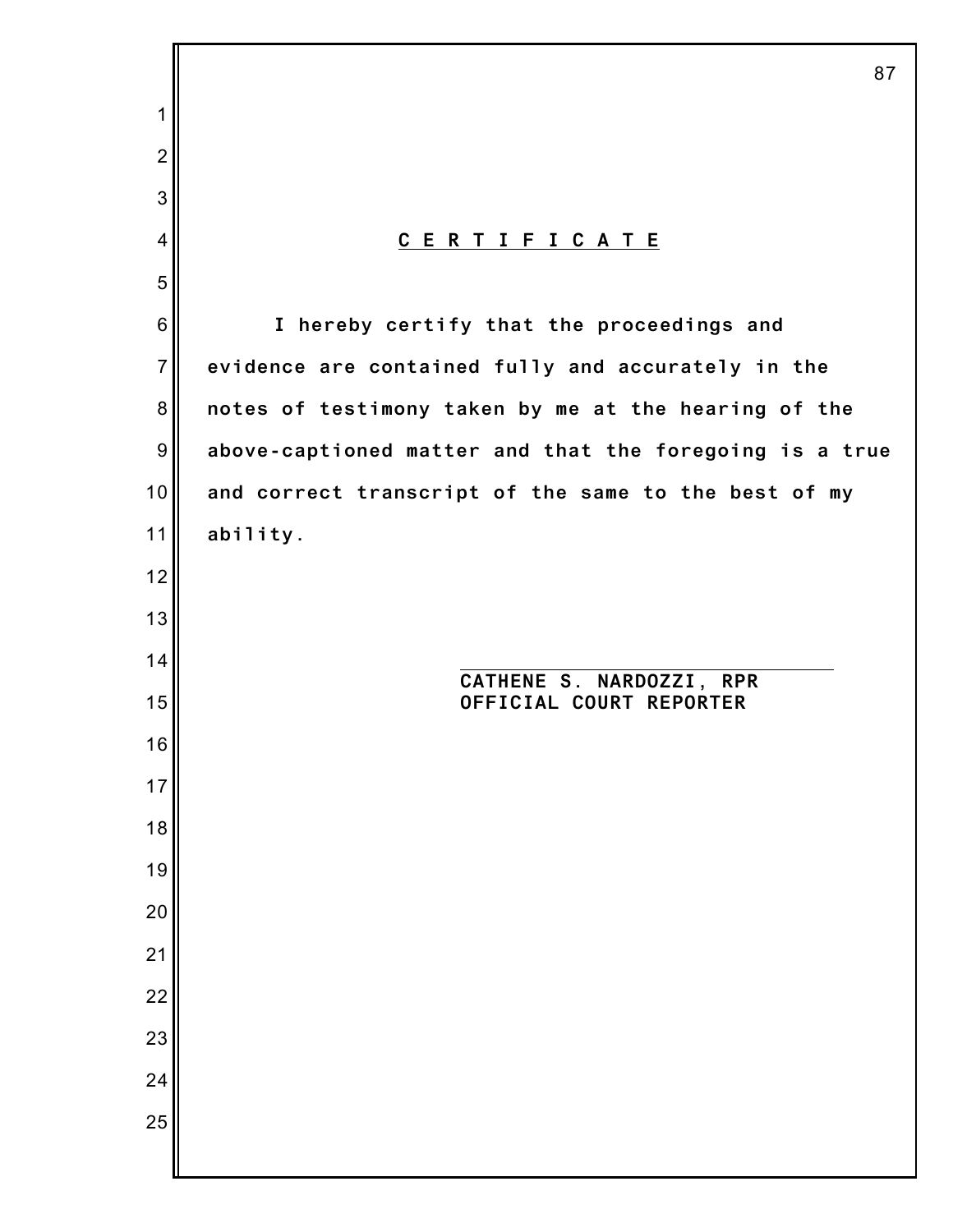## C E R T I F I C A T E

I hereby certify that the proceedings and evidence are contained fully and accurately in the notes of testimony taken by me at the hearing of the above-captioned matter and that the foregoing is a true and correct transcript of the same to the best of my ability.

\_\_\_\_\_\_\_\_\_\_\_\_\_\_\_\_\_\_\_\_\_\_\_\_\_\_\_\_\_\_
CATHENE S. NARDOZZI, RPR
OFFICIAL COURT REPORTER